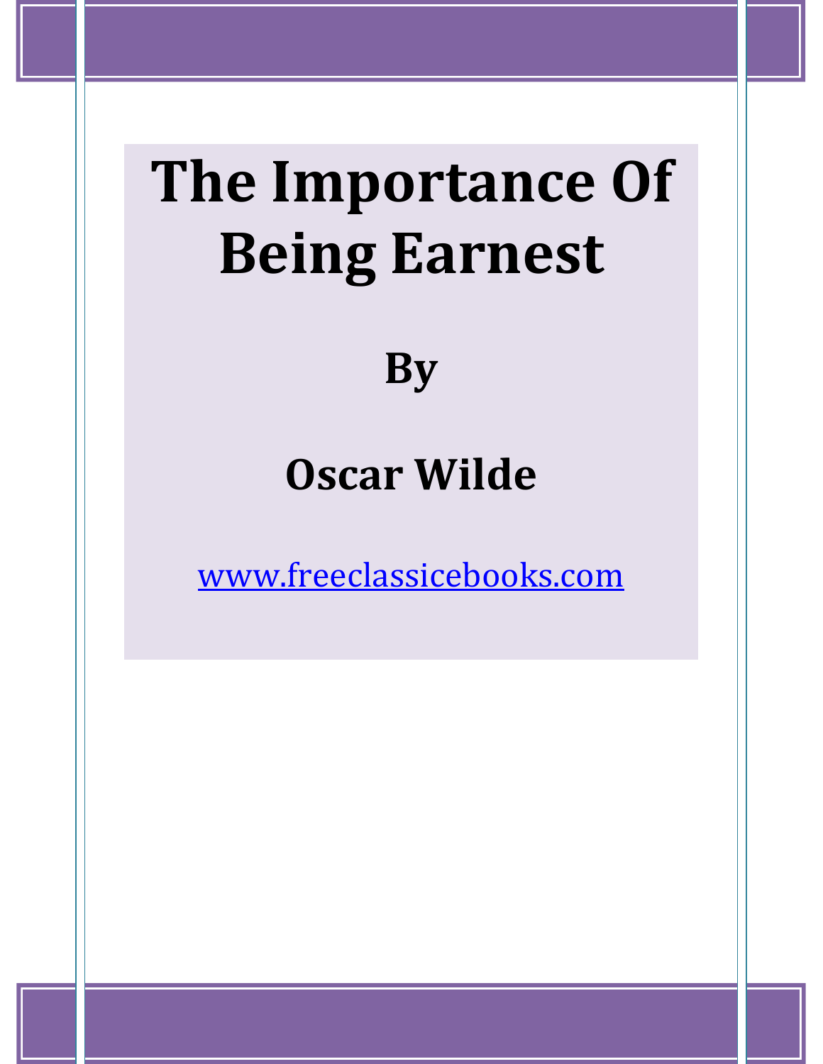# The Importance Of Being Earnest

## By

## Oscar Wilde

[www.freeclassicebooks.com](http://www.freeclassicebooks.com)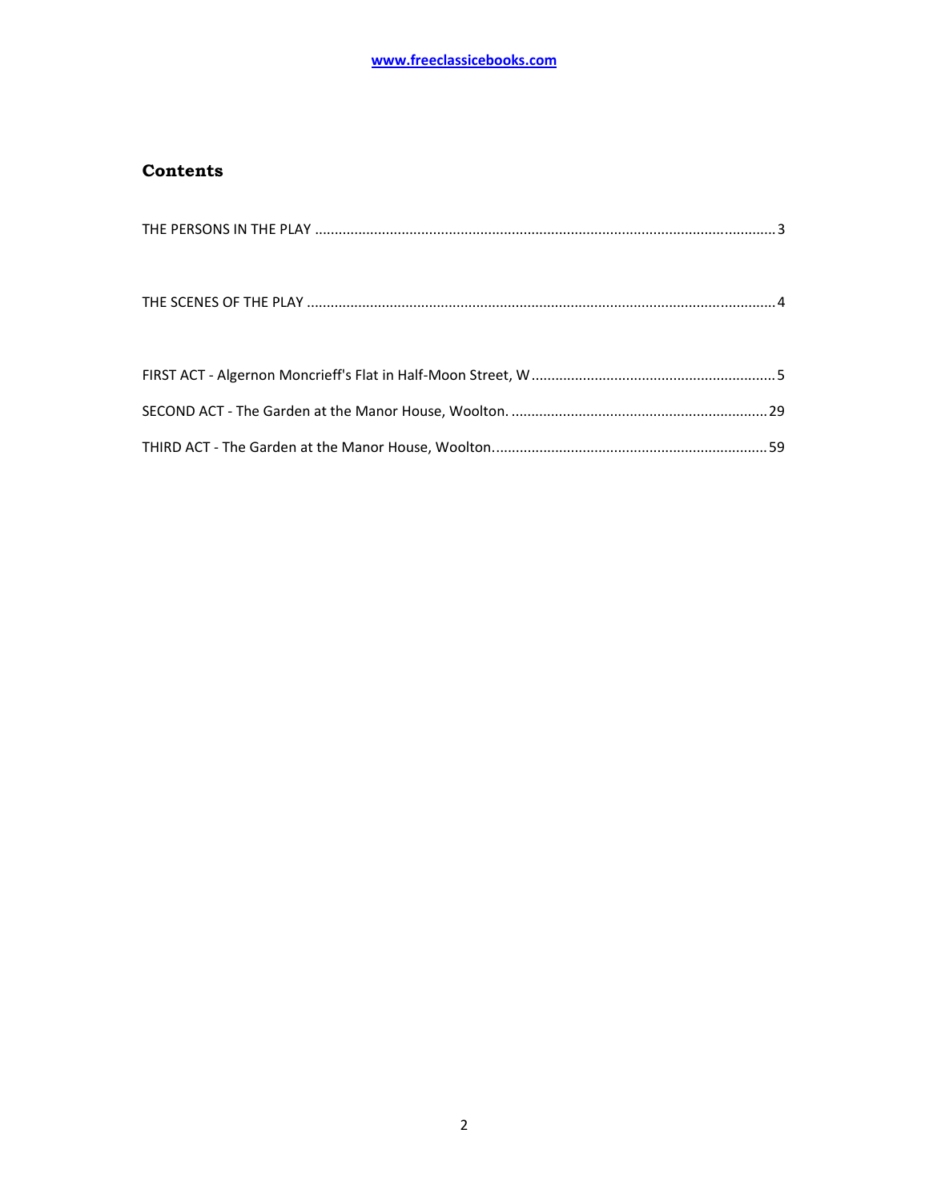## Contents

THE PERSONS IN THE PLAY ........................................................................................................ 3

THE SCENES OF THE PLAY ........................................................................................................ 4

FIRST ACT - Algernon Moncrieff's Flat in Half-Moon Street, W .............................................................. 5

SECOND ACT - The Garden at the Manor House, Woolton. ................................................................. 29

THIRD ACT - The Garden at the Manor House, Woolton. ..................................................................... 59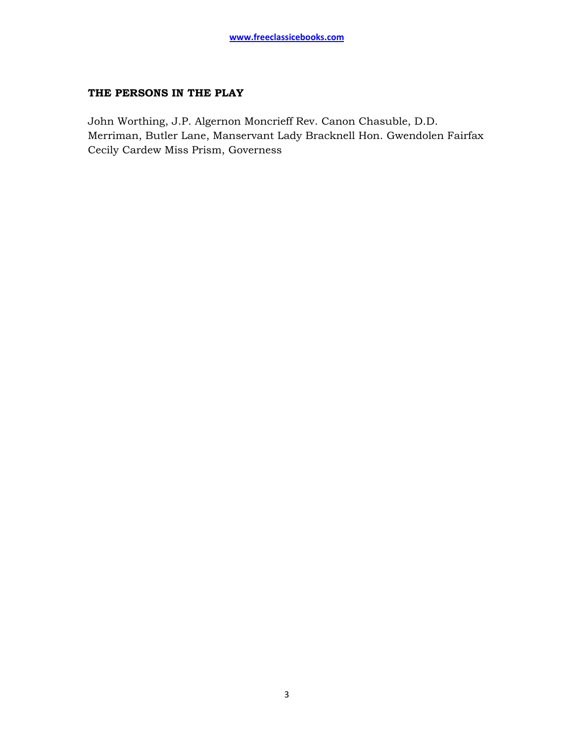## THE PERSONS IN THE PLAY

John Worthing, J.P. Algernon Moncrieff Rev. Canon Chasuble, D.D. Merriman, Butler Lane, Manservant Lady Bracknell Hon. Gwendolen Fairfax Cecily Cardew Miss Prism, Governess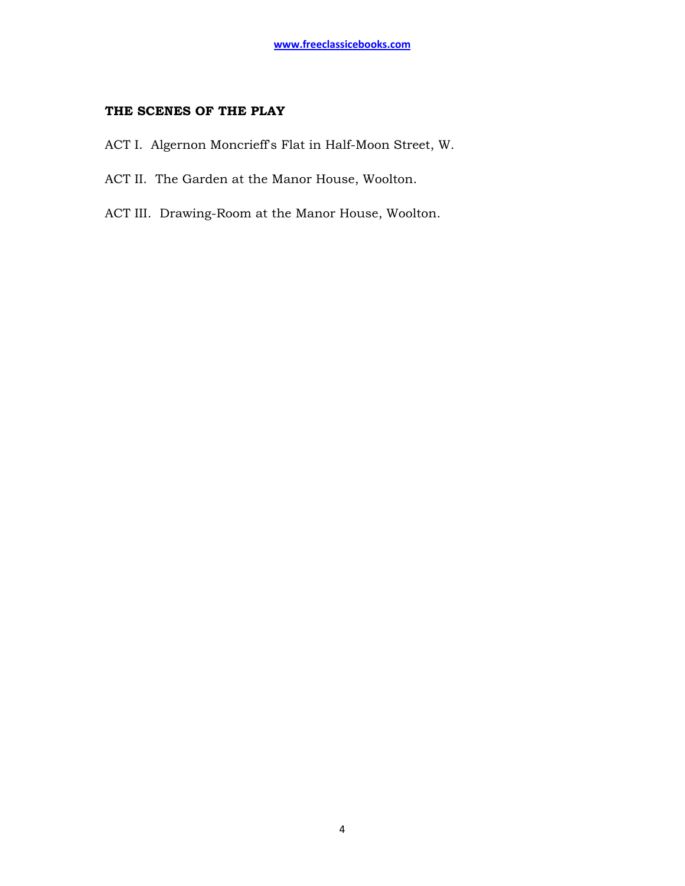## THE SCENES OF THE PLAY

ACT I. Algernon Moncrieff's Flat in Half-Moon Street, W.

ACT II. The Garden at the Manor House, Woolton.

ACT III. Drawing-Room at the Manor House, Woolton.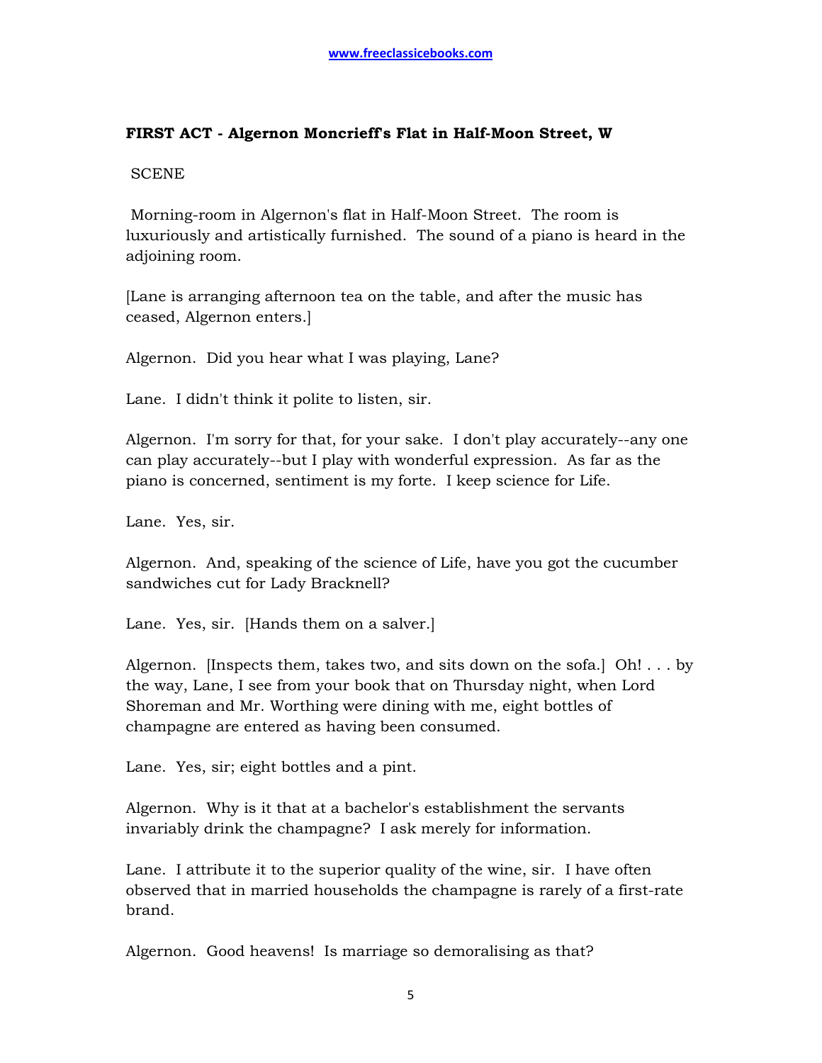**FIRST ACT - Algernon Moncrieff's Flat in Half-Moon Street, W**

SCENE

Morning-room in Algernon's flat in Half-Moon Street. The room is luxuriously and artistically furnished. The sound of a piano is heard in the adjoining room.

[Lane is arranging afternoon tea on the table, and after the music has ceased, Algernon enters.]

Algernon. Did you hear what I was playing, Lane?

Lane. I didn't think it polite to listen, sir.

Algernon. I'm sorry for that, for your sake. I don't play accurately--any one can play accurately--but I play with wonderful expression. As far as the piano is concerned, sentiment is my forte. I keep science for Life.

Lane. Yes, sir.

Algernon. And, speaking of the science of Life, have you got the cucumber sandwiches cut for Lady Bracknell?

Lane. Yes, sir. [Hands them on a salver.]

Algernon. [Inspects them, takes two, and sits down on the sofa.] Oh! . . . by the way, Lane, I see from your book that on Thursday night, when Lord Shoreman and Mr. Worthing were dining with me, eight bottles of champagne are entered as having been consumed.

Lane. Yes, sir; eight bottles and a pint.

Algernon. Why is it that at a bachelor's establishment the servants invariably drink the champagne? I ask merely for information.

Lane. I attribute it to the superior quality of the wine, sir. I have often observed that in married households the champagne is rarely of a first-rate brand.

Algernon. Good heavens! Is marriage so demoralising as that?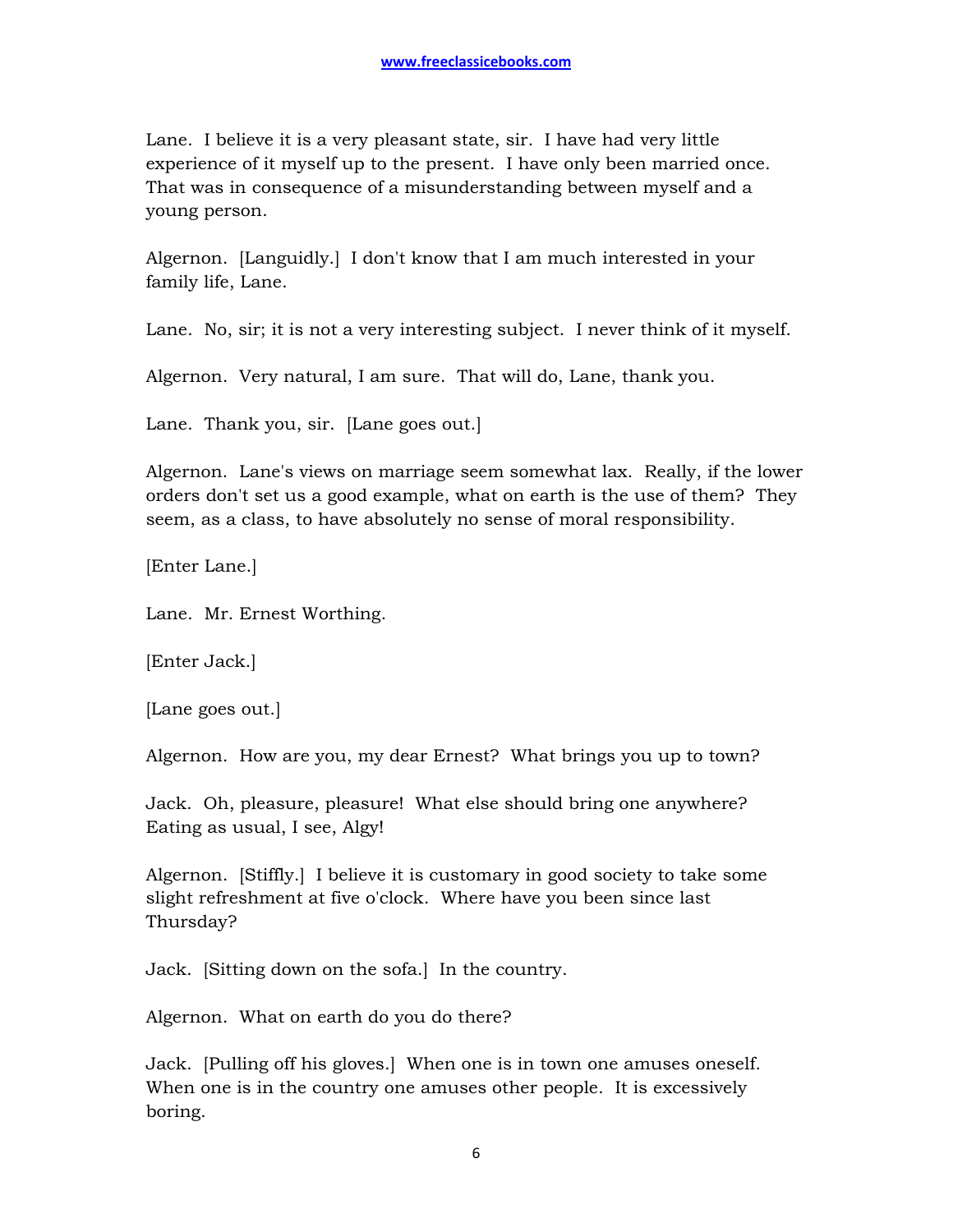Lane. I believe it is a very pleasant state, sir. I have had very little experience of it myself up to the present. I have only been married once. That was in consequence of a misunderstanding between myself and a young person.

Algernon. [Languidly.] I don't know that I am much interested in your family life, Lane.

Lane. No, sir; it is not a very interesting subject. I never think of it myself.

Algernon. Very natural, I am sure. That will do, Lane, thank you.

Lane. Thank you, sir. [Lane goes out.]

Algernon. Lane's views on marriage seem somewhat lax. Really, if the lower orders don't set us a good example, what on earth is the use of them? They seem, as a class, to have absolutely no sense of moral responsibility.

[Enter Lane.]

Lane. Mr. Ernest Worthing.

[Enter Jack.]

[Lane goes out.]

Algernon. How are you, my dear Ernest? What brings you up to town?

Jack. Oh, pleasure, pleasure! What else should bring one anywhere? Eating as usual, I see, Algy!

Algernon. [Stiffly.] I believe it is customary in good society to take some slight refreshment at five o'clock. Where have you been since last Thursday?

Jack. [Sitting down on the sofa.] In the country.

Algernon. What on earth do you do there?

Jack. [Pulling off his gloves.] When one is in town one amuses oneself. When one is in the country one amuses other people. It is excessively boring.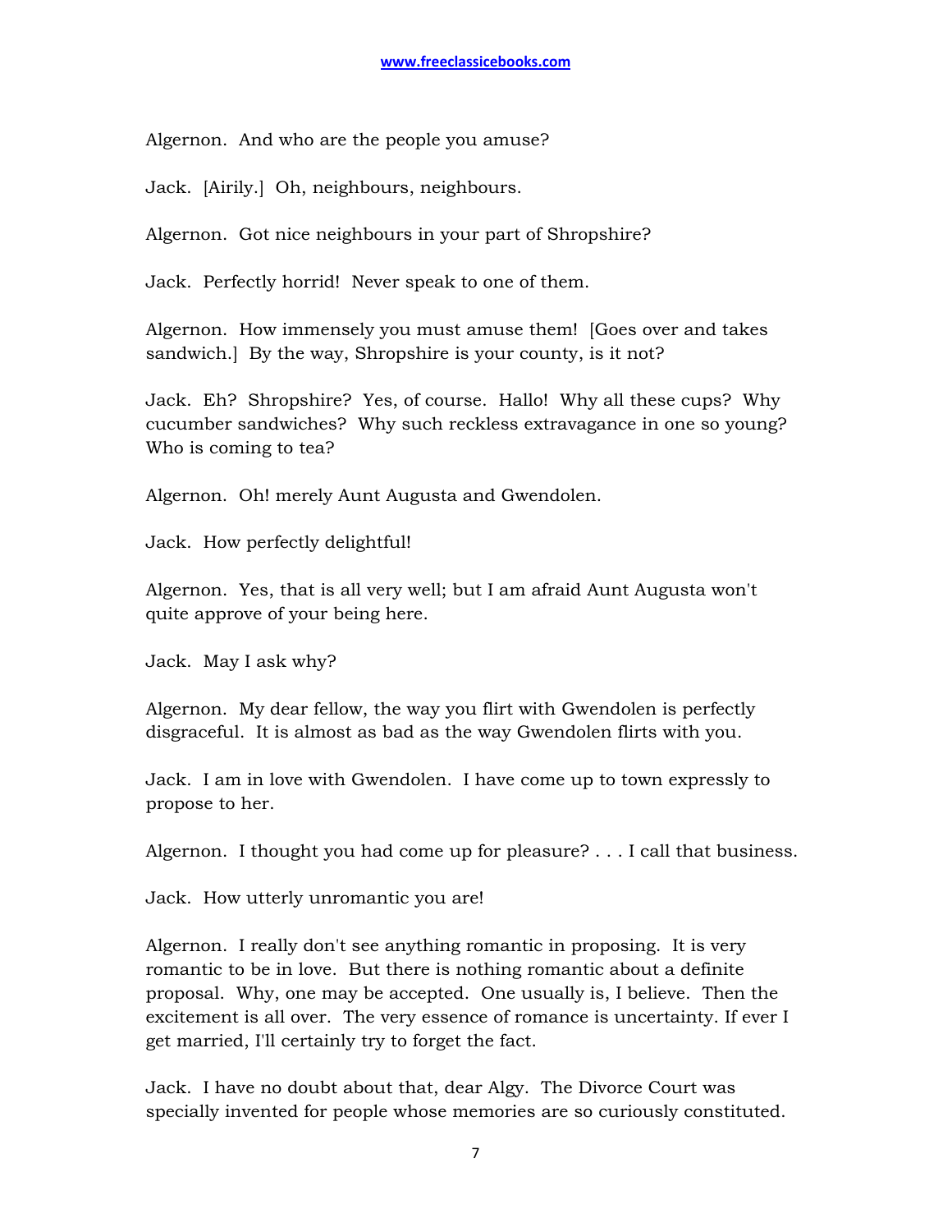Algernon. And who are the people you amuse?

Jack. [Airily.] Oh, neighbours, neighbours.

Algernon. Got nice neighbours in your part of Shropshire?

Jack. Perfectly horrid! Never speak to one of them.

Algernon. How immensely you must amuse them! [Goes over and takes sandwich.] By the way, Shropshire is your county, is it not?

Jack. Eh? Shropshire? Yes, of course. Hallo! Why all these cups? Why cucumber sandwiches? Why such reckless extravagance in one so young? Who is coming to tea?

Algernon. Oh! merely Aunt Augusta and Gwendolen.

Jack. How perfectly delightful!

Algernon. Yes, that is all very well; but I am afraid Aunt Augusta won't quite approve of your being here.

Jack. May I ask why?

Algernon. My dear fellow, the way you flirt with Gwendolen is perfectly disgraceful. It is almost as bad as the way Gwendolen flirts with you.

Jack. I am in love with Gwendolen. I have come up to town expressly to propose to her.

Algernon. I thought you had come up for pleasure? . . . I call that business.

Jack. How utterly unromantic you are!

Algernon. I really don't see anything romantic in proposing. It is very romantic to be in love. But there is nothing romantic about a definite proposal. Why, one may be accepted. One usually is, I believe. Then the excitement is all over. The very essence of romance is uncertainty. If ever I get married, I'll certainly try to forget the fact.

Jack. I have no doubt about that, dear Algy. The Divorce Court was specially invented for people whose memories are so curiously constituted.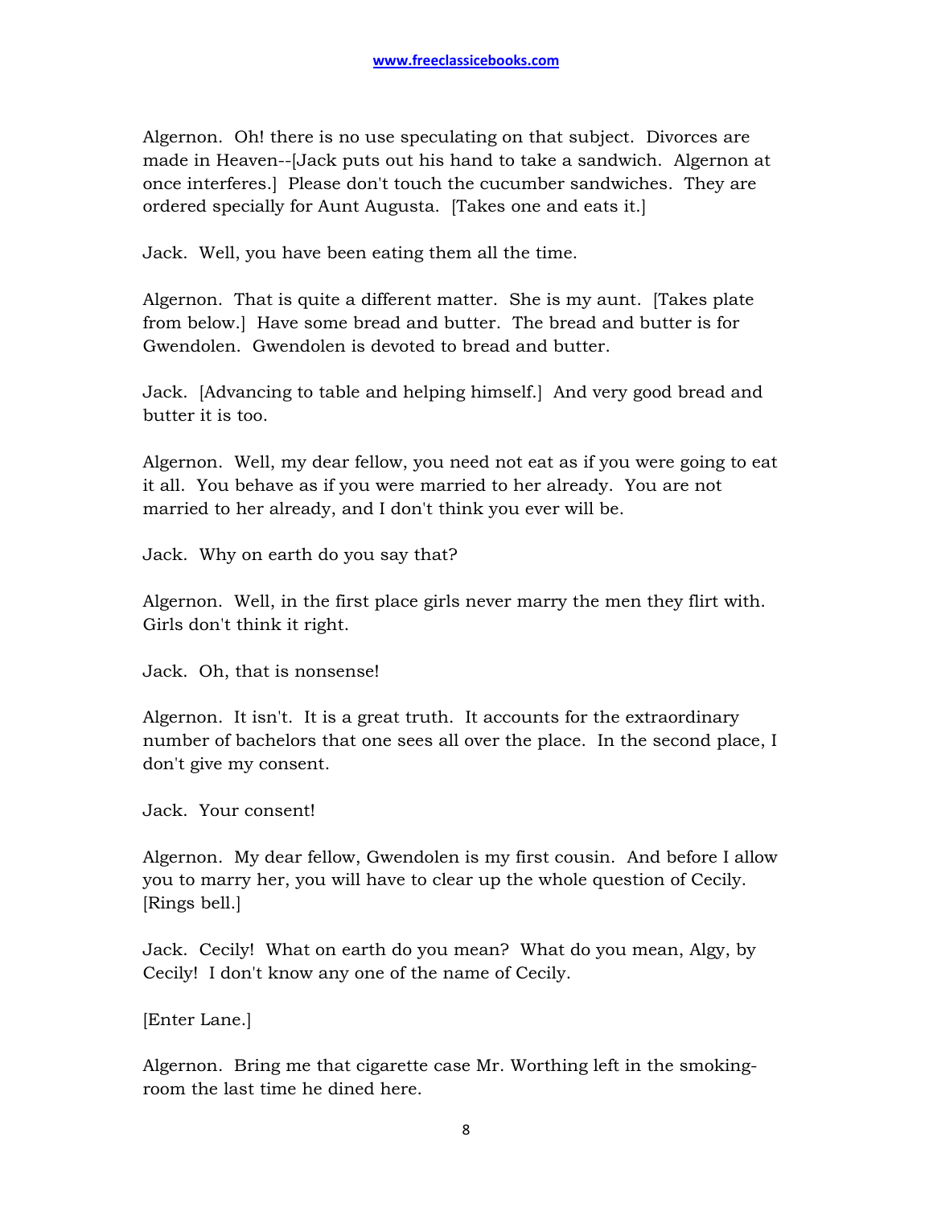Algernon. Oh! there is no use speculating on that subject. Divorces are made in Heaven--[Jack puts out his hand to take a sandwich. Algernon at once interferes.] Please don't touch the cucumber sandwiches. They are ordered specially for Aunt Augusta. [Takes one and eats it.]

Jack. Well, you have been eating them all the time.

Algernon. That is quite a different matter. She is my aunt. [Takes plate from below.] Have some bread and butter. The bread and butter is for Gwendolen. Gwendolen is devoted to bread and butter.

Jack. [Advancing to table and helping himself.] And very good bread and butter it is too.

Algernon. Well, my dear fellow, you need not eat as if you were going to eat it all. You behave as if you were married to her already. You are not married to her already, and I don't think you ever will be.

Jack. Why on earth do you say that?

Algernon. Well, in the first place girls never marry the men they flirt with. Girls don't think it right.

Jack. Oh, that is nonsense!

Algernon. It isn't. It is a great truth. It accounts for the extraordinary number of bachelors that one sees all over the place. In the second place, I don't give my consent.

Jack. Your consent!

Algernon. My dear fellow, Gwendolen is my first cousin. And before I allow you to marry her, you will have to clear up the whole question of Cecily. [Rings bell.]

Jack. Cecily! What on earth do you mean? What do you mean, Algy, by Cecily! I don't know any one of the name of Cecily.

[Enter Lane.]

Algernon. Bring me that cigarette case Mr. Worthing left in the smoking-room the last time he dined here.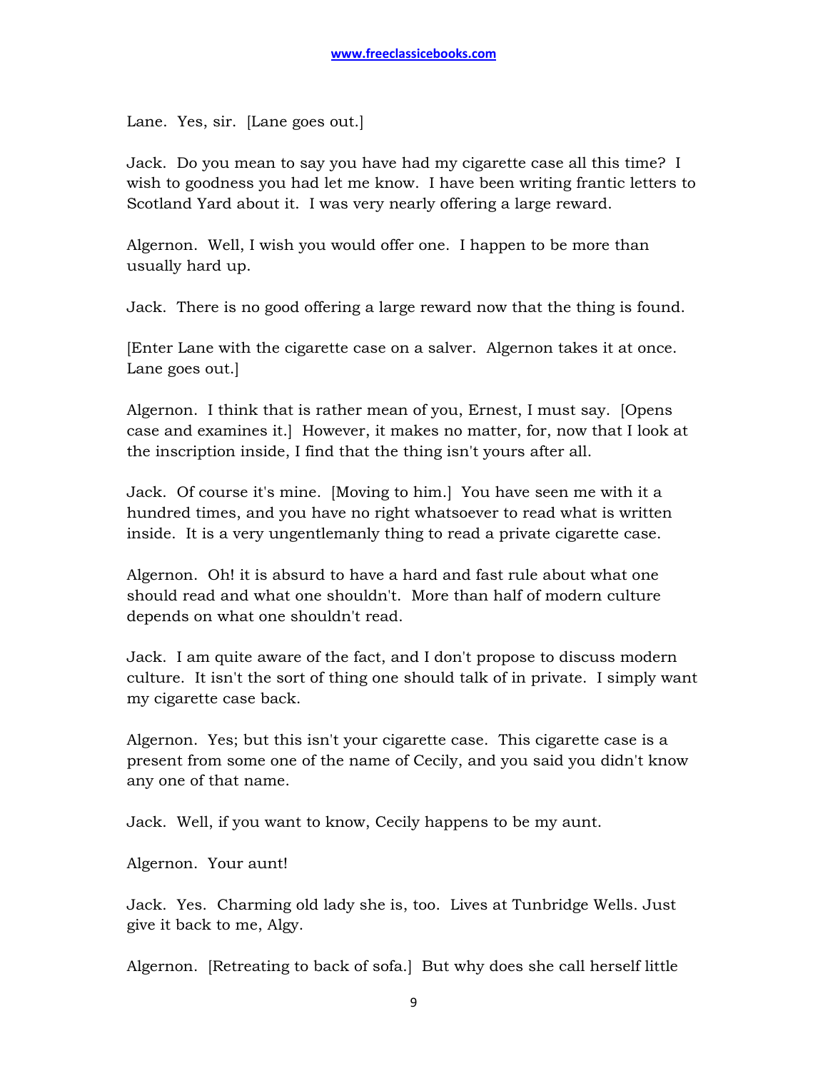Lane. Yes, sir. [Lane goes out.]

Jack. Do you mean to say you have had my cigarette case all this time? I wish to goodness you had let me know. I have been writing frantic letters to Scotland Yard about it. I was very nearly offering a large reward.

Algernon. Well, I wish you would offer one. I happen to be more than usually hard up.

Jack. There is no good offering a large reward now that the thing is found.

[Enter Lane with the cigarette case on a salver. Algernon takes it at once. Lane goes out.]

Algernon. I think that is rather mean of you, Ernest, I must say. [Opens case and examines it.] However, it makes no matter, for, now that I look at the inscription inside, I find that the thing isn't yours after all.

Jack. Of course it's mine. [Moving to him.] You have seen me with it a hundred times, and you have no right whatsoever to read what is written inside. It is a very ungentlemanly thing to read a private cigarette case.

Algernon. Oh! it is absurd to have a hard and fast rule about what one should read and what one shouldn't. More than half of modern culture depends on what one shouldn't read.

Jack. I am quite aware of the fact, and I don't propose to discuss modern culture. It isn't the sort of thing one should talk of in private. I simply want my cigarette case back.

Algernon. Yes; but this isn't your cigarette case. This cigarette case is a present from some one of the name of Cecily, and you said you didn't know any one of that name.

Jack. Well, if you want to know, Cecily happens to be my aunt.

Algernon. Your aunt!

Jack. Yes. Charming old lady she is, too. Lives at Tunbridge Wells. Just give it back to me, Algy.

Algernon. [Retreating to back of sofa.] But why does she call herself little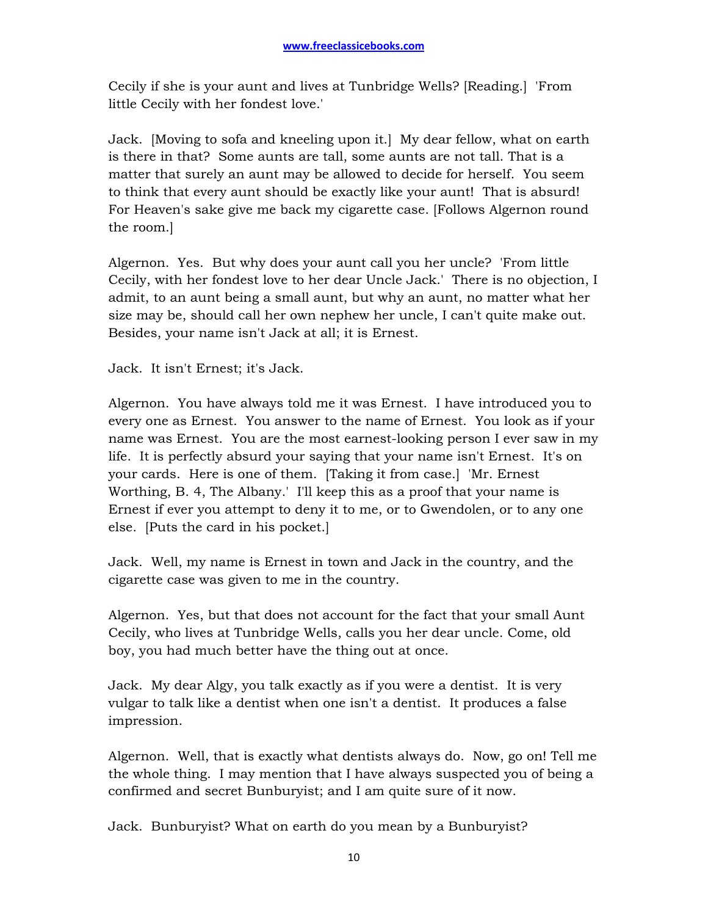Cecily if she is your aunt and lives at Tunbridge Wells? [Reading.] 'From little Cecily with her fondest love.'

Jack. [Moving to sofa and kneeling upon it.] My dear fellow, what on earth is there in that? Some aunts are tall, some aunts are not tall. That is a matter that surely an aunt may be allowed to decide for herself. You seem to think that every aunt should be exactly like your aunt! That is absurd! For Heaven's sake give me back my cigarette case. [Follows Algernon round the room.]

Algernon. Yes. But why does your aunt call you her uncle? 'From little Cecily, with her fondest love to her dear Uncle Jack.' There is no objection, I admit, to an aunt being a small aunt, but why an aunt, no matter what her size may be, should call her own nephew her uncle, I can't quite make out. Besides, your name isn't Jack at all; it is Ernest.

Jack. It isn't Ernest; it's Jack.

Algernon. You have always told me it was Ernest. I have introduced you to every one as Ernest. You answer to the name of Ernest. You look as if your name was Ernest. You are the most earnest-looking person I ever saw in my life. It is perfectly absurd your saying that your name isn't Ernest. It's on your cards. Here is one of them. [Taking it from case.] 'Mr. Ernest Worthing, B. 4, The Albany.' I'll keep this as a proof that your name is Ernest if ever you attempt to deny it to me, or to Gwendolen, or to any one else. [Puts the card in his pocket.]

Jack. Well, my name is Ernest in town and Jack in the country, and the cigarette case was given to me in the country.

Algernon. Yes, but that does not account for the fact that your small Aunt Cecily, who lives at Tunbridge Wells, calls you her dear uncle. Come, old boy, you had much better have the thing out at once.

Jack. My dear Algy, you talk exactly as if you were a dentist. It is very vulgar to talk like a dentist when one isn't a dentist. It produces a false impression.

Algernon. Well, that is exactly what dentists always do. Now, go on! Tell me the whole thing. I may mention that I have always suspected you of being a confirmed and secret Bunburyist; and I am quite sure of it now.

Jack. Bunburyist? What on earth do you mean by a Bunburyist?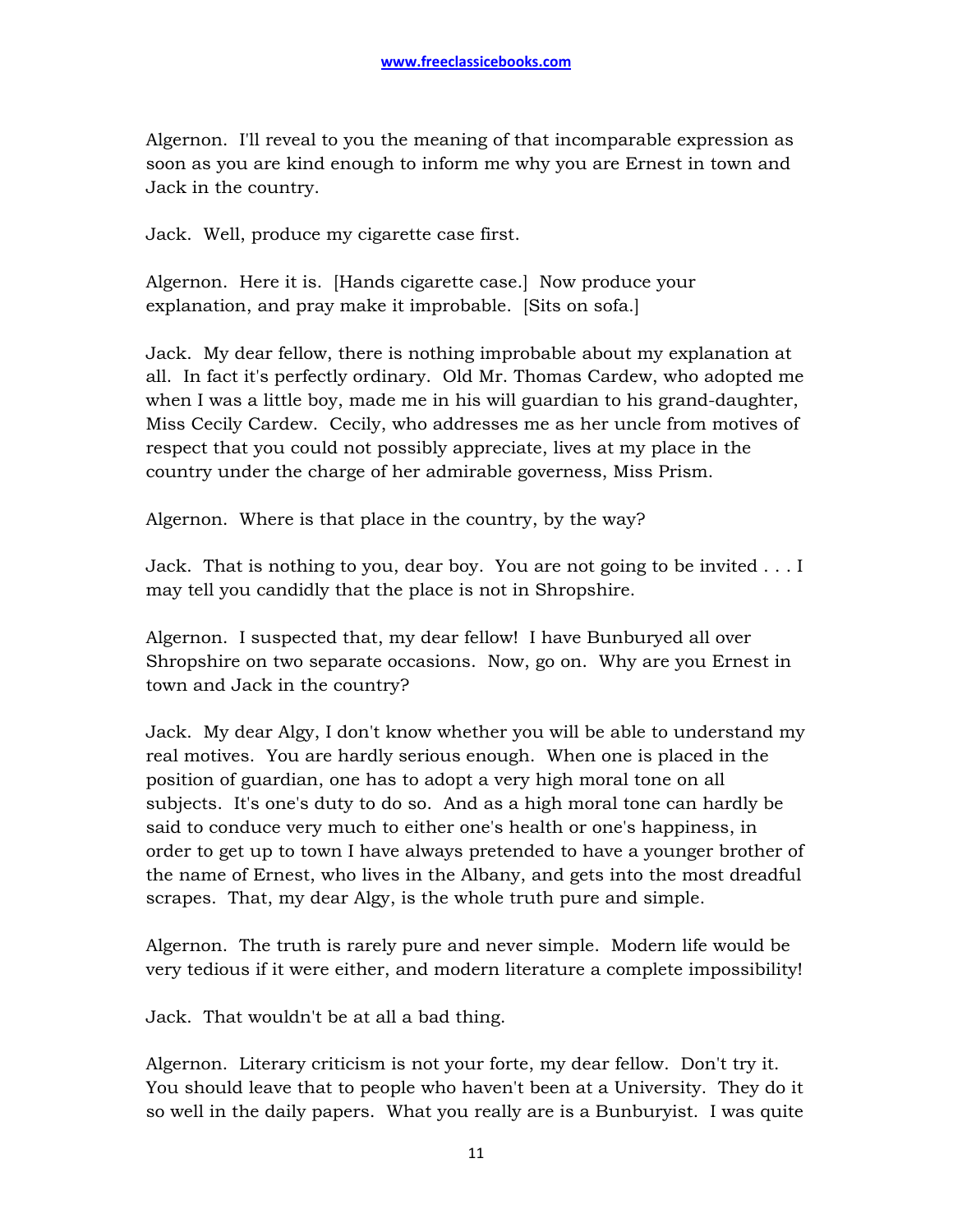Algernon. I'll reveal to you the meaning of that incomparable expression as soon as you are kind enough to inform me why you are Ernest in town and Jack in the country.

Jack. Well, produce my cigarette case first.

Algernon. Here it is. [Hands cigarette case.] Now produce your explanation, and pray make it improbable. [Sits on sofa.]

Jack. My dear fellow, there is nothing improbable about my explanation at all. In fact it's perfectly ordinary. Old Mr. Thomas Cardew, who adopted me when I was a little boy, made me in his will guardian to his grand-daughter, Miss Cecily Cardew. Cecily, who addresses me as her uncle from motives of respect that you could not possibly appreciate, lives at my place in the country under the charge of her admirable governess, Miss Prism.

Algernon. Where is that place in the country, by the way?

Jack. That is nothing to you, dear boy. You are not going to be invited . . . I may tell you candidly that the place is not in Shropshire.

Algernon. I suspected that, my dear fellow! I have Bunburyed all over Shropshire on two separate occasions. Now, go on. Why are you Ernest in town and Jack in the country?

Jack. My dear Algy, I don't know whether you will be able to understand my real motives. You are hardly serious enough. When one is placed in the position of guardian, one has to adopt a very high moral tone on all subjects. It's one's duty to do so. And as a high moral tone can hardly be said to conduce very much to either one's health or one's happiness, in order to get up to town I have always pretended to have a younger brother of the name of Ernest, who lives in the Albany, and gets into the most dreadful scrapes. That, my dear Algy, is the whole truth pure and simple.

Algernon. The truth is rarely pure and never simple. Modern life would be very tedious if it were either, and modern literature a complete impossibility!

Jack. That wouldn't be at all a bad thing.

Algernon. Literary criticism is not your forte, my dear fellow. Don't try it. You should leave that to people who haven't been at a University. They do it so well in the daily papers. What you really are is a Bunburyist. I was quite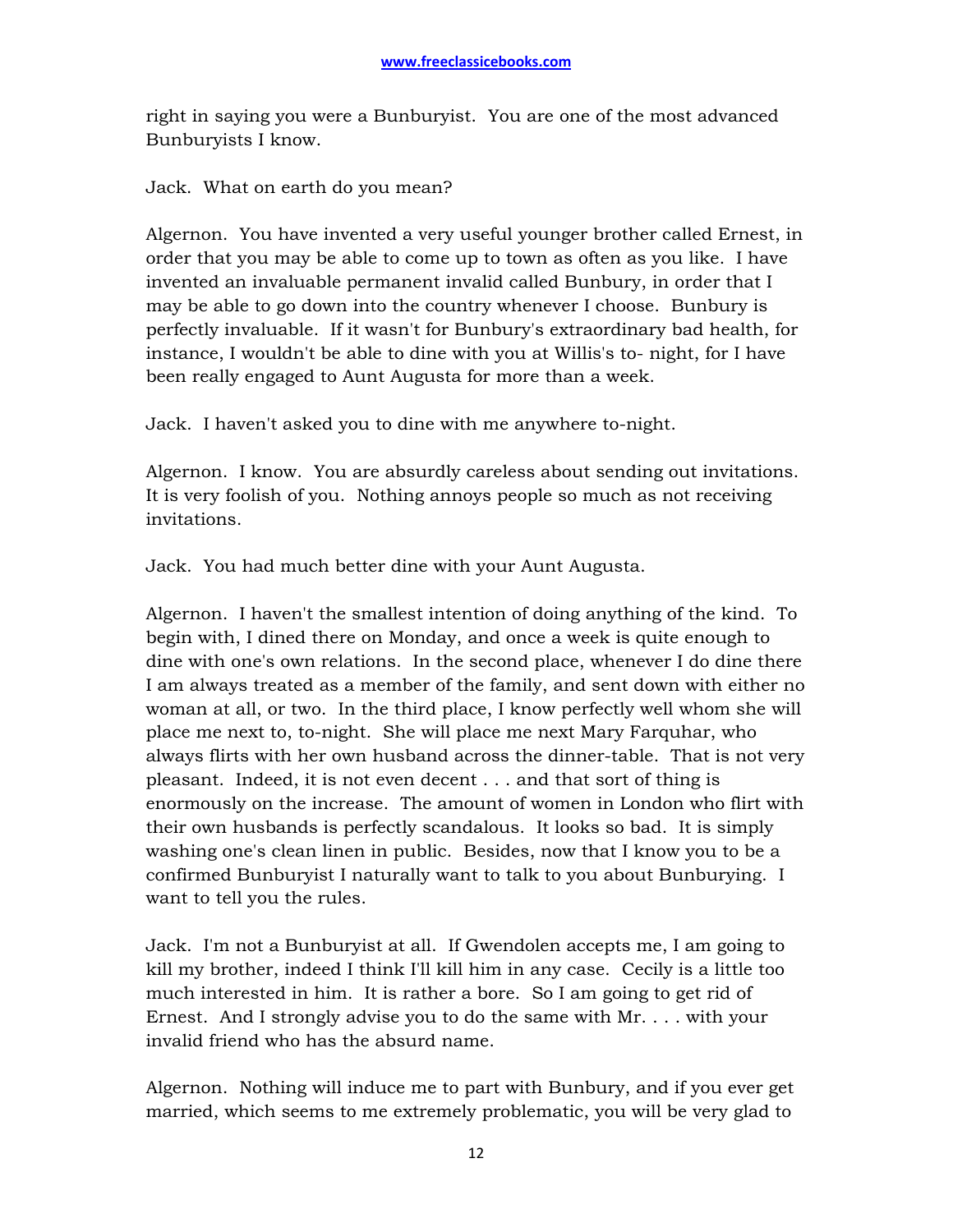right in saying you were a Bunburyist. You are one of the most advanced Bunburyists I know.

Jack. What on earth do you mean?

Algernon. You have invented a very useful younger brother called Ernest, in order that you may be able to come up to town as often as you like. I have invented an invaluable permanent invalid called Bunbury, in order that I may be able to go down into the country whenever I choose. Bunbury is perfectly invaluable. If it wasn't for Bunbury's extraordinary bad health, for instance, I wouldn't be able to dine with you at Willis's to- night, for I have been really engaged to Aunt Augusta for more than a week.

Jack. I haven't asked you to dine with me anywhere to-night.

Algernon. I know. You are absurdly careless about sending out invitations. It is very foolish of you. Nothing annoys people so much as not receiving invitations.

Jack. You had much better dine with your Aunt Augusta.

Algernon. I haven't the smallest intention of doing anything of the kind. To begin with, I dined there on Monday, and once a week is quite enough to dine with one's own relations. In the second place, whenever I do dine there I am always treated as a member of the family, and sent down with either no woman at all, or two. In the third place, I know perfectly well whom she will place me next to, to-night. She will place me next Mary Farquhar, who always flirts with her own husband across the dinner-table. That is not very pleasant. Indeed, it is not even decent . . . and that sort of thing is enormously on the increase. The amount of women in London who flirt with their own husbands is perfectly scandalous. It looks so bad. It is simply washing one's clean linen in public. Besides, now that I know you to be a confirmed Bunburyist I naturally want to talk to you about Bunburying. I want to tell you the rules.

Jack. I'm not a Bunburyist at all. If Gwendolen accepts me, I am going to kill my brother, indeed I think I'll kill him in any case. Cecily is a little too much interested in him. It is rather a bore. So I am going to get rid of Ernest. And I strongly advise you to do the same with Mr. . . . with your invalid friend who has the absurd name.

Algernon. Nothing will induce me to part with Bunbury, and if you ever get married, which seems to me extremely problematic, you will be very glad to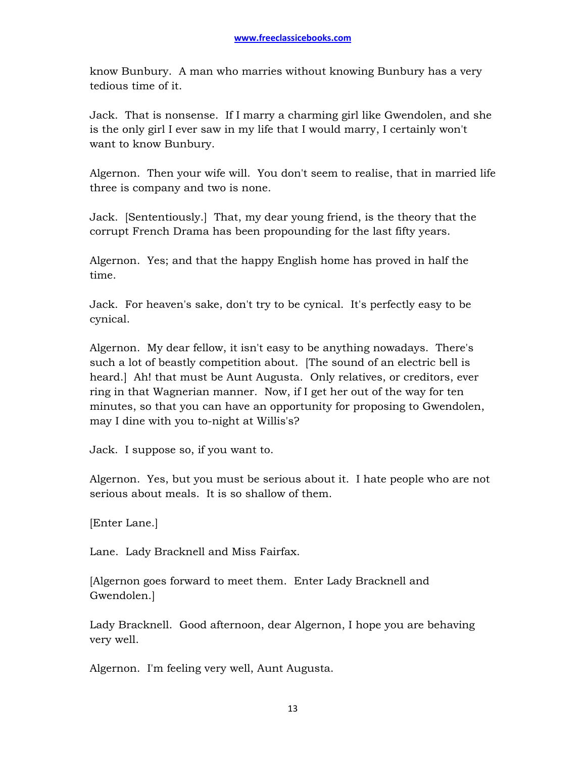know Bunbury.  A man who marries without knowing Bunbury has a very tedious time of it.

Jack.  That is nonsense.  If I marry a charming girl like Gwendolen, and she is the only girl I ever saw in my life that I would marry, I certainly won't want to know Bunbury.

Algernon.  Then your wife will.  You don't seem to realise, that in married life three is company and two is none.

Jack.  [Sententiously.]  That, my dear young friend, is the theory that the corrupt French Drama has been propounding for the last fifty years.

Algernon.  Yes; and that the happy English home has proved in half the time.

Jack.  For heaven's sake, don't try to be cynical.  It's perfectly easy to be cynical.

Algernon.  My dear fellow, it isn't easy to be anything nowadays.  There's such a lot of beastly competition about.  [The sound of an electric bell is heard.]  Ah! that must be Aunt Augusta.  Only relatives, or creditors, ever ring in that Wagnerian manner.  Now, if I get her out of the way for ten minutes, so that you can have an opportunity for proposing to Gwendolen, may I dine with you to-night at Willis's?

Jack.  I suppose so, if you want to.

Algernon.  Yes, but you must be serious about it.  I hate people who are not serious about meals.  It is so shallow of them.

[Enter Lane.]

Lane.  Lady Bracknell and Miss Fairfax.

[Algernon goes forward to meet them.  Enter Lady Bracknell and Gwendolen.]

Lady Bracknell.  Good afternoon, dear Algernon, I hope you are behaving very well.

Algernon.  I'm feeling very well, Aunt Augusta.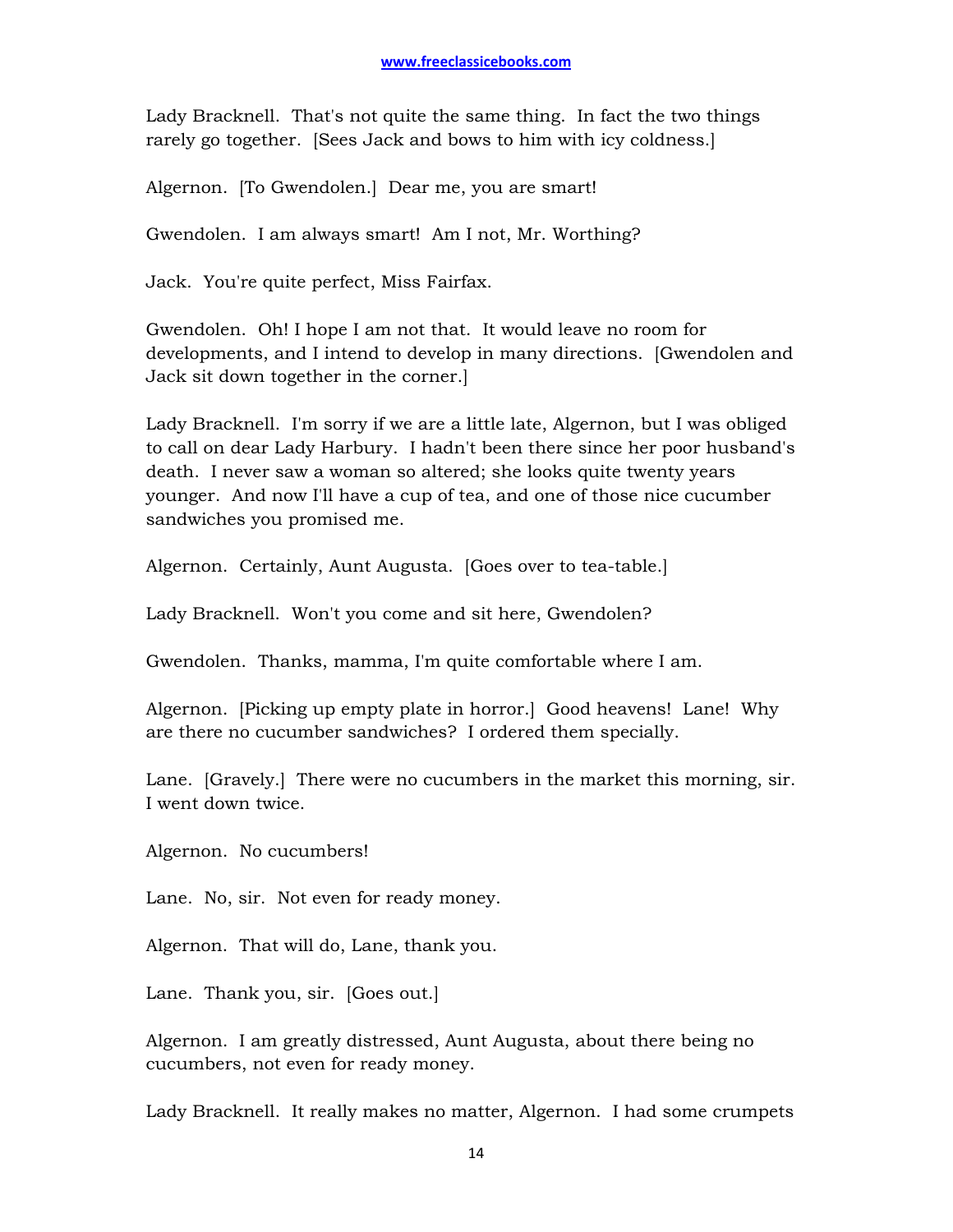Lady Bracknell. That's not quite the same thing. In fact the two things rarely go together. [Sees Jack and bows to him with icy coldness.]

Algernon. [To Gwendolen.] Dear me, you are smart!

Gwendolen. I am always smart! Am I not, Mr. Worthing?

Jack. You're quite perfect, Miss Fairfax.

Gwendolen. Oh! I hope I am not that. It would leave no room for developments, and I intend to develop in many directions. [Gwendolen and Jack sit down together in the corner.]

Lady Bracknell. I'm sorry if we are a little late, Algernon, but I was obliged to call on dear Lady Harbury. I hadn't been there since her poor husband's death. I never saw a woman so altered; she looks quite twenty years younger. And now I'll have a cup of tea, and one of those nice cucumber sandwiches you promised me.

Algernon. Certainly, Aunt Augusta. [Goes over to tea-table.]

Lady Bracknell. Won't you come and sit here, Gwendolen?

Gwendolen. Thanks, mamma, I'm quite comfortable where I am.

Algernon. [Picking up empty plate in horror.] Good heavens! Lane! Why are there no cucumber sandwiches? I ordered them specially.

Lane. [Gravely.] There were no cucumbers in the market this morning, sir. I went down twice.

Algernon. No cucumbers!

Lane. No, sir. Not even for ready money.

Algernon. That will do, Lane, thank you.

Lane. Thank you, sir. [Goes out.]

Algernon. I am greatly distressed, Aunt Augusta, about there being no cucumbers, not even for ready money.

Lady Bracknell. It really makes no matter, Algernon. I had some crumpets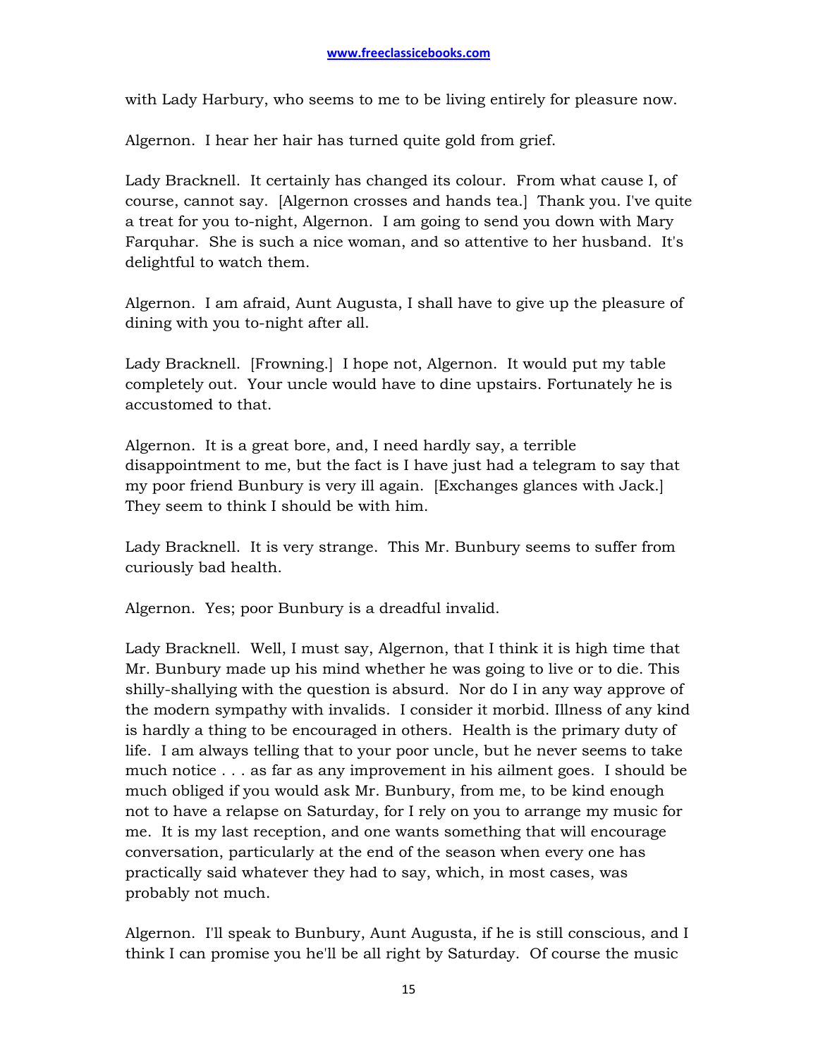with Lady Harbury, who seems to me to be living entirely for pleasure now.

Algernon. I hear her hair has turned quite gold from grief.

Lady Bracknell. It certainly has changed its colour. From what cause I, of course, cannot say. [Algernon crosses and hands tea.] Thank you. I've quite a treat for you to-night, Algernon. I am going to send you down with Mary Farquhar. She is such a nice woman, and so attentive to her husband. It's delightful to watch them.

Algernon. I am afraid, Aunt Augusta, I shall have to give up the pleasure of dining with you to-night after all.

Lady Bracknell. [Frowning.] I hope not, Algernon. It would put my table completely out. Your uncle would have to dine upstairs. Fortunately he is accustomed to that.

Algernon. It is a great bore, and, I need hardly say, a terrible disappointment to me, but the fact is I have just had a telegram to say that my poor friend Bunbury is very ill again. [Exchanges glances with Jack.] They seem to think I should be with him.

Lady Bracknell. It is very strange. This Mr. Bunbury seems to suffer from curiously bad health.

Algernon. Yes; poor Bunbury is a dreadful invalid.

Lady Bracknell. Well, I must say, Algernon, that I think it is high time that Mr. Bunbury made up his mind whether he was going to live or to die. This shilly-shallying with the question is absurd. Nor do I in any way approve of the modern sympathy with invalids. I consider it morbid. Illness of any kind is hardly a thing to be encouraged in others. Health is the primary duty of life. I am always telling that to your poor uncle, but he never seems to take much notice . . . as far as any improvement in his ailment goes. I should be much obliged if you would ask Mr. Bunbury, from me, to be kind enough not to have a relapse on Saturday, for I rely on you to arrange my music for me. It is my last reception, and one wants something that will encourage conversation, particularly at the end of the season when every one has practically said whatever they had to say, which, in most cases, was probably not much.

Algernon. I'll speak to Bunbury, Aunt Augusta, if he is still conscious, and I think I can promise you he'll be all right by Saturday. Of course the music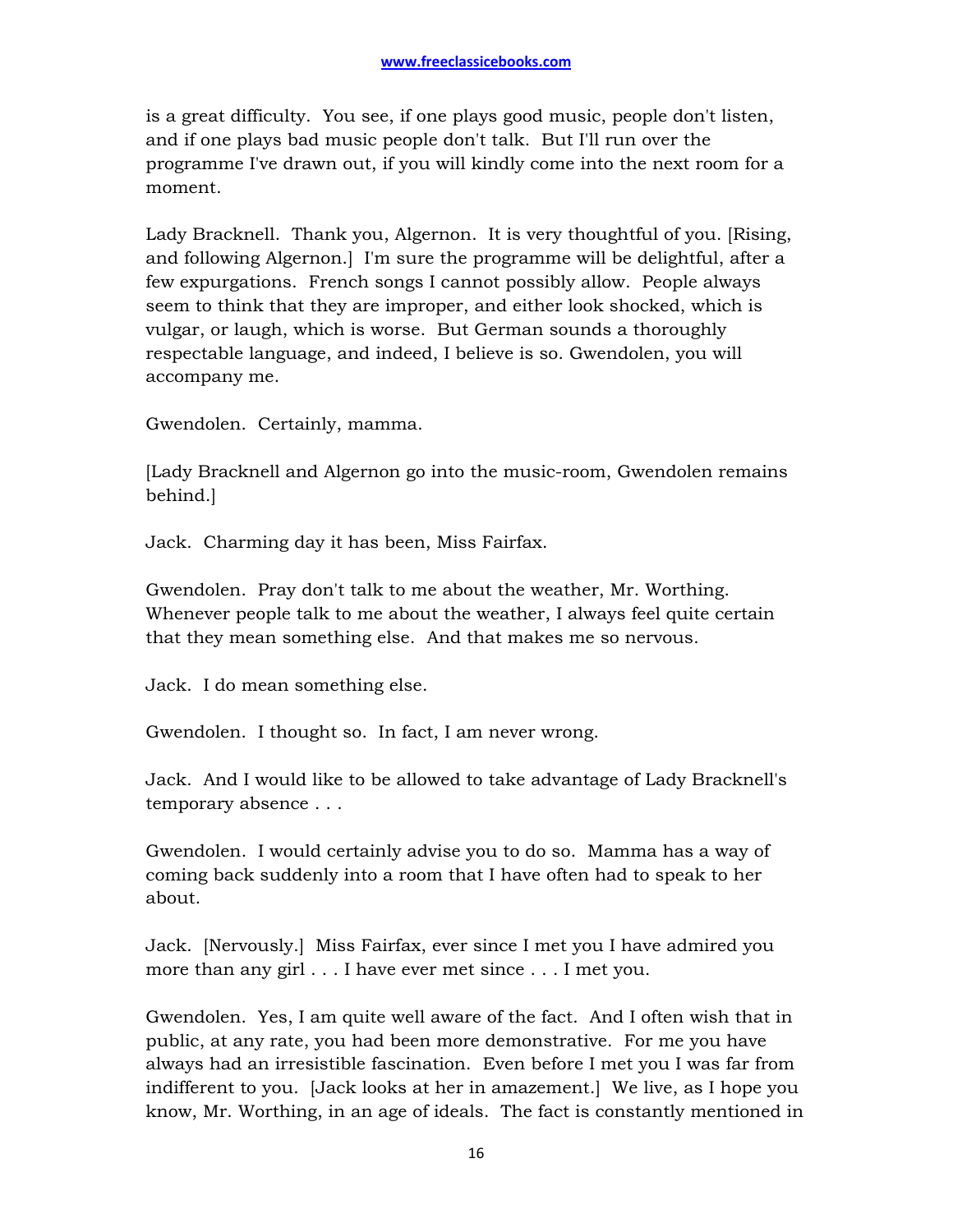is a great difficulty. You see, if one plays good music, people don't listen, and if one plays bad music people don't talk. But I'll run over the programme I've drawn out, if you will kindly come into the next room for a moment.

Lady Bracknell. Thank you, Algernon. It is very thoughtful of you. [Rising, and following Algernon.] I'm sure the programme will be delightful, after a few expurgations. French songs I cannot possibly allow. People always seem to think that they are improper, and either look shocked, which is vulgar, or laugh, which is worse. But German sounds a thoroughly respectable language, and indeed, I believe is so. Gwendolen, you will accompany me.

Gwendolen. Certainly, mamma.

[Lady Bracknell and Algernon go into the music-room, Gwendolen remains behind.]

Jack. Charming day it has been, Miss Fairfax.

Gwendolen. Pray don't talk to me about the weather, Mr. Worthing. Whenever people talk to me about the weather, I always feel quite certain that they mean something else. And that makes me so nervous.

Jack. I do mean something else.

Gwendolen. I thought so. In fact, I am never wrong.

Jack. And I would like to be allowed to take advantage of Lady Bracknell's temporary absence . . .

Gwendolen. I would certainly advise you to do so. Mamma has a way of coming back suddenly into a room that I have often had to speak to her about.

Jack. [Nervously.] Miss Fairfax, ever since I met you I have admired you more than any girl . . . I have ever met since . . . I met you.

Gwendolen. Yes, I am quite well aware of the fact. And I often wish that in public, at any rate, you had been more demonstrative. For me you have always had an irresistible fascination. Even before I met you I was far from indifferent to you. [Jack looks at her in amazement.] We live, as I hope you know, Mr. Worthing, in an age of ideals. The fact is constantly mentioned in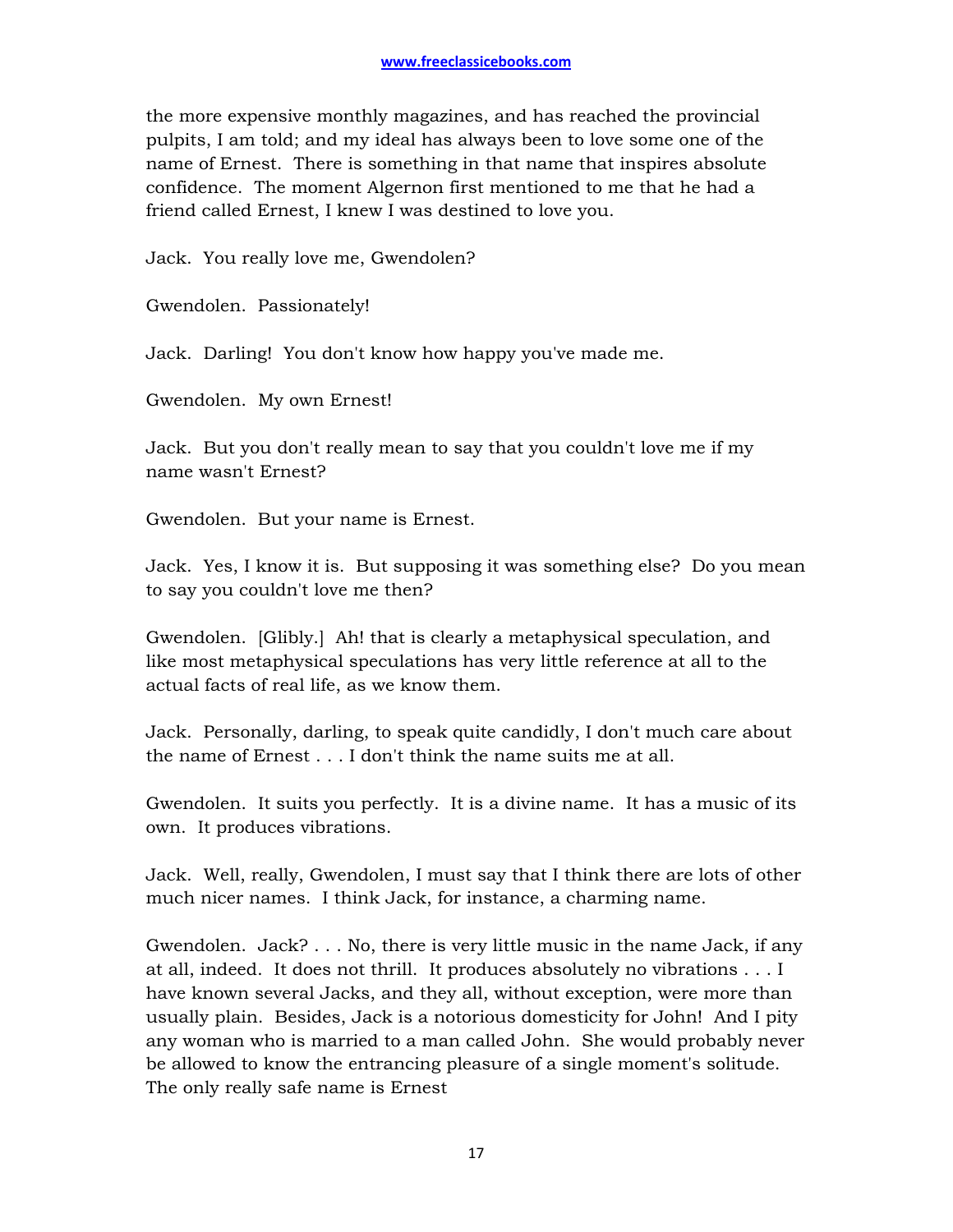the more expensive monthly magazines, and has reached the provincial pulpits, I am told; and my ideal has always been to love some one of the name of Ernest. There is something in that name that inspires absolute confidence. The moment Algernon first mentioned to me that he had a friend called Ernest, I knew I was destined to love you.

Jack. You really love me, Gwendolen?

Gwendolen. Passionately!

Jack. Darling! You don't know how happy you've made me.

Gwendolen. My own Ernest!

Jack. But you don't really mean to say that you couldn't love me if my name wasn't Ernest?

Gwendolen. But your name is Ernest.

Jack. Yes, I know it is. But supposing it was something else? Do you mean to say you couldn't love me then?

Gwendolen. [Glibly.] Ah! that is clearly a metaphysical speculation, and like most metaphysical speculations has very little reference at all to the actual facts of real life, as we know them.

Jack. Personally, darling, to speak quite candidly, I don't much care about the name of Ernest . . . I don't think the name suits me at all.

Gwendolen. It suits you perfectly. It is a divine name. It has a music of its own. It produces vibrations.

Jack. Well, really, Gwendolen, I must say that I think there are lots of other much nicer names. I think Jack, for instance, a charming name.

Gwendolen. Jack? . . . No, there is very little music in the name Jack, if any at all, indeed. It does not thrill. It produces absolutely no vibrations . . . I have known several Jacks, and they all, without exception, were more than usually plain. Besides, Jack is a notorious domesticity for John! And I pity any woman who is married to a man called John. She would probably never be allowed to know the entrancing pleasure of a single moment's solitude. The only really safe name is Ernest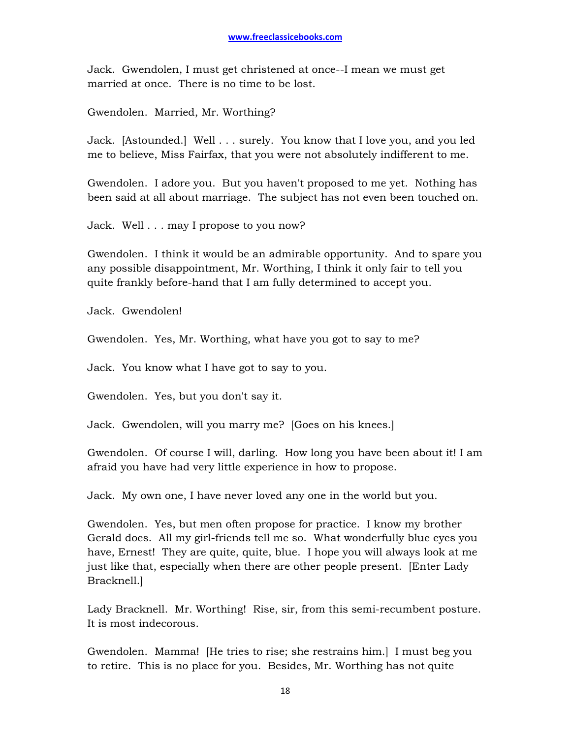Jack. Gwendolen, I must get christened at once--I mean we must get married at once. There is no time to be lost.

Gwendolen. Married, Mr. Worthing?

Jack. [Astounded.] Well . . . surely. You know that I love you, and you led me to believe, Miss Fairfax, that you were not absolutely indifferent to me.

Gwendolen. I adore you. But you haven't proposed to me yet. Nothing has been said at all about marriage. The subject has not even been touched on.

Jack. Well . . . may I propose to you now?

Gwendolen. I think it would be an admirable opportunity. And to spare you any possible disappointment, Mr. Worthing, I think it only fair to tell you quite frankly before-hand that I am fully determined to accept you.

Jack. Gwendolen!

Gwendolen. Yes, Mr. Worthing, what have you got to say to me?

Jack. You know what I have got to say to you.

Gwendolen. Yes, but you don't say it.

Jack. Gwendolen, will you marry me? [Goes on his knees.]

Gwendolen. Of course I will, darling. How long you have been about it! I am afraid you have had very little experience in how to propose.

Jack. My own one, I have never loved any one in the world but you.

Gwendolen. Yes, but men often propose for practice. I know my brother Gerald does. All my girl-friends tell me so. What wonderfully blue eyes you have, Ernest! They are quite, quite, blue. I hope you will always look at me just like that, especially when there are other people present. [Enter Lady Bracknell.]

Lady Bracknell. Mr. Worthing! Rise, sir, from this semi-recumbent posture. It is most indecorous.

Gwendolen. Mamma! [He tries to rise; she restrains him.] I must beg you to retire. This is no place for you. Besides, Mr. Worthing has not quite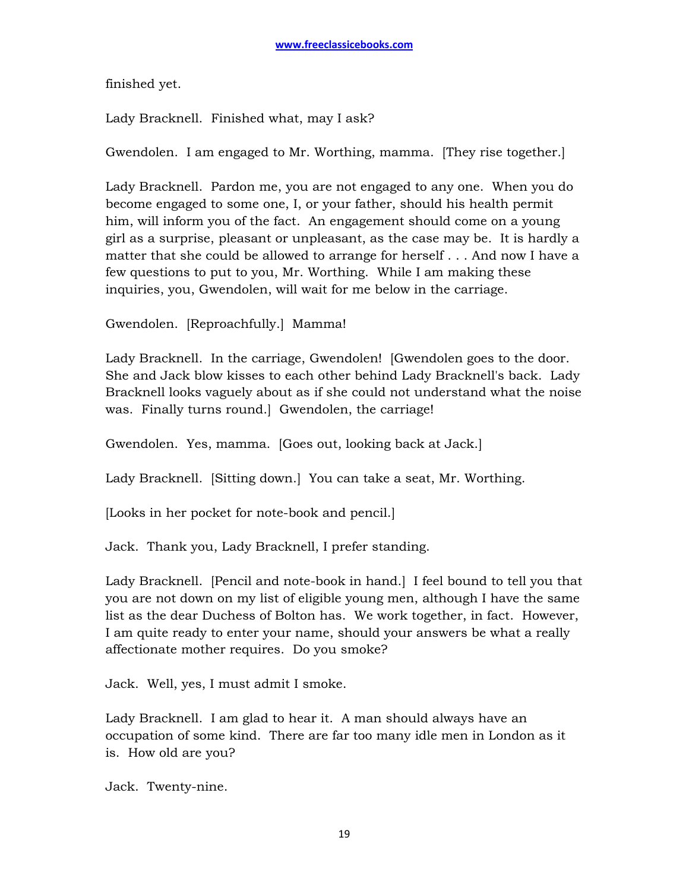finished yet.

Lady Bracknell. Finished what, may I ask?

Gwendolen. I am engaged to Mr. Worthing, mamma. [They rise together.]

Lady Bracknell. Pardon me, you are not engaged to any one. When you do become engaged to some one, I, or your father, should his health permit him, will inform you of the fact. An engagement should come on a young girl as a surprise, pleasant or unpleasant, as the case may be. It is hardly a matter that she could be allowed to arrange for herself . . . And now I have a few questions to put to you, Mr. Worthing. While I am making these inquiries, you, Gwendolen, will wait for me below in the carriage.

Gwendolen. [Reproachfully.] Mamma!

Lady Bracknell. In the carriage, Gwendolen! [Gwendolen goes to the door. She and Jack blow kisses to each other behind Lady Bracknell's back. Lady Bracknell looks vaguely about as if she could not understand what the noise was. Finally turns round.] Gwendolen, the carriage!

Gwendolen. Yes, mamma. [Goes out, looking back at Jack.]

Lady Bracknell. [Sitting down.] You can take a seat, Mr. Worthing.

[Looks in her pocket for note-book and pencil.]

Jack. Thank you, Lady Bracknell, I prefer standing.

Lady Bracknell. [Pencil and note-book in hand.] I feel bound to tell you that you are not down on my list of eligible young men, although I have the same list as the dear Duchess of Bolton has. We work together, in fact. However, I am quite ready to enter your name, should your answers be what a really affectionate mother requires. Do you smoke?

Jack. Well, yes, I must admit I smoke.

Lady Bracknell. I am glad to hear it. A man should always have an occupation of some kind. There are far too many idle men in London as it is. How old are you?

Jack. Twenty-nine.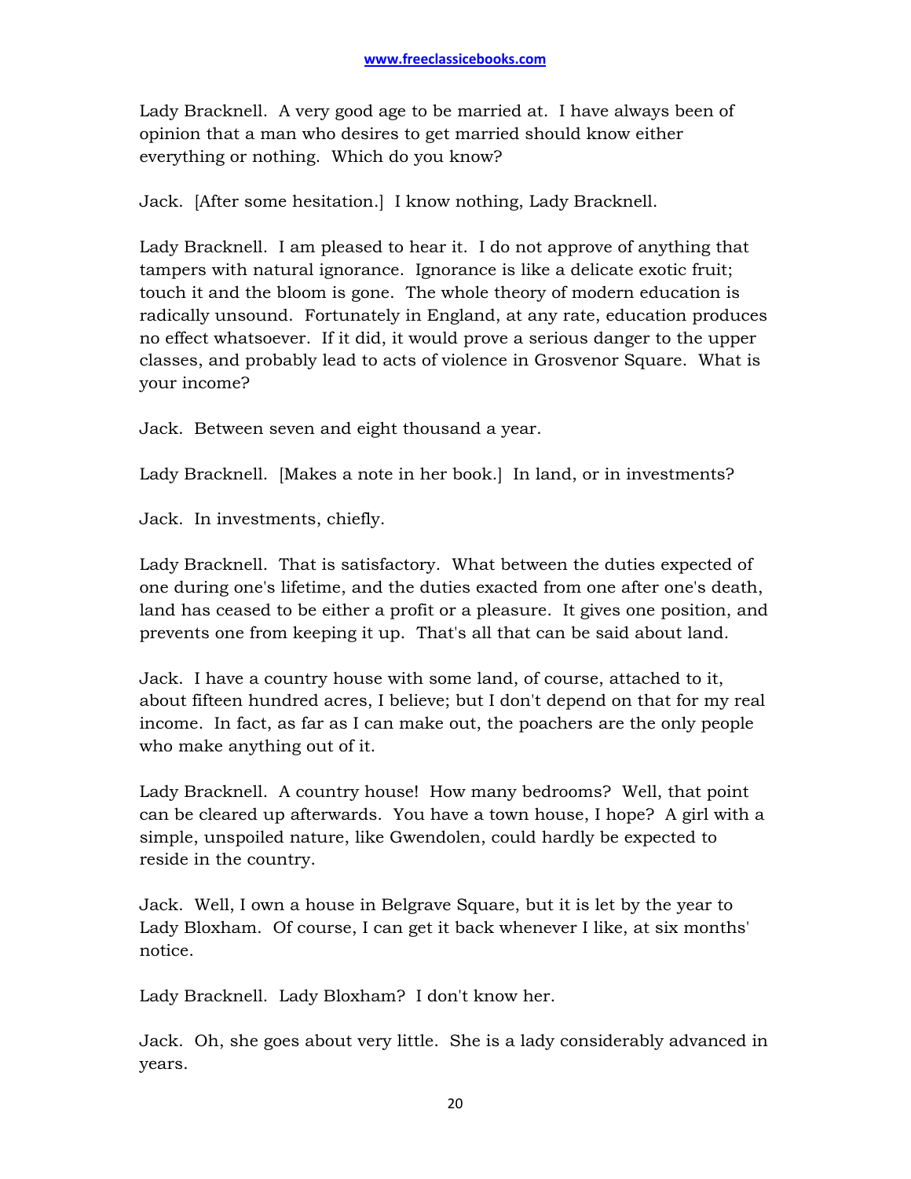Lady Bracknell. A very good age to be married at. I have always been of opinion that a man who desires to get married should know either everything or nothing. Which do you know?

Jack. [After some hesitation.] I know nothing, Lady Bracknell.

Lady Bracknell. I am pleased to hear it. I do not approve of anything that tampers with natural ignorance. Ignorance is like a delicate exotic fruit; touch it and the bloom is gone. The whole theory of modern education is radically unsound. Fortunately in England, at any rate, education produces no effect whatsoever. If it did, it would prove a serious danger to the upper classes, and probably lead to acts of violence in Grosvenor Square. What is your income?

Jack. Between seven and eight thousand a year.

Lady Bracknell. [Makes a note in her book.] In land, or in investments?

Jack. In investments, chiefly.

Lady Bracknell. That is satisfactory. What between the duties expected of one during one's lifetime, and the duties exacted from one after one's death, land has ceased to be either a profit or a pleasure. It gives one position, and prevents one from keeping it up. That's all that can be said about land.

Jack. I have a country house with some land, of course, attached to it, about fifteen hundred acres, I believe; but I don't depend on that for my real income. In fact, as far as I can make out, the poachers are the only people who make anything out of it.

Lady Bracknell. A country house! How many bedrooms? Well, that point can be cleared up afterwards. You have a town house, I hope? A girl with a simple, unspoiled nature, like Gwendolen, could hardly be expected to reside in the country.

Jack. Well, I own a house in Belgrave Square, but it is let by the year to Lady Bloxham. Of course, I can get it back whenever I like, at six months' notice.

Lady Bracknell. Lady Bloxham? I don't know her.

Jack. Oh, she goes about very little. She is a lady considerably advanced in years.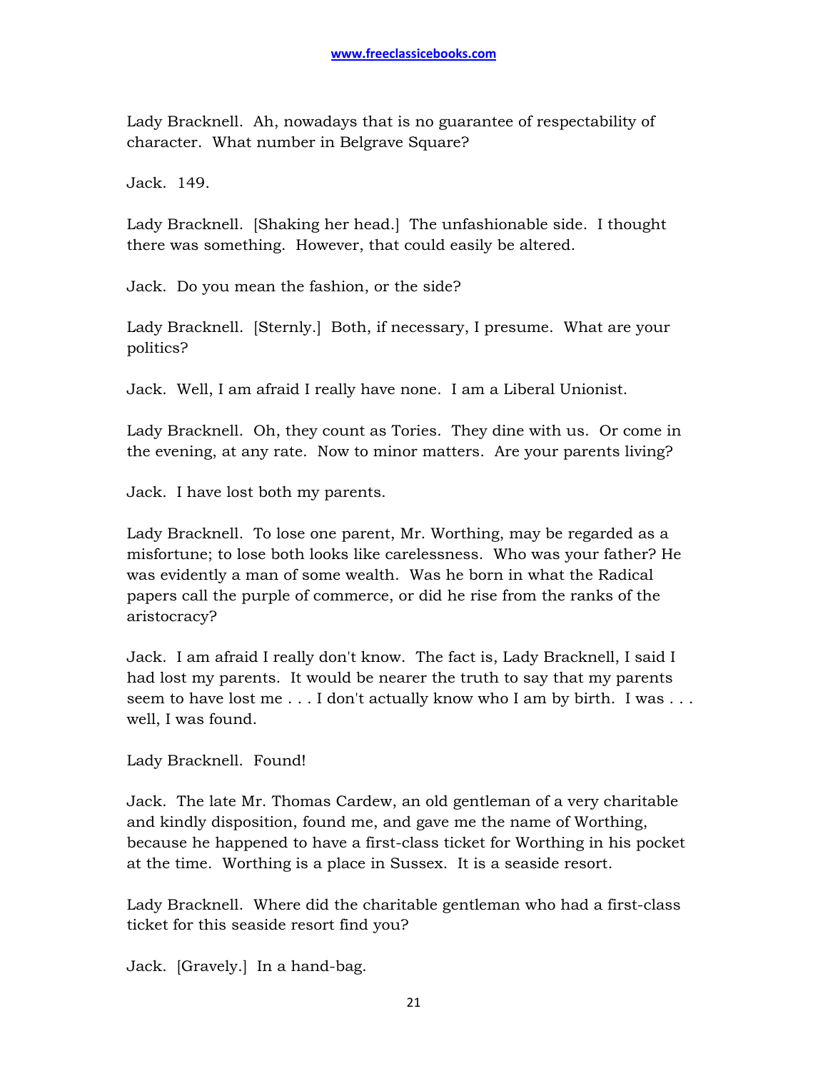Lady Bracknell. Ah, nowadays that is no guarantee of respectability of character. What number in Belgrave Square?

Jack. 149.

Lady Bracknell. [Shaking her head.] The unfashionable side. I thought there was something. However, that could easily be altered.

Jack. Do you mean the fashion, or the side?

Lady Bracknell. [Sternly.] Both, if necessary, I presume. What are your politics?

Jack. Well, I am afraid I really have none. I am a Liberal Unionist.

Lady Bracknell. Oh, they count as Tories. They dine with us. Or come in the evening, at any rate. Now to minor matters. Are your parents living?

Jack. I have lost both my parents.

Lady Bracknell. To lose one parent, Mr. Worthing, may be regarded as a misfortune; to lose both looks like carelessness. Who was your father? He was evidently a man of some wealth. Was he born in what the Radical papers call the purple of commerce, or did he rise from the ranks of the aristocracy?

Jack. I am afraid I really don't know. The fact is, Lady Bracknell, I said I had lost my parents. It would be nearer the truth to say that my parents seem to have lost me . . . I don't actually know who I am by birth. I was . . . well, I was found.

Lady Bracknell. Found!

Jack. The late Mr. Thomas Cardew, an old gentleman of a very charitable and kindly disposition, found me, and gave me the name of Worthing, because he happened to have a first-class ticket for Worthing in his pocket at the time. Worthing is a place in Sussex. It is a seaside resort.

Lady Bracknell. Where did the charitable gentleman who had a first-class ticket for this seaside resort find you?

Jack. [Gravely.] In a hand-bag.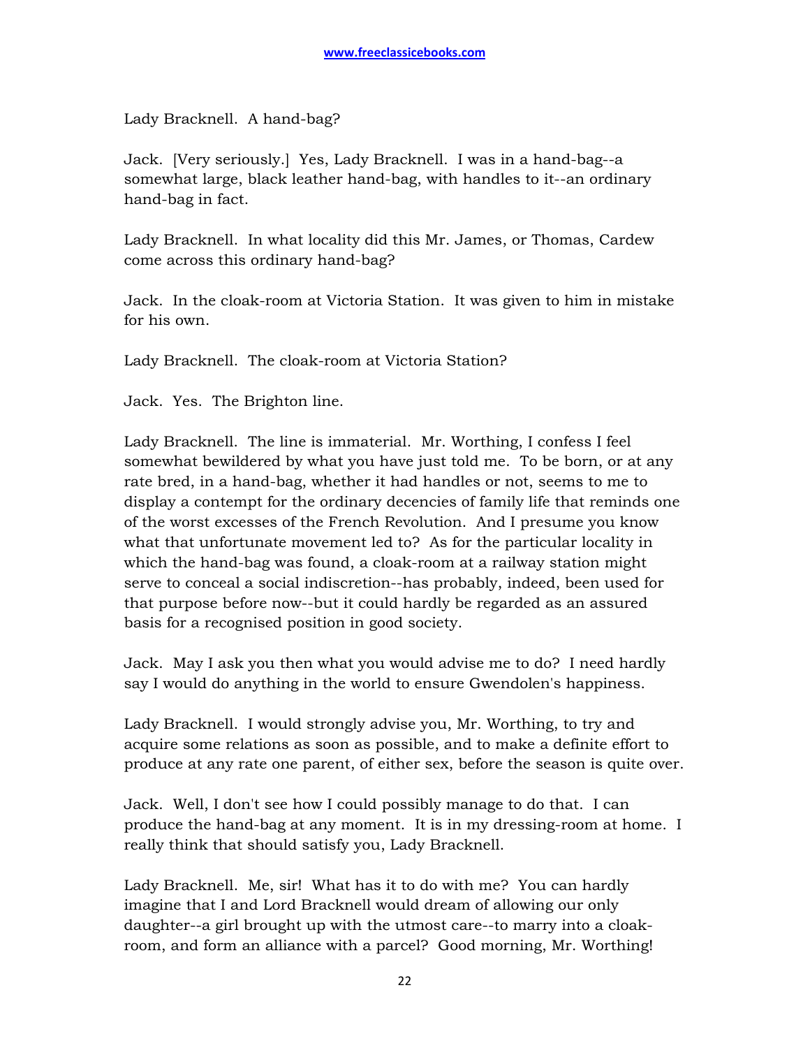Lady Bracknell. A hand-bag?

Jack. [Very seriously.] Yes, Lady Bracknell. I was in a hand-bag--a somewhat large, black leather hand-bag, with handles to it--an ordinary hand-bag in fact.

Lady Bracknell. In what locality did this Mr. James, or Thomas, Cardew come across this ordinary hand-bag?

Jack. In the cloak-room at Victoria Station. It was given to him in mistake for his own.

Lady Bracknell. The cloak-room at Victoria Station?

Jack. Yes. The Brighton line.

Lady Bracknell. The line is immaterial. Mr. Worthing, I confess I feel somewhat bewildered by what you have just told me. To be born, or at any rate bred, in a hand-bag, whether it had handles or not, seems to me to display a contempt for the ordinary decencies of family life that reminds one of the worst excesses of the French Revolution. And I presume you know what that unfortunate movement led to? As for the particular locality in which the hand-bag was found, a cloak-room at a railway station might serve to conceal a social indiscretion--has probably, indeed, been used for that purpose before now--but it could hardly be regarded as an assured basis for a recognised position in good society.

Jack. May I ask you then what you would advise me to do? I need hardly say I would do anything in the world to ensure Gwendolen's happiness.

Lady Bracknell. I would strongly advise you, Mr. Worthing, to try and acquire some relations as soon as possible, and to make a definite effort to produce at any rate one parent, of either sex, before the season is quite over.

Jack. Well, I don't see how I could possibly manage to do that. I can produce the hand-bag at any moment. It is in my dressing-room at home. I really think that should satisfy you, Lady Bracknell.

Lady Bracknell. Me, sir! What has it to do with me? You can hardly imagine that I and Lord Bracknell would dream of allowing our only daughter--a girl brought up with the utmost care--to marry into a cloak-room, and form an alliance with a parcel? Good morning, Mr. Worthing!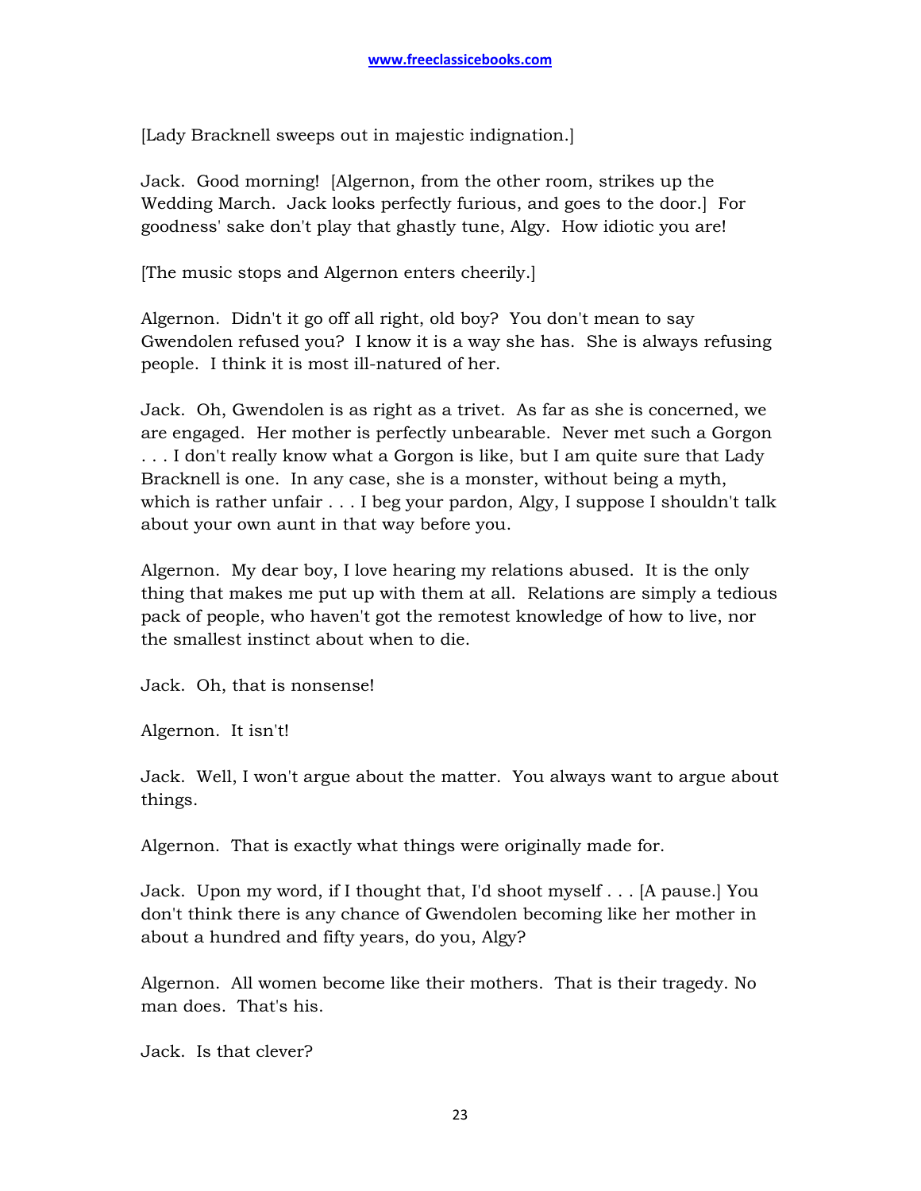[Lady Bracknell sweeps out in majestic indignation.]

Jack. Good morning! [Algernon, from the other room, strikes up the Wedding March. Jack looks perfectly furious, and goes to the door.] For goodness' sake don't play that ghastly tune, Algy. How idiotic you are!

[The music stops and Algernon enters cheerily.]

Algernon. Didn't it go off all right, old boy? You don't mean to say Gwendolen refused you? I know it is a way she has. She is always refusing people. I think it is most ill-natured of her.

Jack. Oh, Gwendolen is as right as a trivet. As far as she is concerned, we are engaged. Her mother is perfectly unbearable. Never met such a Gorgon . . . I don't really know what a Gorgon is like, but I am quite sure that Lady Bracknell is one. In any case, she is a monster, without being a myth, which is rather unfair . . . I beg your pardon, Algy, I suppose I shouldn't talk about your own aunt in that way before you.

Algernon. My dear boy, I love hearing my relations abused. It is the only thing that makes me put up with them at all. Relations are simply a tedious pack of people, who haven't got the remotest knowledge of how to live, nor the smallest instinct about when to die.

Jack. Oh, that is nonsense!

Algernon. It isn't!

Jack. Well, I won't argue about the matter. You always want to argue about things.

Algernon. That is exactly what things were originally made for.

Jack. Upon my word, if I thought that, I'd shoot myself . . . [A pause.] You don't think there is any chance of Gwendolen becoming like her mother in about a hundred and fifty years, do you, Algy?

Algernon. All women become like their mothers. That is their tragedy. No man does. That's his.

Jack. Is that clever?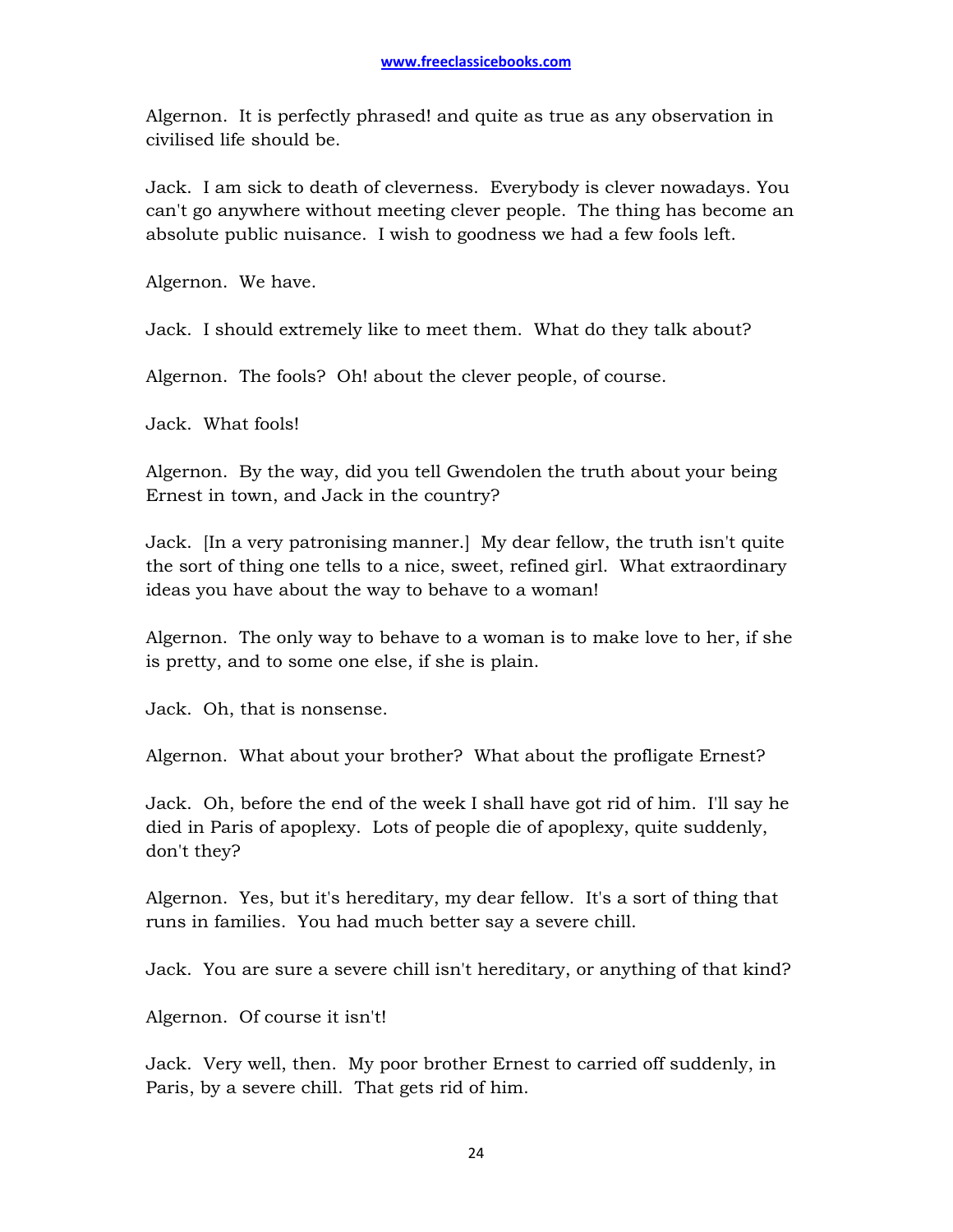Algernon. It is perfectly phrased! and quite as true as any observation in civilised life should be.

Jack. I am sick to death of cleverness. Everybody is clever nowadays. You can't go anywhere without meeting clever people. The thing has become an absolute public nuisance. I wish to goodness we had a few fools left.

Algernon. We have.

Jack. I should extremely like to meet them. What do they talk about?

Algernon. The fools? Oh! about the clever people, of course.

Jack. What fools!

Algernon. By the way, did you tell Gwendolen the truth about your being Ernest in town, and Jack in the country?

Jack. [In a very patronising manner.] My dear fellow, the truth isn't quite the sort of thing one tells to a nice, sweet, refined girl. What extraordinary ideas you have about the way to behave to a woman!

Algernon. The only way to behave to a woman is to make love to her, if she is pretty, and to some one else, if she is plain.

Jack. Oh, that is nonsense.

Algernon. What about your brother? What about the profligate Ernest?

Jack. Oh, before the end of the week I shall have got rid of him. I'll say he died in Paris of apoplexy. Lots of people die of apoplexy, quite suddenly, don't they?

Algernon. Yes, but it's hereditary, my dear fellow. It's a sort of thing that runs in families. You had much better say a severe chill.

Jack. You are sure a severe chill isn't hereditary, or anything of that kind?

Algernon. Of course it isn't!

Jack. Very well, then. My poor brother Ernest to carried off suddenly, in Paris, by a severe chill. That gets rid of him.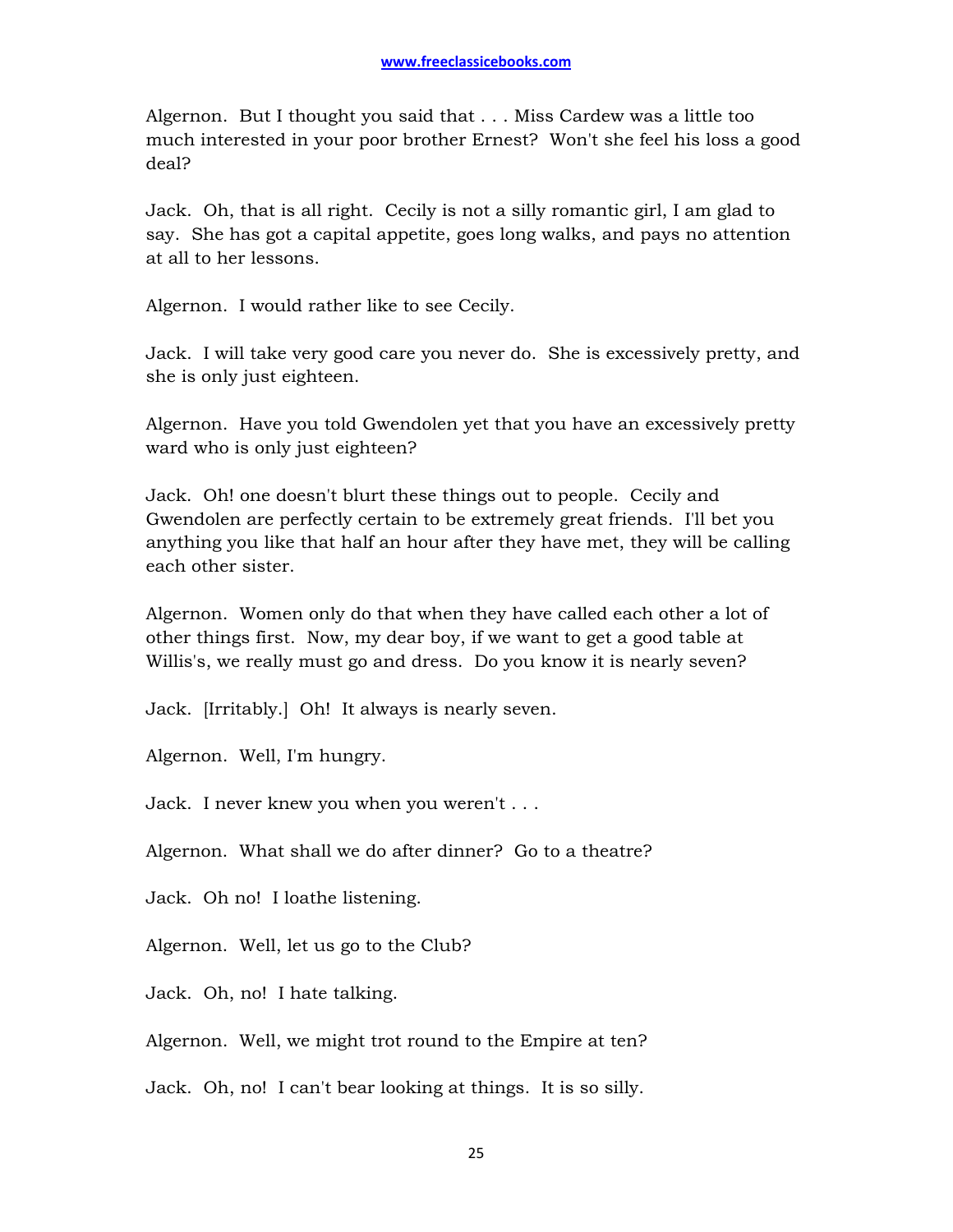Algernon. But I thought you said that . . . Miss Cardew was a little too much interested in your poor brother Ernest? Won't she feel his loss a good deal?

Jack. Oh, that is all right. Cecily is not a silly romantic girl, I am glad to say. She has got a capital appetite, goes long walks, and pays no attention at all to her lessons.

Algernon. I would rather like to see Cecily.

Jack. I will take very good care you never do. She is excessively pretty, and she is only just eighteen.

Algernon. Have you told Gwendolen yet that you have an excessively pretty ward who is only just eighteen?

Jack. Oh! one doesn't blurt these things out to people. Cecily and Gwendolen are perfectly certain to be extremely great friends. I'll bet you anything you like that half an hour after they have met, they will be calling each other sister.

Algernon. Women only do that when they have called each other a lot of other things first. Now, my dear boy, if we want to get a good table at Willis's, we really must go and dress. Do you know it is nearly seven?

Jack. [Irritably.] Oh! It always is nearly seven.

Algernon. Well, I'm hungry.

Jack. I never knew you when you weren't . . .

Algernon. What shall we do after dinner? Go to a theatre?

Jack. Oh no! I loathe listening.

Algernon. Well, let us go to the Club?

Jack. Oh, no! I hate talking.

Algernon. Well, we might trot round to the Empire at ten?

Jack. Oh, no! I can't bear looking at things. It is so silly.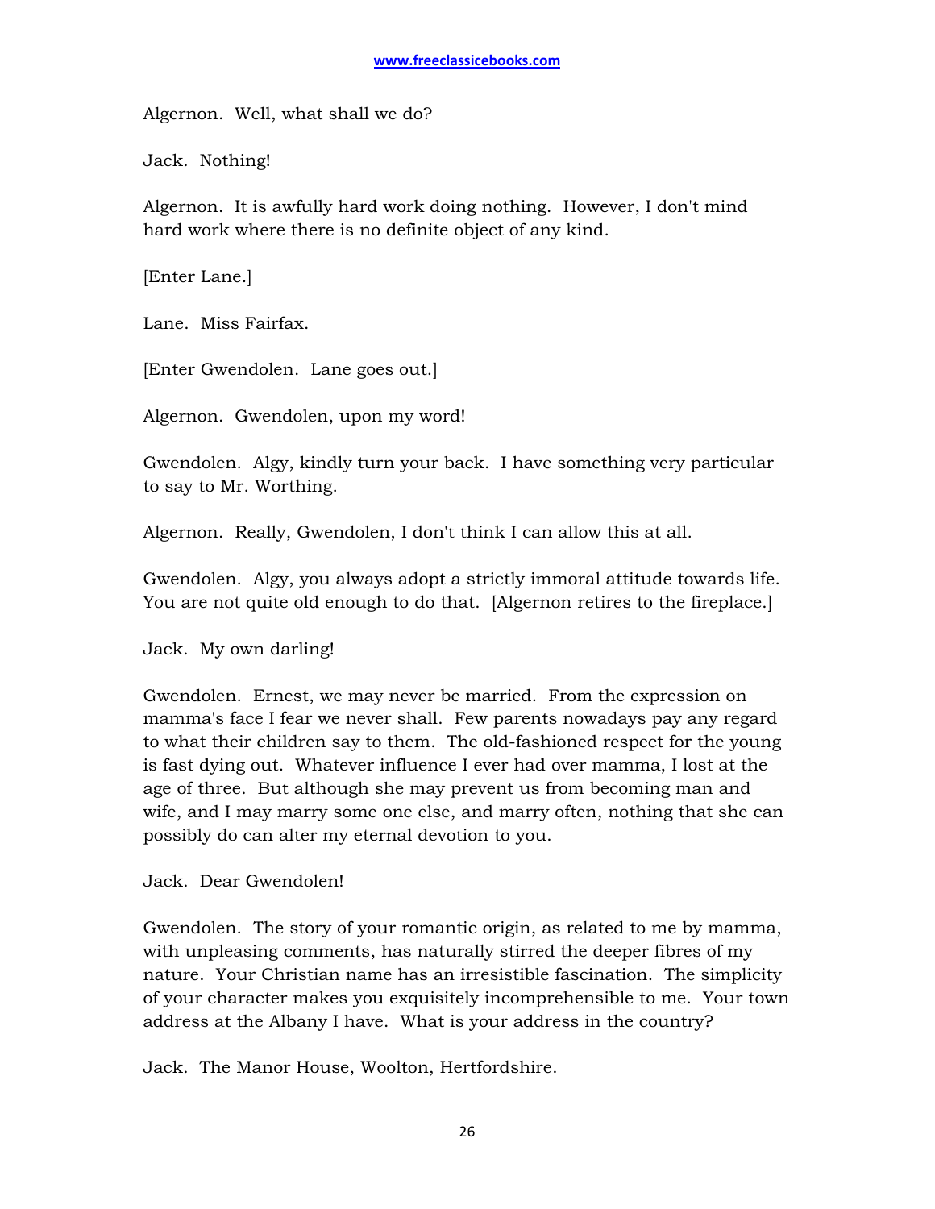Algernon. Well, what shall we do?

Jack. Nothing!

Algernon. It is awfully hard work doing nothing. However, I don't mind hard work where there is no definite object of any kind.

[Enter Lane.]

Lane. Miss Fairfax.

[Enter Gwendolen. Lane goes out.]

Algernon. Gwendolen, upon my word!

Gwendolen. Algy, kindly turn your back. I have something very particular to say to Mr. Worthing.

Algernon. Really, Gwendolen, I don't think I can allow this at all.

Gwendolen. Algy, you always adopt a strictly immoral attitude towards life. You are not quite old enough to do that. [Algernon retires to the fireplace.]

Jack. My own darling!

Gwendolen. Ernest, we may never be married. From the expression on mamma's face I fear we never shall. Few parents nowadays pay any regard to what their children say to them. The old-fashioned respect for the young is fast dying out. Whatever influence I ever had over mamma, I lost at the age of three. But although she may prevent us from becoming man and wife, and I may marry some one else, and marry often, nothing that she can possibly do can alter my eternal devotion to you.

Jack. Dear Gwendolen!

Gwendolen. The story of your romantic origin, as related to me by mamma, with unpleasing comments, has naturally stirred the deeper fibres of my nature. Your Christian name has an irresistible fascination. The simplicity of your character makes you exquisitely incomprehensible to me. Your town address at the Albany I have. What is your address in the country?

Jack. The Manor House, Woolton, Hertfordshire.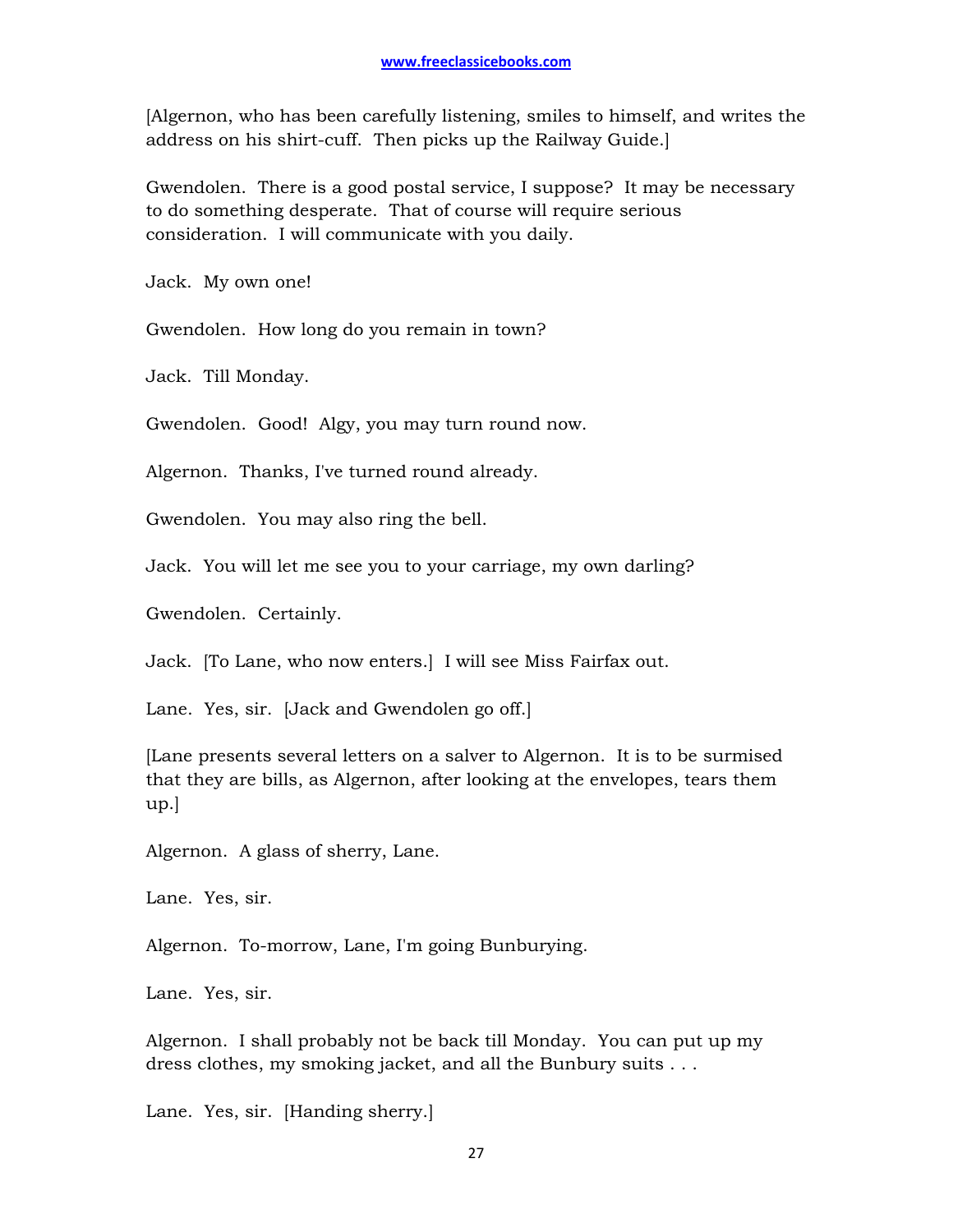[Algernon, who has been carefully listening, smiles to himself, and writes the address on his shirt-cuff. Then picks up the Railway Guide.]

Gwendolen. There is a good postal service, I suppose? It may be necessary to do something desperate. That of course will require serious consideration. I will communicate with you daily.

Jack. My own one!

Gwendolen. How long do you remain in town?

Jack. Till Monday.

Gwendolen. Good! Algy, you may turn round now.

Algernon. Thanks, I've turned round already.

Gwendolen. You may also ring the bell.

Jack. You will let me see you to your carriage, my own darling?

Gwendolen. Certainly.

Jack. [To Lane, who now enters.] I will see Miss Fairfax out.

Lane. Yes, sir. [Jack and Gwendolen go off.]

[Lane presents several letters on a salver to Algernon. It is to be surmised that they are bills, as Algernon, after looking at the envelopes, tears them up.]

Algernon. A glass of sherry, Lane.

Lane. Yes, sir.

Algernon. To-morrow, Lane, I'm going Bunburying.

Lane. Yes, sir.

Algernon. I shall probably not be back till Monday. You can put up my dress clothes, my smoking jacket, and all the Bunbury suits . . .

Lane. Yes, sir. [Handing sherry.]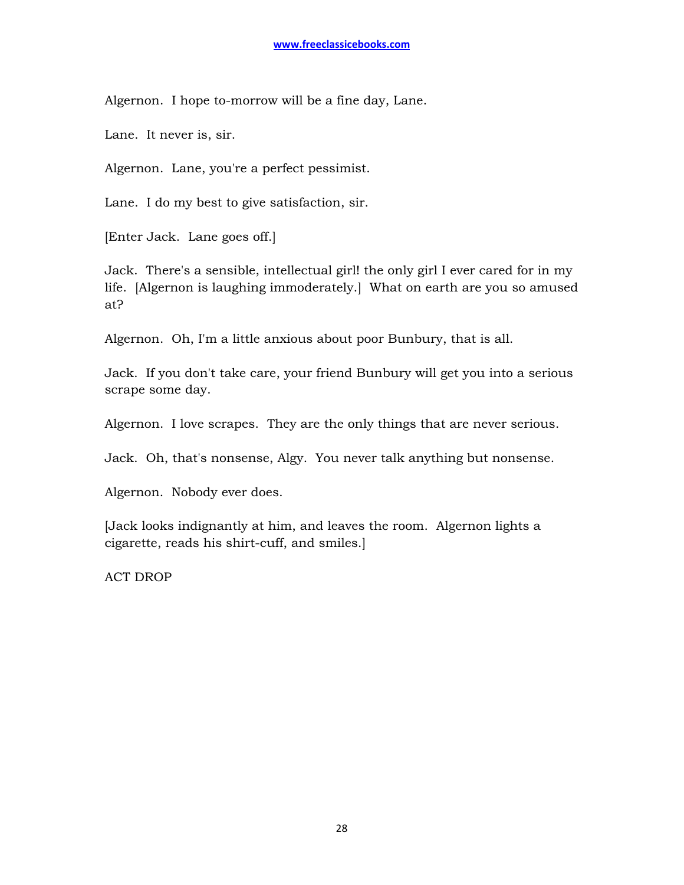Algernon. I hope to-morrow will be a fine day, Lane.

Lane. It never is, sir.

Algernon. Lane, you're a perfect pessimist.

Lane. I do my best to give satisfaction, sir.

[Enter Jack. Lane goes off.]

Jack. There's a sensible, intellectual girl! the only girl I ever cared for in my life. [Algernon is laughing immoderately.] What on earth are you so amused at?

Algernon. Oh, I'm a little anxious about poor Bunbury, that is all.

Jack. If you don't take care, your friend Bunbury will get you into a serious scrape some day.

Algernon. I love scrapes. They are the only things that are never serious.

Jack. Oh, that's nonsense, Algy. You never talk anything but nonsense.

Algernon. Nobody ever does.

[Jack looks indignantly at him, and leaves the room. Algernon lights a cigarette, reads his shirt-cuff, and smiles.]

ACT DROP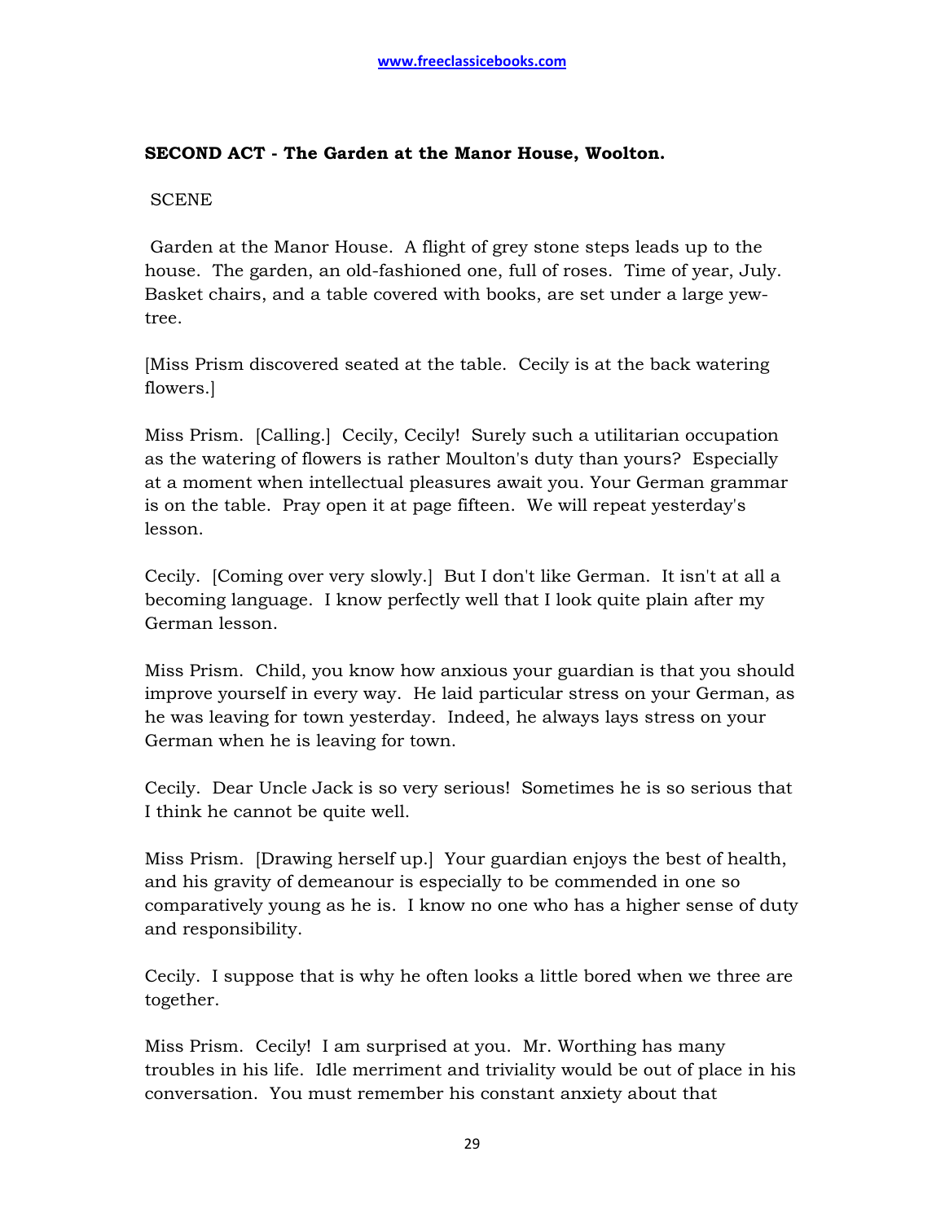**SECOND ACT - The Garden at the Manor House, Woolton.**

SCENE

Garden at the Manor House. A flight of grey stone steps leads up to the house. The garden, an old-fashioned one, full of roses. Time of year, July. Basket chairs, and a table covered with books, are set under a large yew-tree.

[Miss Prism discovered seated at the table. Cecily is at the back watering flowers.]

Miss Prism. [Calling.] Cecily, Cecily! Surely such a utilitarian occupation as the watering of flowers is rather Moulton's duty than yours? Especially at a moment when intellectual pleasures await you. Your German grammar is on the table. Pray open it at page fifteen. We will repeat yesterday's lesson.

Cecily. [Coming over very slowly.] But I don't like German. It isn't at all a becoming language. I know perfectly well that I look quite plain after my German lesson.

Miss Prism. Child, you know how anxious your guardian is that you should improve yourself in every way. He laid particular stress on your German, as he was leaving for town yesterday. Indeed, he always lays stress on your German when he is leaving for town.

Cecily. Dear Uncle Jack is so very serious! Sometimes he is so serious that I think he cannot be quite well.

Miss Prism. [Drawing herself up.] Your guardian enjoys the best of health, and his gravity of demeanour is especially to be commended in one so comparatively young as he is. I know no one who has a higher sense of duty and responsibility.

Cecily. I suppose that is why he often looks a little bored when we three are together.

Miss Prism. Cecily! I am surprised at you. Mr. Worthing has many troubles in his life. Idle merriment and triviality would be out of place in his conversation. You must remember his constant anxiety about that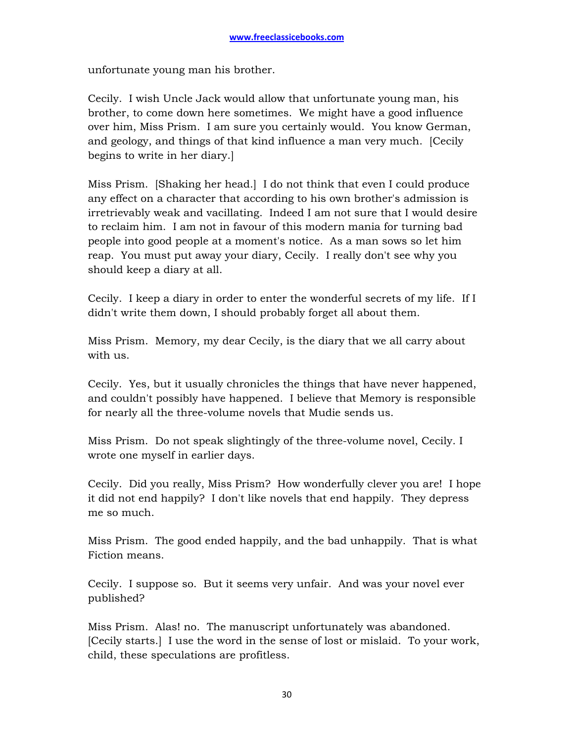unfortunate young man his brother.

Cecily. I wish Uncle Jack would allow that unfortunate young man, his brother, to come down here sometimes. We might have a good influence over him, Miss Prism. I am sure you certainly would. You know German, and geology, and things of that kind influence a man very much. [Cecily begins to write in her diary.]

Miss Prism. [Shaking her head.] I do not think that even I could produce any effect on a character that according to his own brother's admission is irretrievably weak and vacillating. Indeed I am not sure that I would desire to reclaim him. I am not in favour of this modern mania for turning bad people into good people at a moment's notice. As a man sows so let him reap. You must put away your diary, Cecily. I really don't see why you should keep a diary at all.

Cecily. I keep a diary in order to enter the wonderful secrets of my life. If I didn't write them down, I should probably forget all about them.

Miss Prism. Memory, my dear Cecily, is the diary that we all carry about with us.

Cecily. Yes, but it usually chronicles the things that have never happened, and couldn't possibly have happened. I believe that Memory is responsible for nearly all the three-volume novels that Mudie sends us.

Miss Prism. Do not speak slightingly of the three-volume novel, Cecily. I wrote one myself in earlier days.

Cecily. Did you really, Miss Prism? How wonderfully clever you are! I hope it did not end happily? I don't like novels that end happily. They depress me so much.

Miss Prism. The good ended happily, and the bad unhappily. That is what Fiction means.

Cecily. I suppose so. But it seems very unfair. And was your novel ever published?

Miss Prism. Alas! no. The manuscript unfortunately was abandoned. [Cecily starts.] I use the word in the sense of lost or mislaid. To your work, child, these speculations are profitless.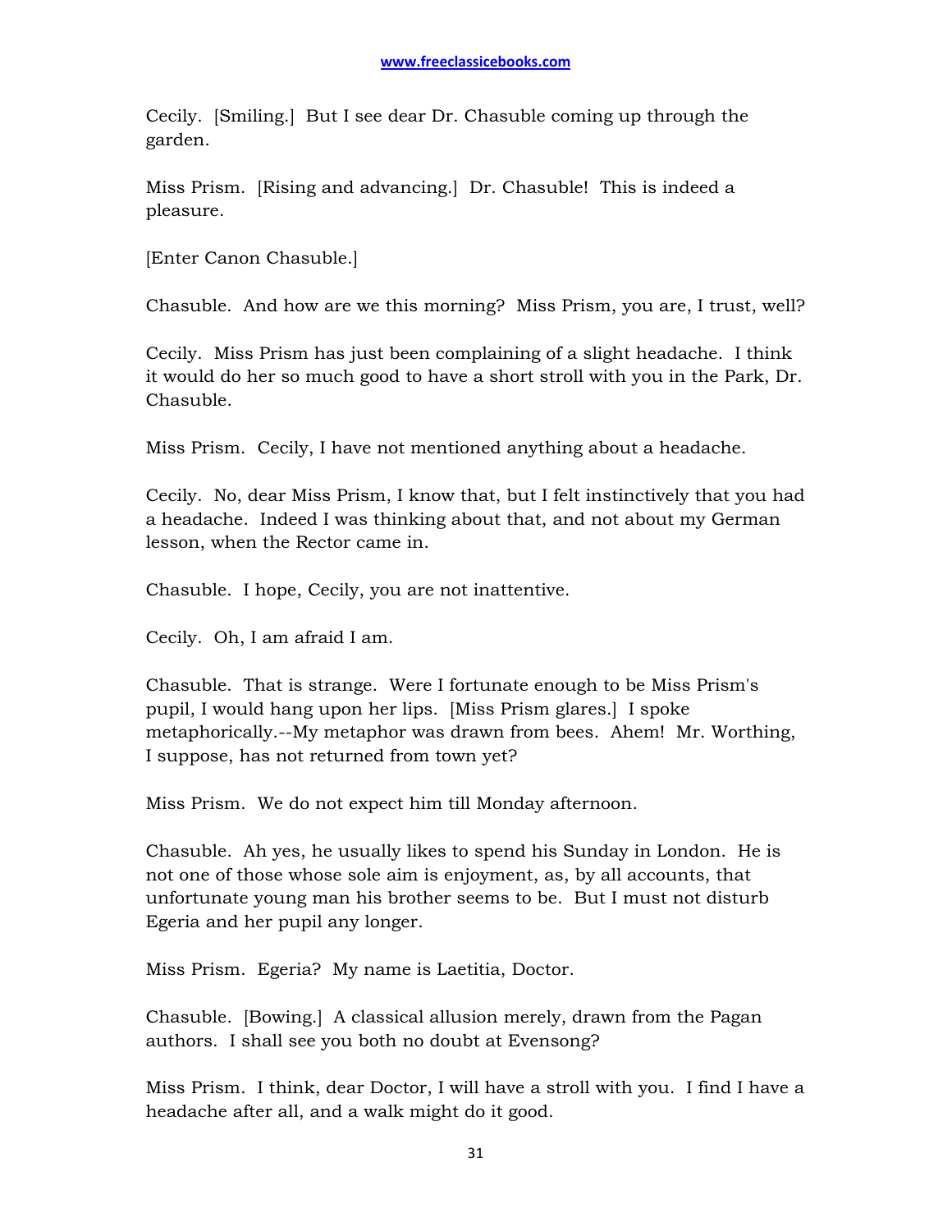Cecily. [Smiling.] But I see dear Dr. Chasuble coming up through the garden.

Miss Prism. [Rising and advancing.] Dr. Chasuble! This is indeed a pleasure.

[Enter Canon Chasuble.]

Chasuble. And how are we this morning? Miss Prism, you are, I trust, well?

Cecily. Miss Prism has just been complaining of a slight headache. I think it would do her so much good to have a short stroll with you in the Park, Dr. Chasuble.

Miss Prism. Cecily, I have not mentioned anything about a headache.

Cecily. No, dear Miss Prism, I know that, but I felt instinctively that you had a headache. Indeed I was thinking about that, and not about my German lesson, when the Rector came in.

Chasuble. I hope, Cecily, you are not inattentive.

Cecily. Oh, I am afraid I am.

Chasuble. That is strange. Were I fortunate enough to be Miss Prism's pupil, I would hang upon her lips. [Miss Prism glares.] I spoke metaphorically.--My metaphor was drawn from bees. Ahem! Mr. Worthing, I suppose, has not returned from town yet?

Miss Prism. We do not expect him till Monday afternoon.

Chasuble. Ah yes, he usually likes to spend his Sunday in London. He is not one of those whose sole aim is enjoyment, as, by all accounts, that unfortunate young man his brother seems to be. But I must not disturb Egeria and her pupil any longer.

Miss Prism. Egeria? My name is Laetitia, Doctor.

Chasuble. [Bowing.] A classical allusion merely, drawn from the Pagan authors. I shall see you both no doubt at Evensong?

Miss Prism. I think, dear Doctor, I will have a stroll with you. I find I have a headache after all, and a walk might do it good.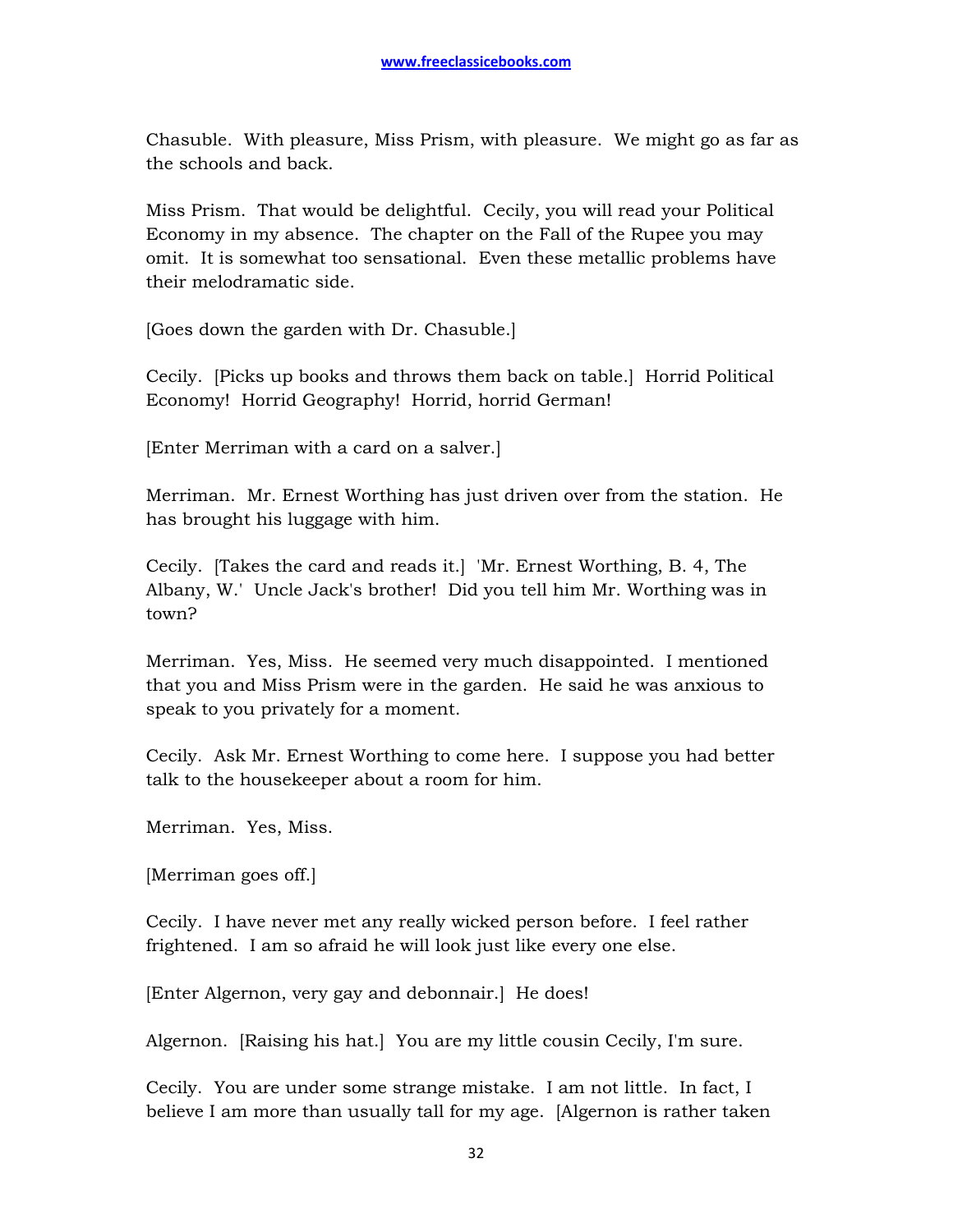Chasuble. With pleasure, Miss Prism, with pleasure. We might go as far as the schools and back.

Miss Prism. That would be delightful. Cecily, you will read your Political Economy in my absence. The chapter on the Fall of the Rupee you may omit. It is somewhat too sensational. Even these metallic problems have their melodramatic side.

[Goes down the garden with Dr. Chasuble.]

Cecily. [Picks up books and throws them back on table.] Horrid Political Economy! Horrid Geography! Horrid, horrid German!

[Enter Merriman with a card on a salver.]

Merriman. Mr. Ernest Worthing has just driven over from the station. He has brought his luggage with him.

Cecily. [Takes the card and reads it.] 'Mr. Ernest Worthing, B. 4, The Albany, W.' Uncle Jack's brother! Did you tell him Mr. Worthing was in town?

Merriman. Yes, Miss. He seemed very much disappointed. I mentioned that you and Miss Prism were in the garden. He said he was anxious to speak to you privately for a moment.

Cecily. Ask Mr. Ernest Worthing to come here. I suppose you had better talk to the housekeeper about a room for him.

Merriman. Yes, Miss.

[Merriman goes off.]

Cecily. I have never met any really wicked person before. I feel rather frightened. I am so afraid he will look just like every one else.

[Enter Algernon, very gay and debonnair.] He does!

Algernon. [Raising his hat.] You are my little cousin Cecily, I'm sure.

Cecily. You are under some strange mistake. I am not little. In fact, I believe I am more than usually tall for my age. [Algernon is rather taken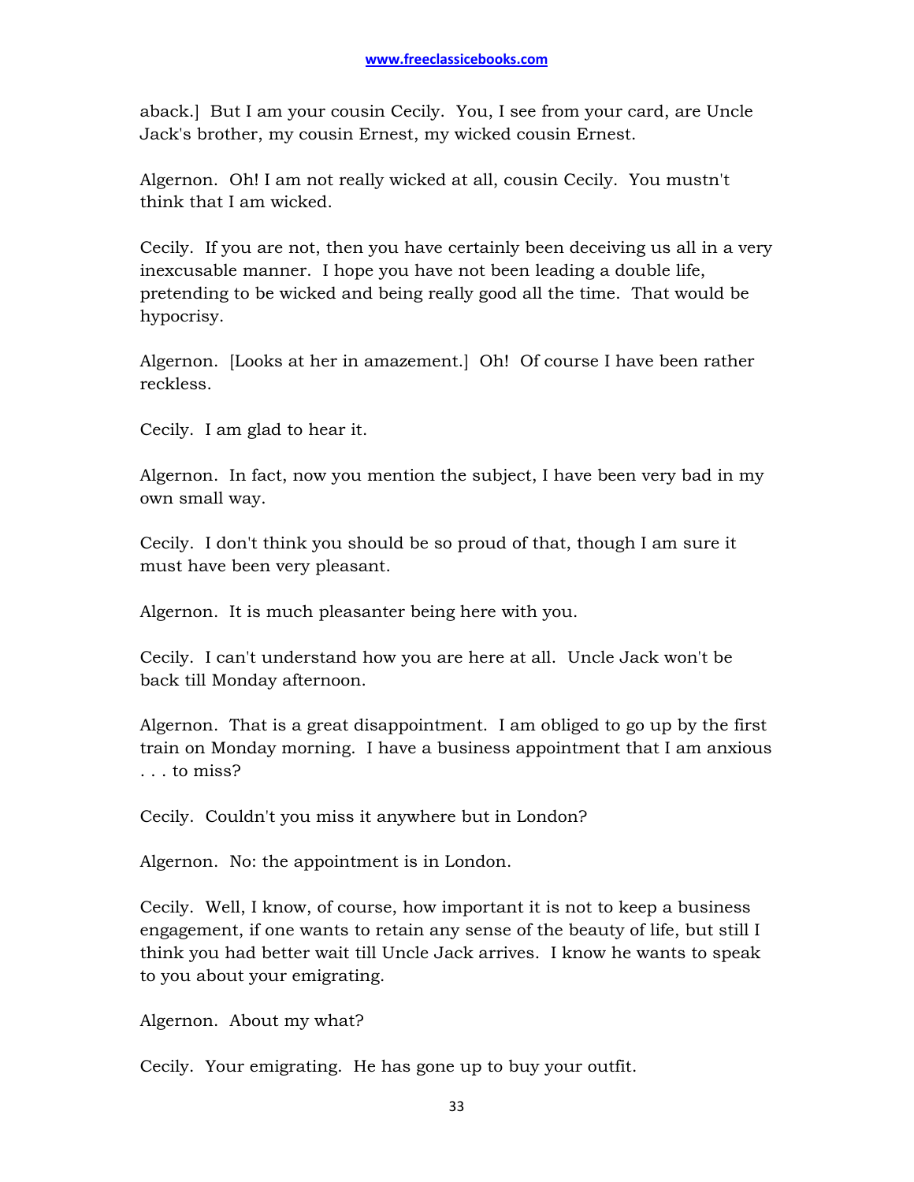aback.] But I am your cousin Cecily. You, I see from your card, are Uncle Jack's brother, my cousin Ernest, my wicked cousin Ernest.

Algernon. Oh! I am not really wicked at all, cousin Cecily. You mustn't think that I am wicked.

Cecily. If you are not, then you have certainly been deceiving us all in a very inexcusable manner. I hope you have not been leading a double life, pretending to be wicked and being really good all the time. That would be hypocrisy.

Algernon. [Looks at her in amazement.] Oh! Of course I have been rather reckless.

Cecily. I am glad to hear it.

Algernon. In fact, now you mention the subject, I have been very bad in my own small way.

Cecily. I don't think you should be so proud of that, though I am sure it must have been very pleasant.

Algernon. It is much pleasanter being here with you.

Cecily. I can't understand how you are here at all. Uncle Jack won't be back till Monday afternoon.

Algernon. That is a great disappointment. I am obliged to go up by the first train on Monday morning. I have a business appointment that I am anxious . . . to miss?

Cecily. Couldn't you miss it anywhere but in London?

Algernon. No: the appointment is in London.

Cecily. Well, I know, of course, how important it is not to keep a business engagement, if one wants to retain any sense of the beauty of life, but still I think you had better wait till Uncle Jack arrives. I know he wants to speak to you about your emigrating.

Algernon. About my what?

Cecily. Your emigrating. He has gone up to buy your outfit.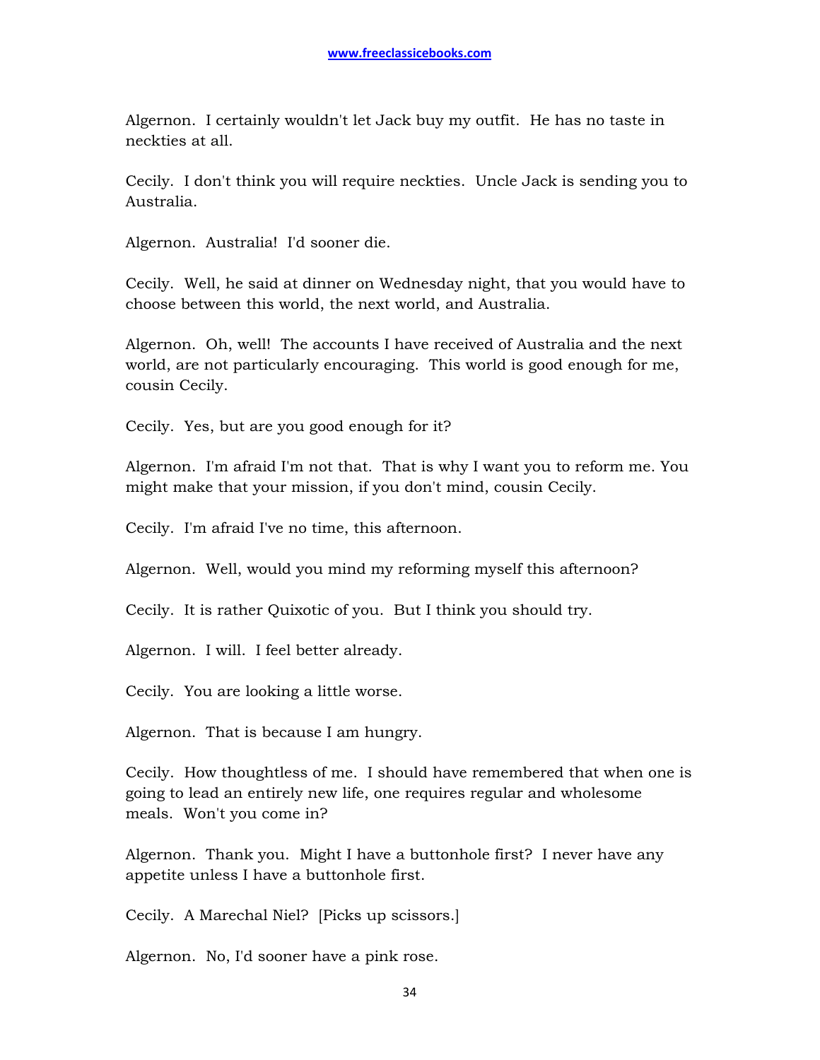Algernon. I certainly wouldn't let Jack buy my outfit. He has no taste in neckties at all.

Cecily. I don't think you will require neckties. Uncle Jack is sending you to Australia.

Algernon. Australia! I'd sooner die.

Cecily. Well, he said at dinner on Wednesday night, that you would have to choose between this world, the next world, and Australia.

Algernon. Oh, well! The accounts I have received of Australia and the next world, are not particularly encouraging. This world is good enough for me, cousin Cecily.

Cecily. Yes, but are you good enough for it?

Algernon. I'm afraid I'm not that. That is why I want you to reform me. You might make that your mission, if you don't mind, cousin Cecily.

Cecily. I'm afraid I've no time, this afternoon.

Algernon. Well, would you mind my reforming myself this afternoon?

Cecily. It is rather Quixotic of you. But I think you should try.

Algernon. I will. I feel better already.

Cecily. You are looking a little worse.

Algernon. That is because I am hungry.

Cecily. How thoughtless of me. I should have remembered that when one is going to lead an entirely new life, one requires regular and wholesome meals. Won't you come in?

Algernon. Thank you. Might I have a buttonhole first? I never have any appetite unless I have a buttonhole first.

Cecily. A Marechal Niel? [Picks up scissors.]

Algernon. No, I'd sooner have a pink rose.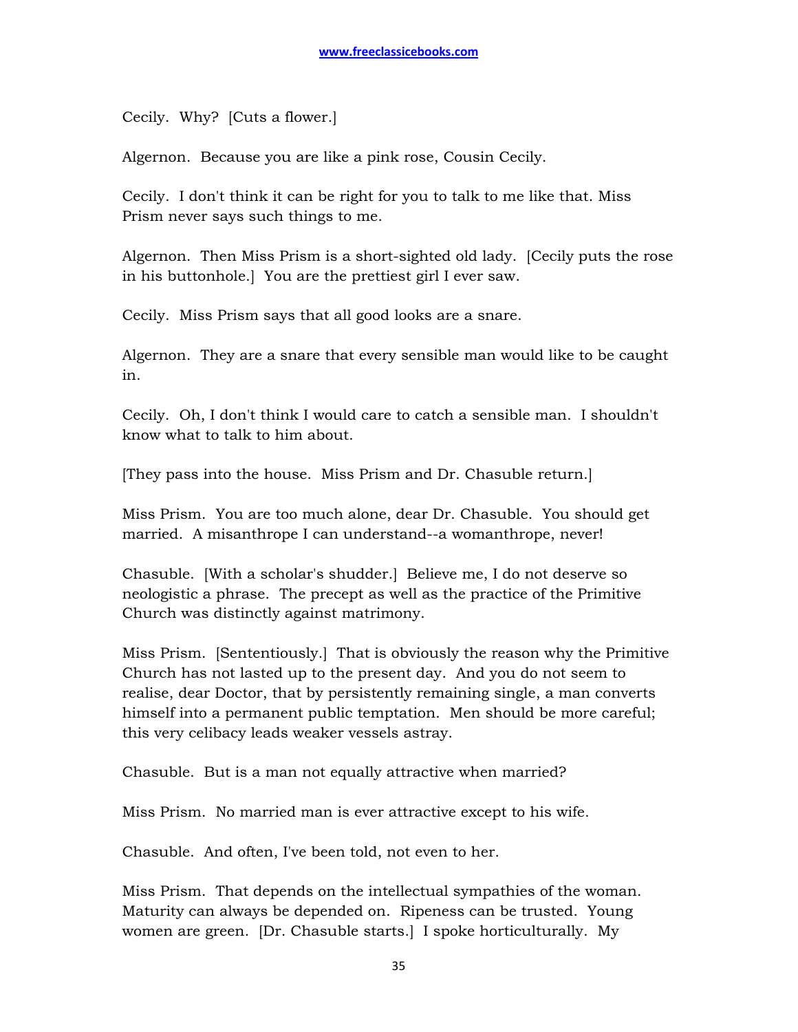Cecily. Why? [Cuts a flower.]

Algernon. Because you are like a pink rose, Cousin Cecily.

Cecily. I don't think it can be right for you to talk to me like that. Miss Prism never says such things to me.

Algernon. Then Miss Prism is a short-sighted old lady. [Cecily puts the rose in his buttonhole.] You are the prettiest girl I ever saw.

Cecily. Miss Prism says that all good looks are a snare.

Algernon. They are a snare that every sensible man would like to be caught in.

Cecily. Oh, I don't think I would care to catch a sensible man. I shouldn't know what to talk to him about.

[They pass into the house. Miss Prism and Dr. Chasuble return.]

Miss Prism. You are too much alone, dear Dr. Chasuble. You should get married. A misanthrope I can understand--a womanthrope, never!

Chasuble. [With a scholar's shudder.] Believe me, I do not deserve so neologistic a phrase. The precept as well as the practice of the Primitive Church was distinctly against matrimony.

Miss Prism. [Sententiously.] That is obviously the reason why the Primitive Church has not lasted up to the present day. And you do not seem to realise, dear Doctor, that by persistently remaining single, a man converts himself into a permanent public temptation. Men should be more careful; this very celibacy leads weaker vessels astray.

Chasuble. But is a man not equally attractive when married?

Miss Prism. No married man is ever attractive except to his wife.

Chasuble. And often, I've been told, not even to her.

Miss Prism. That depends on the intellectual sympathies of the woman. Maturity can always be depended on. Ripeness can be trusted. Young women are green. [Dr. Chasuble starts.] I spoke horticulturally. My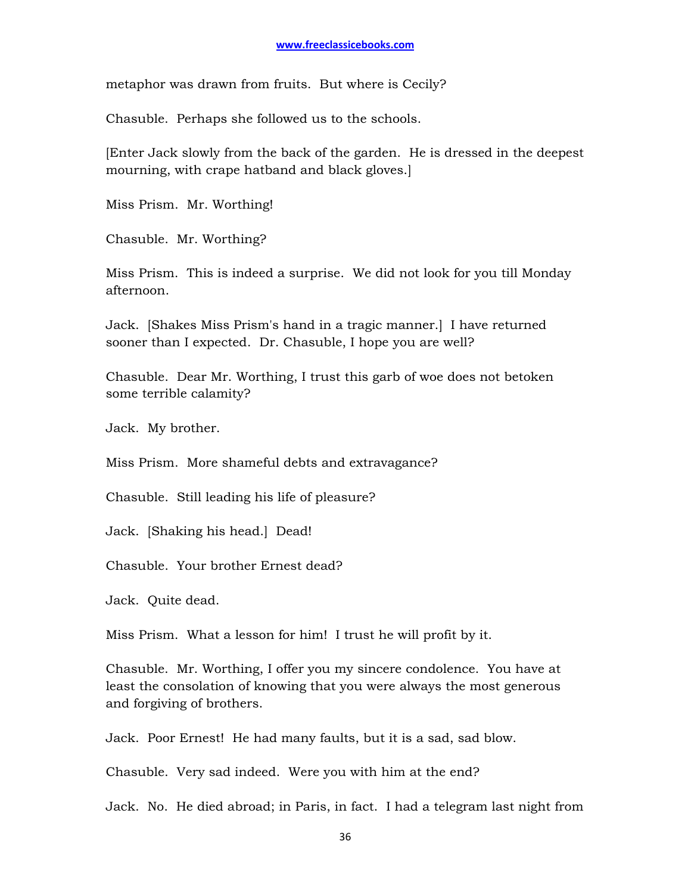metaphor was drawn from fruits.  But where is Cecily?

Chasuble.  Perhaps she followed us to the schools.

[Enter Jack slowly from the back of the garden.  He is dressed in the deepest mourning, with crape hatband and black gloves.]

Miss Prism.  Mr. Worthing!

Chasuble.  Mr. Worthing?

Miss Prism.  This is indeed a surprise.  We did not look for you till Monday afternoon.

Jack.  [Shakes Miss Prism's hand in a tragic manner.]  I have returned sooner than I expected.  Dr. Chasuble, I hope you are well?

Chasuble.  Dear Mr. Worthing, I trust this garb of woe does not betoken some terrible calamity?

Jack.  My brother.

Miss Prism.  More shameful debts and extravagance?

Chasuble.  Still leading his life of pleasure?

Jack.  [Shaking his head.]  Dead!

Chasuble.  Your brother Ernest dead?

Jack.  Quite dead.

Miss Prism.  What a lesson for him!  I trust he will profit by it.

Chasuble.  Mr. Worthing, I offer you my sincere condolence.  You have at least the consolation of knowing that you were always the most generous and forgiving of brothers.

Jack.  Poor Ernest!  He had many faults, but it is a sad, sad blow.

Chasuble.  Very sad indeed.  Were you with him at the end?

Jack.  No.  He died abroad; in Paris, in fact.  I had a telegram last night from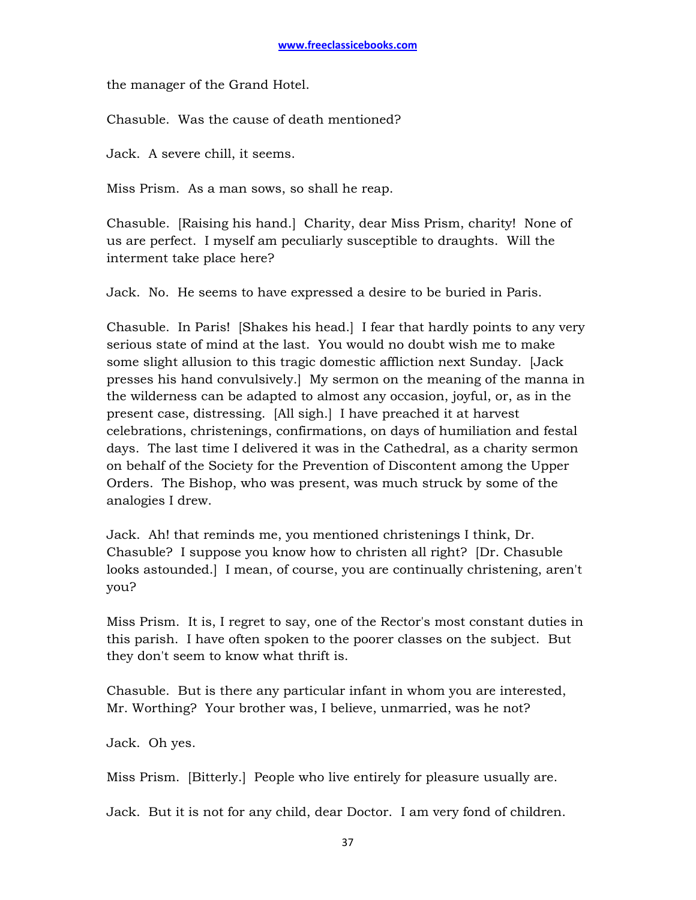the manager of the Grand Hotel.

Chasuble. Was the cause of death mentioned?

Jack. A severe chill, it seems.

Miss Prism. As a man sows, so shall he reap.

Chasuble. [Raising his hand.] Charity, dear Miss Prism, charity! None of us are perfect. I myself am peculiarly susceptible to draughts. Will the interment take place here?

Jack. No. He seems to have expressed a desire to be buried in Paris.

Chasuble. In Paris! [Shakes his head.] I fear that hardly points to any very serious state of mind at the last. You would no doubt wish me to make some slight allusion to this tragic domestic affliction next Sunday. [Jack presses his hand convulsively.] My sermon on the meaning of the manna in the wilderness can be adapted to almost any occasion, joyful, or, as in the present case, distressing. [All sigh.] I have preached it at harvest celebrations, christenings, confirmations, on days of humiliation and festal days. The last time I delivered it was in the Cathedral, as a charity sermon on behalf of the Society for the Prevention of Discontent among the Upper Orders. The Bishop, who was present, was much struck by some of the analogies I drew.

Jack. Ah! that reminds me, you mentioned christenings I think, Dr. Chasuble? I suppose you know how to christen all right? [Dr. Chasuble looks astounded.] I mean, of course, you are continually christening, aren't you?

Miss Prism. It is, I regret to say, one of the Rector's most constant duties in this parish. I have often spoken to the poorer classes on the subject. But they don't seem to know what thrift is.

Chasuble. But is there any particular infant in whom you are interested, Mr. Worthing? Your brother was, I believe, unmarried, was he not?

Jack. Oh yes.

Miss Prism. [Bitterly.] People who live entirely for pleasure usually are.

Jack. But it is not for any child, dear Doctor. I am very fond of children.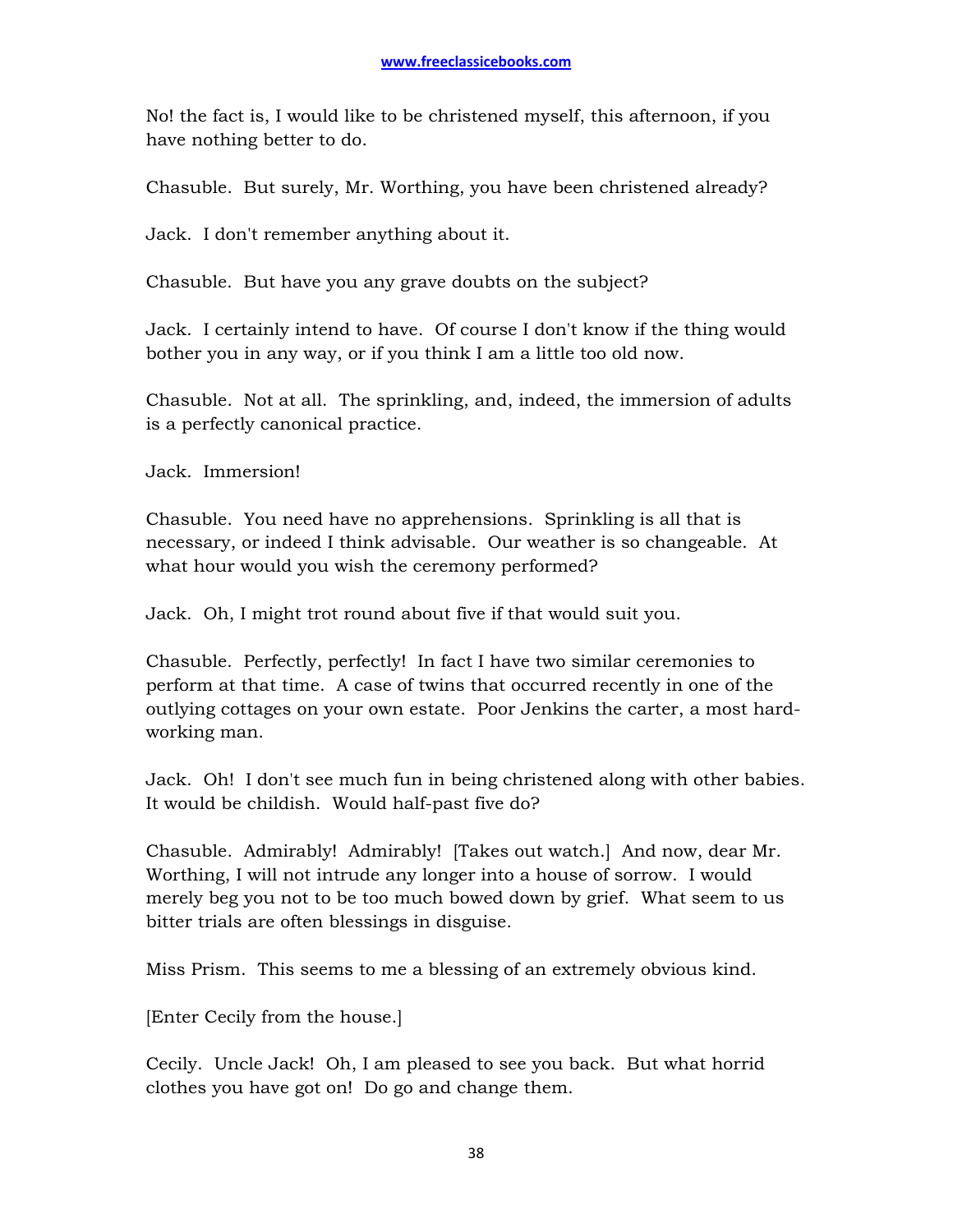No! the fact is, I would like to be christened myself, this afternoon, if you have nothing better to do.

Chasuble. But surely, Mr. Worthing, you have been christened already?

Jack. I don't remember anything about it.

Chasuble. But have you any grave doubts on the subject?

Jack. I certainly intend to have. Of course I don't know if the thing would bother you in any way, or if you think I am a little too old now.

Chasuble. Not at all. The sprinkling, and, indeed, the immersion of adults is a perfectly canonical practice.

Jack. Immersion!

Chasuble. You need have no apprehensions. Sprinkling is all that is necessary, or indeed I think advisable. Our weather is so changeable. At what hour would you wish the ceremony performed?

Jack. Oh, I might trot round about five if that would suit you.

Chasuble. Perfectly, perfectly! In fact I have two similar ceremonies to perform at that time. A case of twins that occurred recently in one of the outlying cottages on your own estate. Poor Jenkins the carter, a most hard-working man.

Jack. Oh! I don't see much fun in being christened along with other babies. It would be childish. Would half-past five do?

Chasuble. Admirably! Admirably! [Takes out watch.] And now, dear Mr. Worthing, I will not intrude any longer into a house of sorrow. I would merely beg you not to be too much bowed down by grief. What seem to us bitter trials are often blessings in disguise.

Miss Prism. This seems to me a blessing of an extremely obvious kind.

[Enter Cecily from the house.]

Cecily. Uncle Jack! Oh, I am pleased to see you back. But what horrid clothes you have got on! Do go and change them.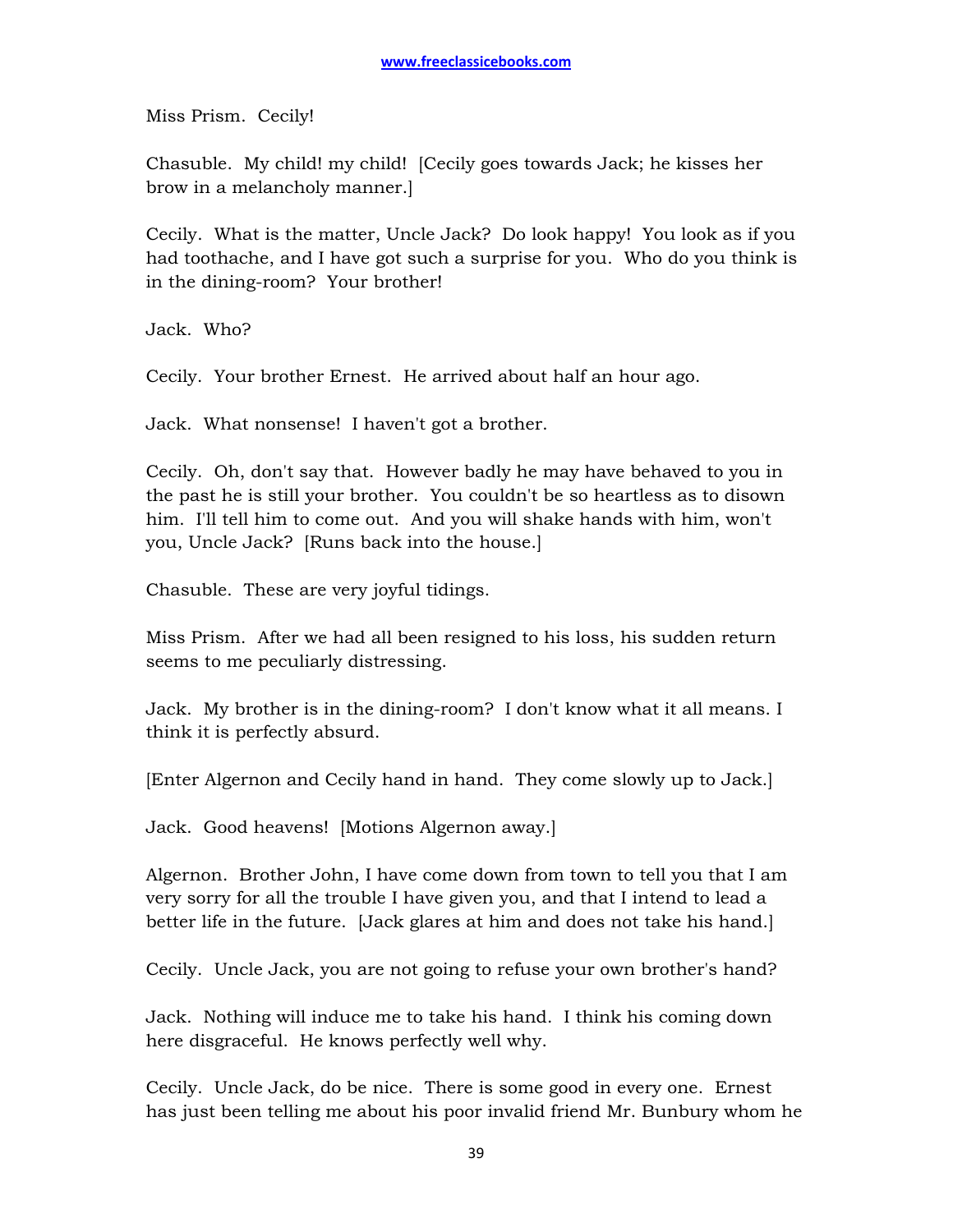Miss Prism. Cecily!

Chasuble. My child! my child! [Cecily goes towards Jack; he kisses her brow in a melancholy manner.]

Cecily. What is the matter, Uncle Jack? Do look happy! You look as if you had toothache, and I have got such a surprise for you. Who do you think is in the dining-room? Your brother!

Jack. Who?

Cecily. Your brother Ernest. He arrived about half an hour ago.

Jack. What nonsense! I haven't got a brother.

Cecily. Oh, don't say that. However badly he may have behaved to you in the past he is still your brother. You couldn't be so heartless as to disown him. I'll tell him to come out. And you will shake hands with him, won't you, Uncle Jack? [Runs back into the house.]

Chasuble. These are very joyful tidings.

Miss Prism. After we had all been resigned to his loss, his sudden return seems to me peculiarly distressing.

Jack. My brother is in the dining-room? I don't know what it all means. I think it is perfectly absurd.

[Enter Algernon and Cecily hand in hand. They come slowly up to Jack.]

Jack. Good heavens! [Motions Algernon away.]

Algernon. Brother John, I have come down from town to tell you that I am very sorry for all the trouble I have given you, and that I intend to lead a better life in the future. [Jack glares at him and does not take his hand.]

Cecily. Uncle Jack, you are not going to refuse your own brother's hand?

Jack. Nothing will induce me to take his hand. I think his coming down here disgraceful. He knows perfectly well why.

Cecily. Uncle Jack, do be nice. There is some good in every one. Ernest has just been telling me about his poor invalid friend Mr. Bunbury whom he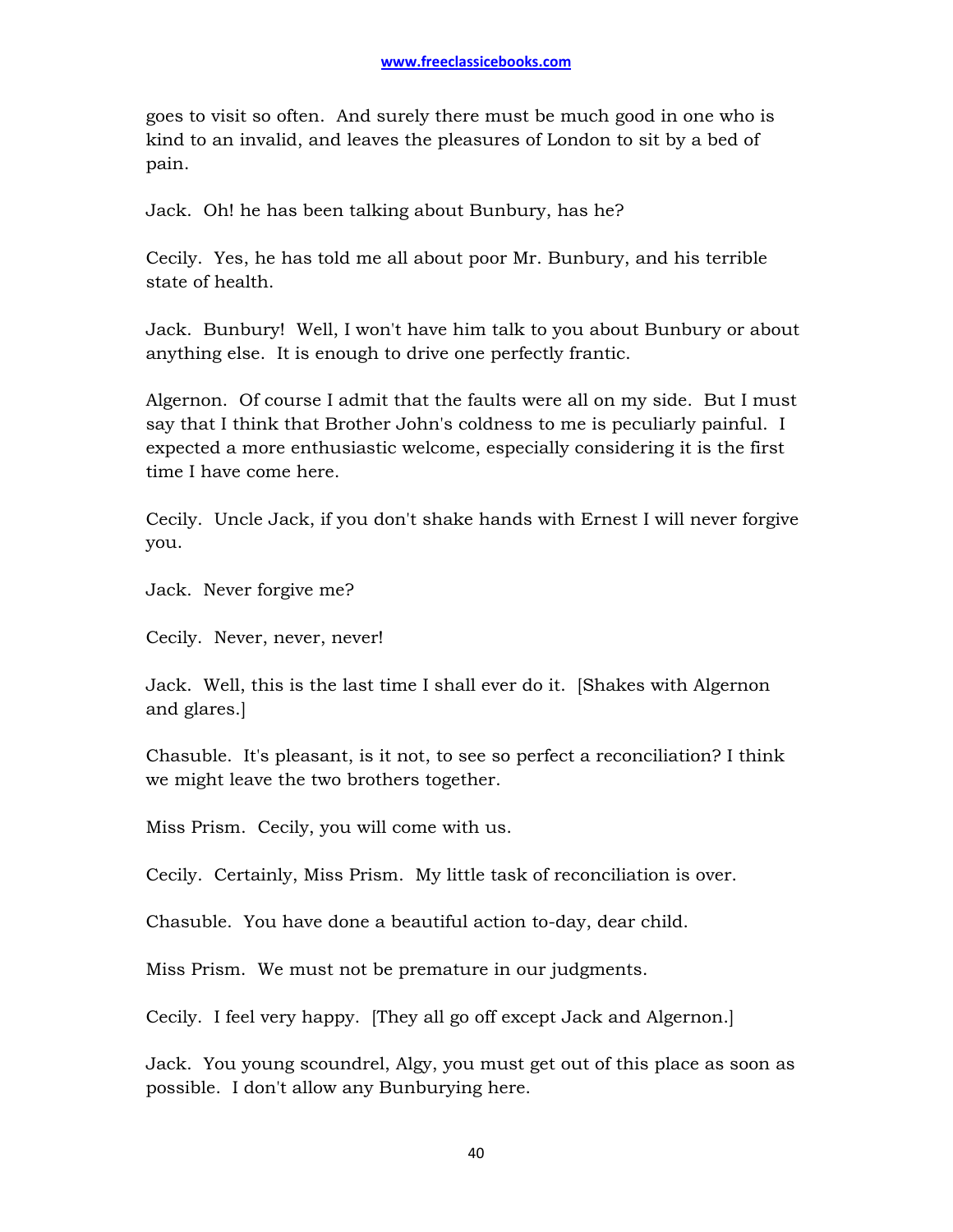goes to visit so often. And surely there must be much good in one who is kind to an invalid, and leaves the pleasures of London to sit by a bed of pain.

Jack. Oh! he has been talking about Bunbury, has he?

Cecily. Yes, he has told me all about poor Mr. Bunbury, and his terrible state of health.

Jack. Bunbury! Well, I won't have him talk to you about Bunbury or about anything else. It is enough to drive one perfectly frantic.

Algernon. Of course I admit that the faults were all on my side. But I must say that I think that Brother John's coldness to me is peculiarly painful. I expected a more enthusiastic welcome, especially considering it is the first time I have come here.

Cecily. Uncle Jack, if you don't shake hands with Ernest I will never forgive you.

Jack. Never forgive me?

Cecily. Never, never, never!

Jack. Well, this is the last time I shall ever do it. [Shakes with Algernon and glares.]

Chasuble. It's pleasant, is it not, to see so perfect a reconciliation? I think we might leave the two brothers together.

Miss Prism. Cecily, you will come with us.

Cecily. Certainly, Miss Prism. My little task of reconciliation is over.

Chasuble. You have done a beautiful action to-day, dear child.

Miss Prism. We must not be premature in our judgments.

Cecily. I feel very happy. [They all go off except Jack and Algernon.]

Jack. You young scoundrel, Algy, you must get out of this place as soon as possible. I don't allow any Bunburying here.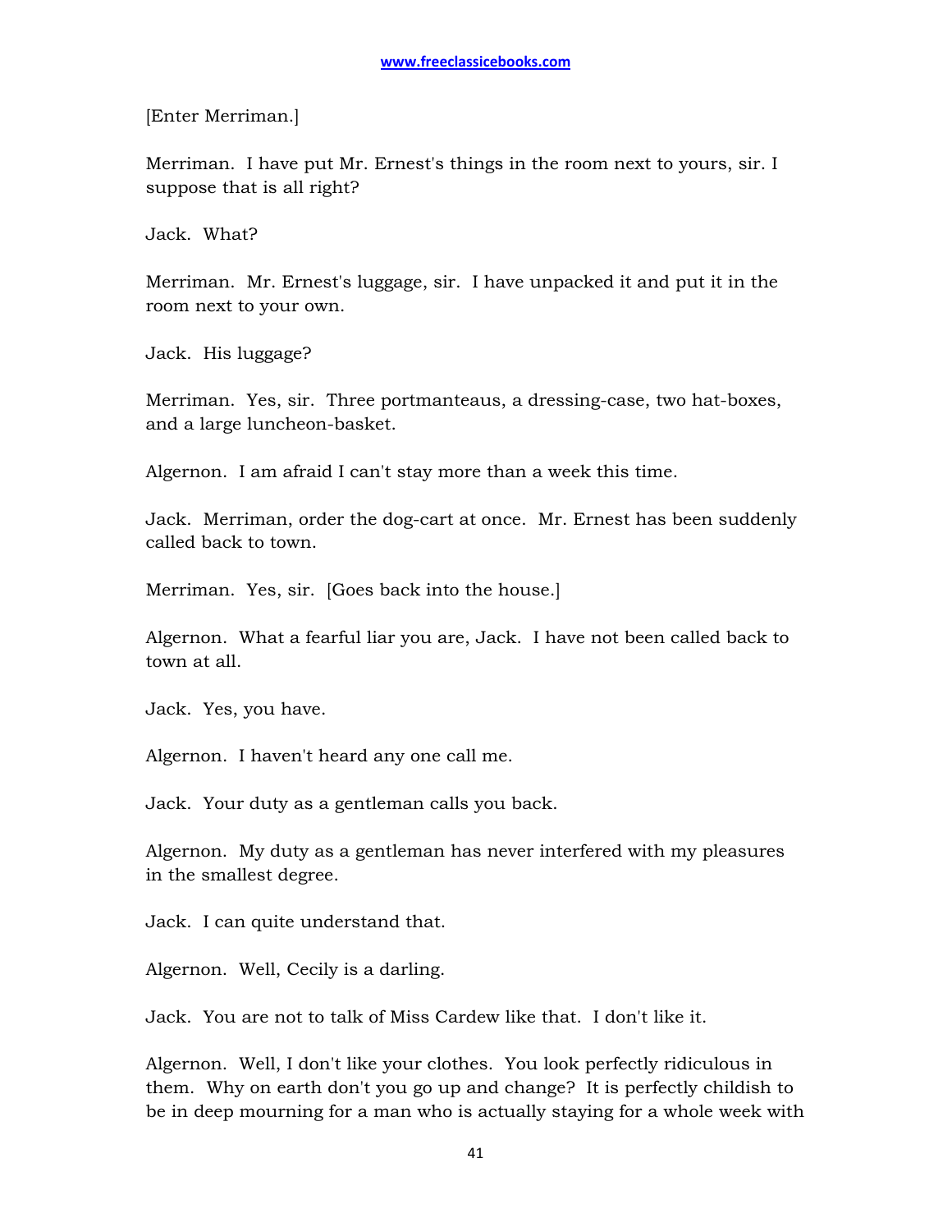[Enter Merriman.]

Merriman. I have put Mr. Ernest's things in the room next to yours, sir. I suppose that is all right?

Jack. What?

Merriman. Mr. Ernest's luggage, sir. I have unpacked it and put it in the room next to your own.

Jack. His luggage?

Merriman. Yes, sir. Three portmanteaus, a dressing-case, two hat-boxes, and a large luncheon-basket.

Algernon. I am afraid I can't stay more than a week this time.

Jack. Merriman, order the dog-cart at once. Mr. Ernest has been suddenly called back to town.

Merriman. Yes, sir. [Goes back into the house.]

Algernon. What a fearful liar you are, Jack. I have not been called back to town at all.

Jack. Yes, you have.

Algernon. I haven't heard any one call me.

Jack. Your duty as a gentleman calls you back.

Algernon. My duty as a gentleman has never interfered with my pleasures in the smallest degree.

Jack. I can quite understand that.

Algernon. Well, Cecily is a darling.

Jack. You are not to talk of Miss Cardew like that. I don't like it.

Algernon. Well, I don't like your clothes. You look perfectly ridiculous in them. Why on earth don't you go up and change? It is perfectly childish to be in deep mourning for a man who is actually staying for a whole week with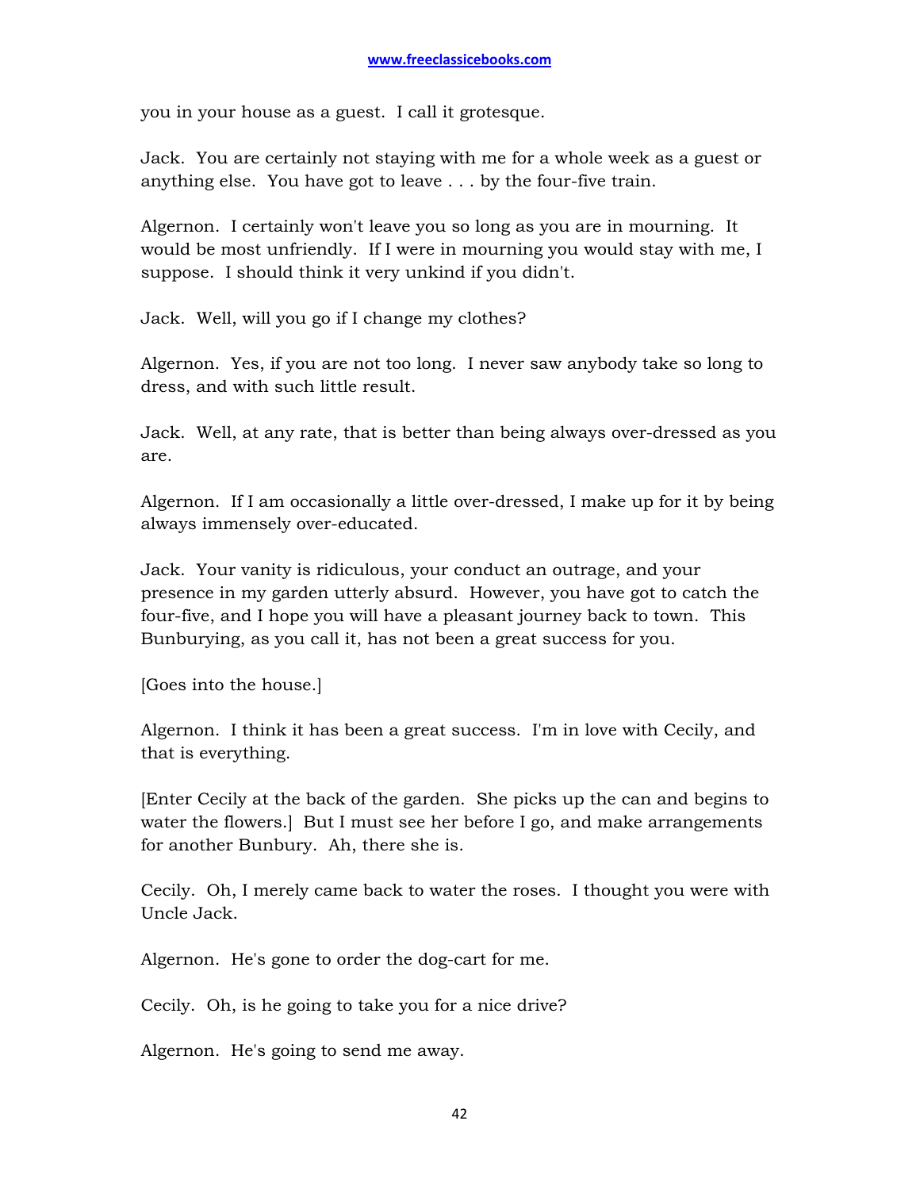you in your house as a guest. I call it grotesque.

Jack. You are certainly not staying with me for a whole week as a guest or anything else. You have got to leave . . . by the four-five train.

Algernon. I certainly won't leave you so long as you are in mourning. It would be most unfriendly. If I were in mourning you would stay with me, I suppose. I should think it very unkind if you didn't.

Jack. Well, will you go if I change my clothes?

Algernon. Yes, if you are not too long. I never saw anybody take so long to dress, and with such little result.

Jack. Well, at any rate, that is better than being always over-dressed as you are.

Algernon. If I am occasionally a little over-dressed, I make up for it by being always immensely over-educated.

Jack. Your vanity is ridiculous, your conduct an outrage, and your presence in my garden utterly absurd. However, you have got to catch the four-five, and I hope you will have a pleasant journey back to town. This Bunburying, as you call it, has not been a great success for you.

[Goes into the house.]

Algernon. I think it has been a great success. I'm in love with Cecily, and that is everything.

[Enter Cecily at the back of the garden. She picks up the can and begins to water the flowers.] But I must see her before I go, and make arrangements for another Bunbury. Ah, there she is.

Cecily. Oh, I merely came back to water the roses. I thought you were with Uncle Jack.

Algernon. He's gone to order the dog-cart for me.

Cecily. Oh, is he going to take you for a nice drive?

Algernon. He's going to send me away.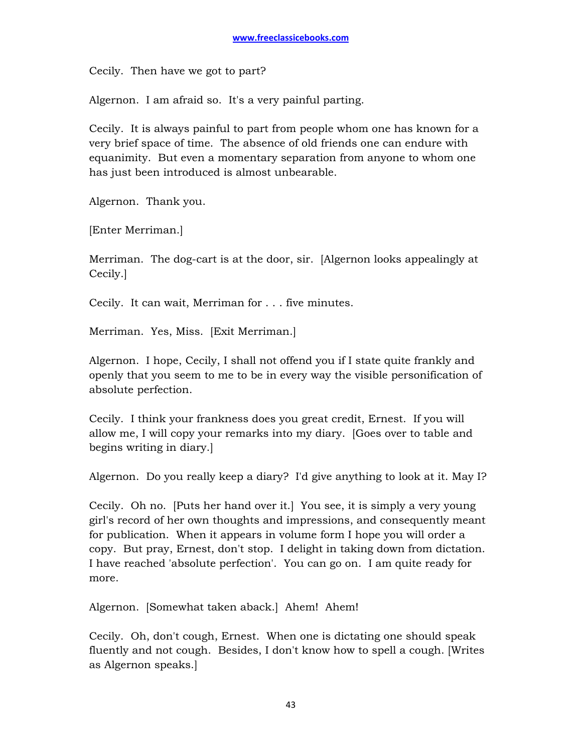Cecily. Then have we got to part?

Algernon. I am afraid so. It's a very painful parting.

Cecily. It is always painful to part from people whom one has known for a very brief space of time. The absence of old friends one can endure with equanimity. But even a momentary separation from anyone to whom one has just been introduced is almost unbearable.

Algernon. Thank you.

[Enter Merriman.]

Merriman. The dog-cart is at the door, sir. [Algernon looks appealingly at Cecily.]

Cecily. It can wait, Merriman for . . . five minutes.

Merriman. Yes, Miss. [Exit Merriman.]

Algernon. I hope, Cecily, I shall not offend you if I state quite frankly and openly that you seem to me to be in every way the visible personification of absolute perfection.

Cecily. I think your frankness does you great credit, Ernest. If you will allow me, I will copy your remarks into my diary. [Goes over to table and begins writing in diary.]

Algernon. Do you really keep a diary? I'd give anything to look at it. May I?

Cecily. Oh no. [Puts her hand over it.] You see, it is simply a very young girl's record of her own thoughts and impressions, and consequently meant for publication. When it appears in volume form I hope you will order a copy. But pray, Ernest, don't stop. I delight in taking down from dictation. I have reached 'absolute perfection'. You can go on. I am quite ready for more.

Algernon. [Somewhat taken aback.] Ahem! Ahem!

Cecily. Oh, don't cough, Ernest. When one is dictating one should speak fluently and not cough. Besides, I don't know how to spell a cough. [Writes as Algernon speaks.]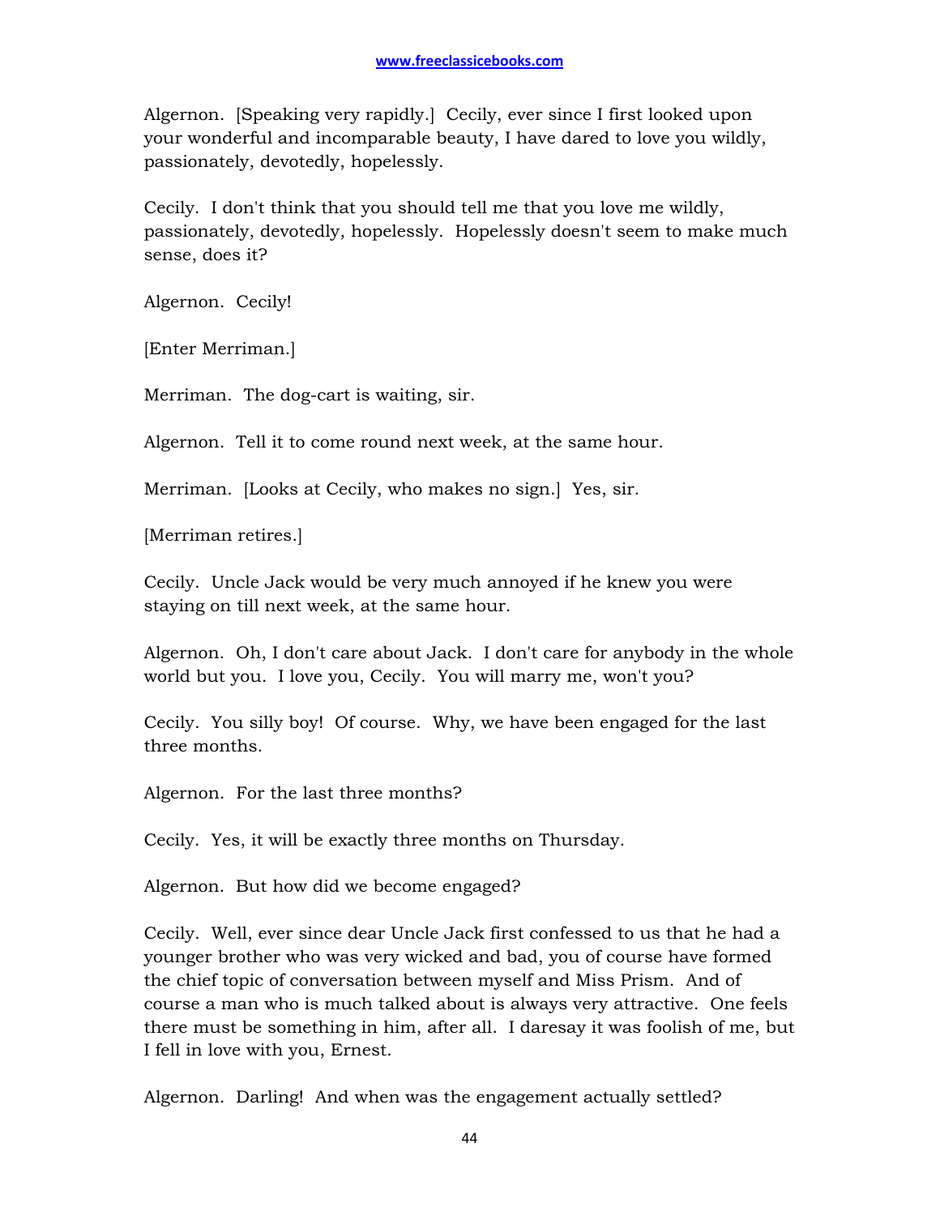Algernon. [Speaking very rapidly.] Cecily, ever since I first looked upon your wonderful and incomparable beauty, I have dared to love you wildly, passionately, devotedly, hopelessly.

Cecily. I don't think that you should tell me that you love me wildly, passionately, devotedly, hopelessly. Hopelessly doesn't seem to make much sense, does it?

Algernon. Cecily!

[Enter Merriman.]

Merriman. The dog-cart is waiting, sir.

Algernon. Tell it to come round next week, at the same hour.

Merriman. [Looks at Cecily, who makes no sign.] Yes, sir.

[Merriman retires.]

Cecily. Uncle Jack would be very much annoyed if he knew you were staying on till next week, at the same hour.

Algernon. Oh, I don't care about Jack. I don't care for anybody in the whole world but you. I love you, Cecily. You will marry me, won't you?

Cecily. You silly boy! Of course. Why, we have been engaged for the last three months.

Algernon. For the last three months?

Cecily. Yes, it will be exactly three months on Thursday.

Algernon. But how did we become engaged?

Cecily. Well, ever since dear Uncle Jack first confessed to us that he had a younger brother who was very wicked and bad, you of course have formed the chief topic of conversation between myself and Miss Prism. And of course a man who is much talked about is always very attractive. One feels there must be something in him, after all. I daresay it was foolish of me, but I fell in love with you, Ernest.

Algernon. Darling! And when was the engagement actually settled?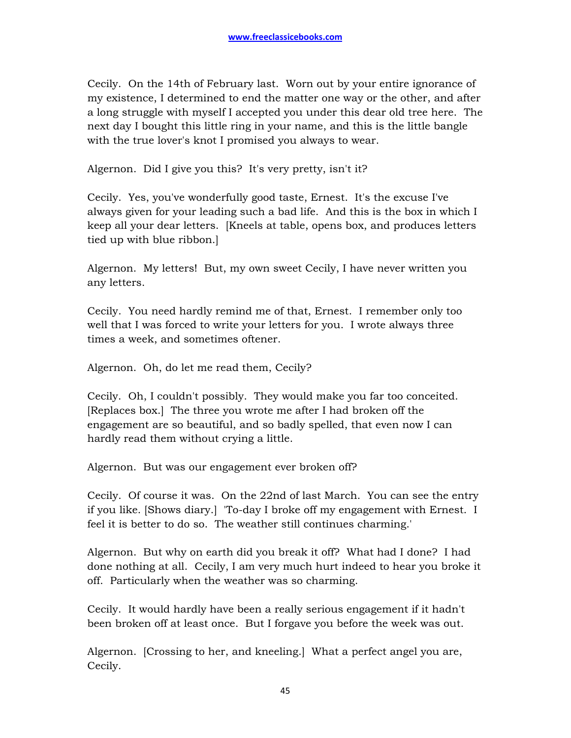Cecily. On the 14th of February last. Worn out by your entire ignorance of my existence, I determined to end the matter one way or the other, and after a long struggle with myself I accepted you under this dear old tree here. The next day I bought this little ring in your name, and this is the little bangle with the true lover's knot I promised you always to wear.

Algernon. Did I give you this? It's very pretty, isn't it?

Cecily. Yes, you've wonderfully good taste, Ernest. It's the excuse I've always given for your leading such a bad life. And this is the box in which I keep all your dear letters. [Kneels at table, opens box, and produces letters tied up with blue ribbon.]

Algernon. My letters! But, my own sweet Cecily, I have never written you any letters.

Cecily. You need hardly remind me of that, Ernest. I remember only too well that I was forced to write your letters for you. I wrote always three times a week, and sometimes oftener.

Algernon. Oh, do let me read them, Cecily?

Cecily. Oh, I couldn't possibly. They would make you far too conceited. [Replaces box.] The three you wrote me after I had broken off the engagement are so beautiful, and so badly spelled, that even now I can hardly read them without crying a little.

Algernon. But was our engagement ever broken off?

Cecily. Of course it was. On the 22nd of last March. You can see the entry if you like. [Shows diary.] 'To-day I broke off my engagement with Ernest. I feel it is better to do so. The weather still continues charming.'

Algernon. But why on earth did you break it off? What had I done? I had done nothing at all. Cecily, I am very much hurt indeed to hear you broke it off. Particularly when the weather was so charming.

Cecily. It would hardly have been a really serious engagement if it hadn't been broken off at least once. But I forgave you before the week was out.

Algernon. [Crossing to her, and kneeling.] What a perfect angel you are, Cecily.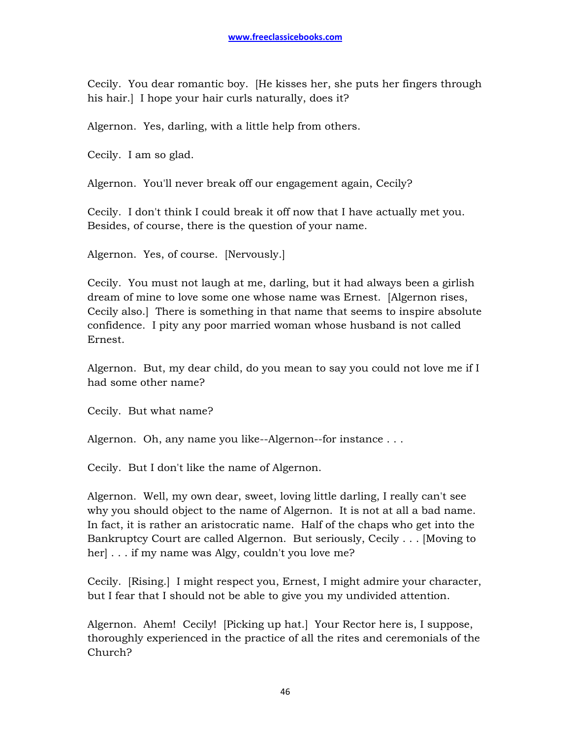Cecily. You dear romantic boy. [He kisses her, she puts her fingers through his hair.] I hope your hair curls naturally, does it?

Algernon. Yes, darling, with a little help from others.

Cecily. I am so glad.

Algernon. You'll never break off our engagement again, Cecily?

Cecily. I don't think I could break it off now that I have actually met you. Besides, of course, there is the question of your name.

Algernon. Yes, of course. [Nervously.]

Cecily. You must not laugh at me, darling, but it had always been a girlish dream of mine to love some one whose name was Ernest. [Algernon rises, Cecily also.] There is something in that name that seems to inspire absolute confidence. I pity any poor married woman whose husband is not called Ernest.

Algernon. But, my dear child, do you mean to say you could not love me if I had some other name?

Cecily. But what name?

Algernon. Oh, any name you like--Algernon--for instance . . .

Cecily. But I don't like the name of Algernon.

Algernon. Well, my own dear, sweet, loving little darling, I really can't see why you should object to the name of Algernon. It is not at all a bad name. In fact, it is rather an aristocratic name. Half of the chaps who get into the Bankruptcy Court are called Algernon. But seriously, Cecily . . . [Moving to her] . . . if my name was Algy, couldn't you love me?

Cecily. [Rising.] I might respect you, Ernest, I might admire your character, but I fear that I should not be able to give you my undivided attention.

Algernon. Ahem! Cecily! [Picking up hat.] Your Rector here is, I suppose, thoroughly experienced in the practice of all the rites and ceremonials of the Church?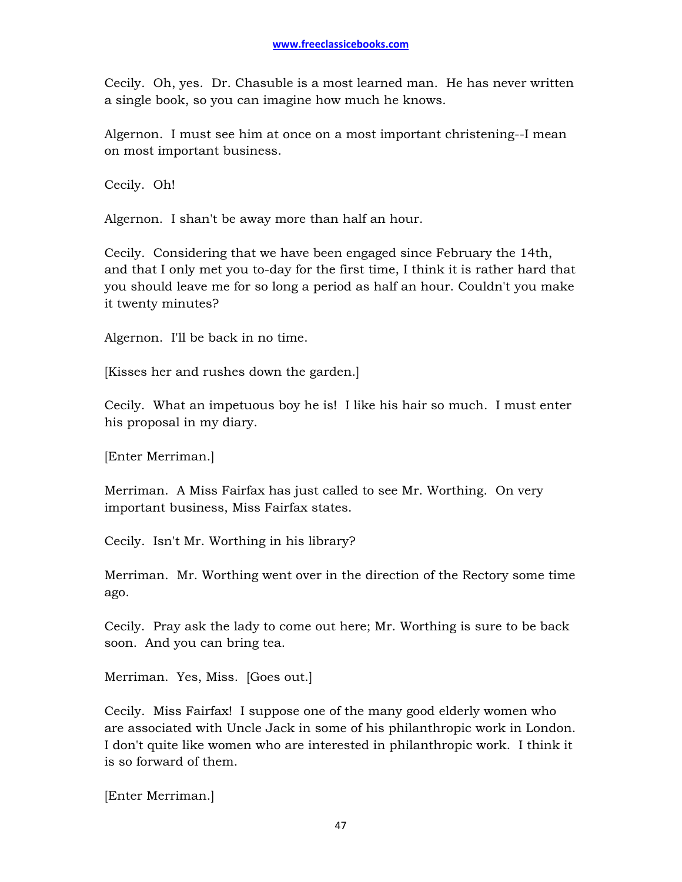Cecily. Oh, yes. Dr. Chasuble is a most learned man. He has never written a single book, so you can imagine how much he knows.

Algernon. I must see him at once on a most important christening--I mean on most important business.

Cecily. Oh!

Algernon. I shan't be away more than half an hour.

Cecily. Considering that we have been engaged since February the 14th, and that I only met you to-day for the first time, I think it is rather hard that you should leave me for so long a period as half an hour. Couldn't you make it twenty minutes?

Algernon. I'll be back in no time.

[Kisses her and rushes down the garden.]

Cecily. What an impetuous boy he is! I like his hair so much. I must enter his proposal in my diary.

[Enter Merriman.]

Merriman. A Miss Fairfax has just called to see Mr. Worthing. On very important business, Miss Fairfax states.

Cecily. Isn't Mr. Worthing in his library?

Merriman. Mr. Worthing went over in the direction of the Rectory some time ago.

Cecily. Pray ask the lady to come out here; Mr. Worthing is sure to be back soon. And you can bring tea.

Merriman. Yes, Miss. [Goes out.]

Cecily. Miss Fairfax! I suppose one of the many good elderly women who are associated with Uncle Jack in some of his philanthropic work in London. I don't quite like women who are interested in philanthropic work. I think it is so forward of them.

[Enter Merriman.]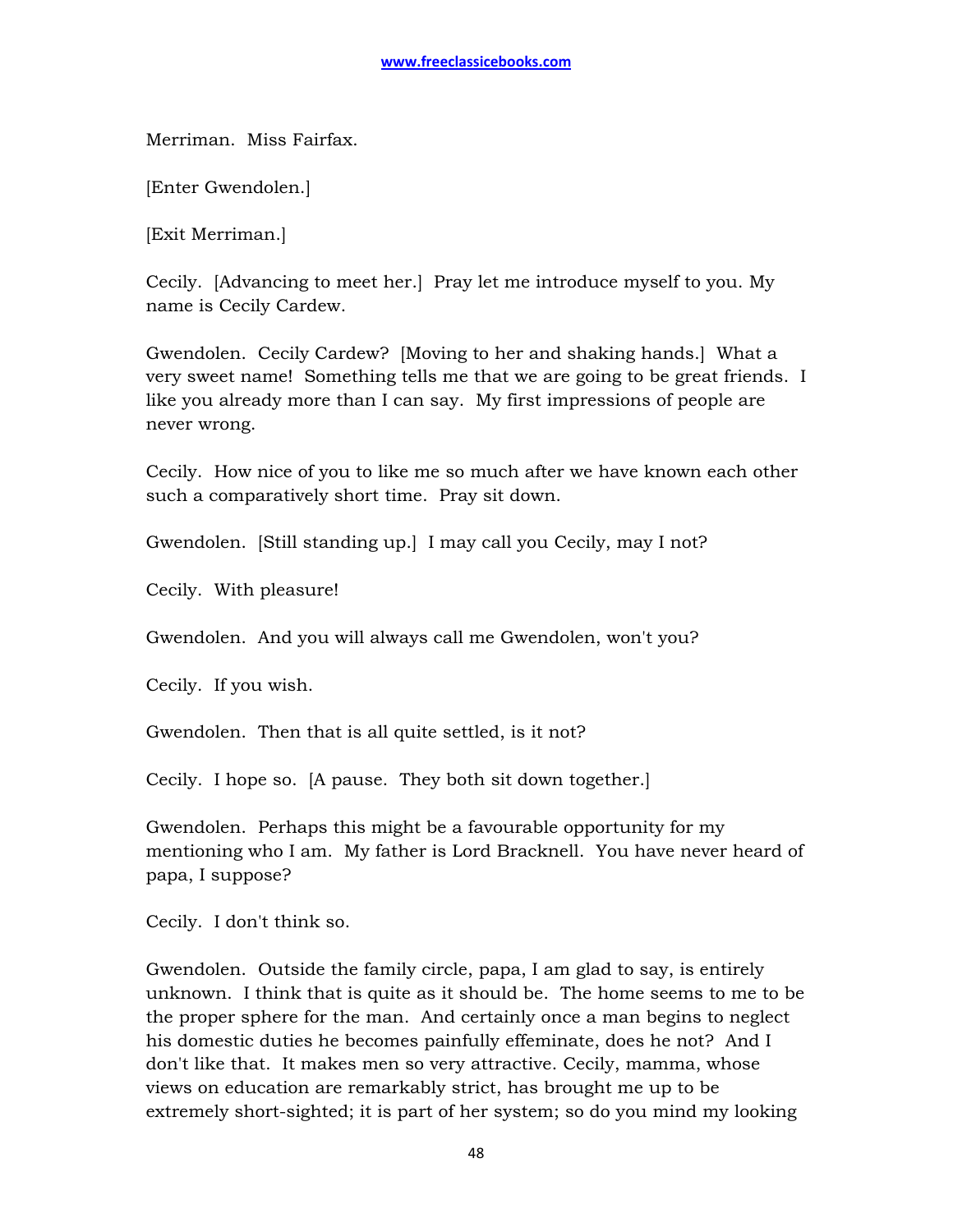Merriman. Miss Fairfax.

[Enter Gwendolen.]

[Exit Merriman.]

Cecily. [Advancing to meet her.] Pray let me introduce myself to you. My name is Cecily Cardew.

Gwendolen. Cecily Cardew? [Moving to her and shaking hands.] What a very sweet name! Something tells me that we are going to be great friends. I like you already more than I can say. My first impressions of people are never wrong.

Cecily. How nice of you to like me so much after we have known each other such a comparatively short time. Pray sit down.

Gwendolen. [Still standing up.] I may call you Cecily, may I not?

Cecily. With pleasure!

Gwendolen. And you will always call me Gwendolen, won't you?

Cecily. If you wish.

Gwendolen. Then that is all quite settled, is it not?

Cecily. I hope so. [A pause. They both sit down together.]

Gwendolen. Perhaps this might be a favourable opportunity for my mentioning who I am. My father is Lord Bracknell. You have never heard of papa, I suppose?

Cecily. I don't think so.

Gwendolen. Outside the family circle, papa, I am glad to say, is entirely unknown. I think that is quite as it should be. The home seems to me to be the proper sphere for the man. And certainly once a man begins to neglect his domestic duties he becomes painfully effeminate, does he not? And I don't like that. It makes men so very attractive. Cecily, mamma, whose views on education are remarkably strict, has brought me up to be extremely short-sighted; it is part of her system; so do you mind my looking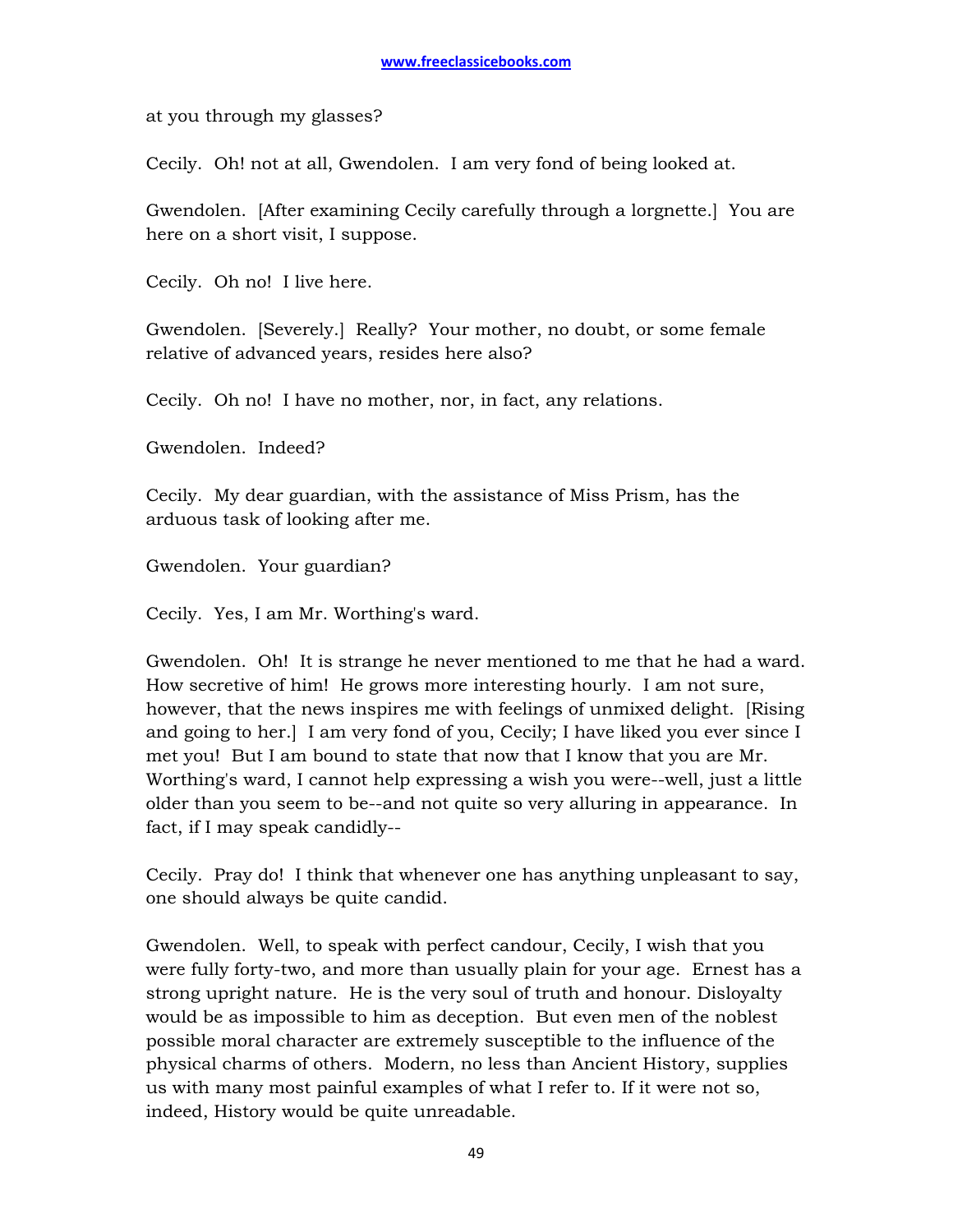at you through my glasses?

Cecily. Oh! not at all, Gwendolen. I am very fond of being looked at.

Gwendolen. [After examining Cecily carefully through a lorgnette.] You are here on a short visit, I suppose.

Cecily. Oh no! I live here.

Gwendolen. [Severely.] Really? Your mother, no doubt, or some female relative of advanced years, resides here also?

Cecily. Oh no! I have no mother, nor, in fact, any relations.

Gwendolen. Indeed?

Cecily. My dear guardian, with the assistance of Miss Prism, has the arduous task of looking after me.

Gwendolen. Your guardian?

Cecily. Yes, I am Mr. Worthing's ward.

Gwendolen. Oh! It is strange he never mentioned to me that he had a ward. How secretive of him! He grows more interesting hourly. I am not sure, however, that the news inspires me with feelings of unmixed delight. [Rising and going to her.] I am very fond of you, Cecily; I have liked you ever since I met you! But I am bound to state that now that I know that you are Mr. Worthing's ward, I cannot help expressing a wish you were--well, just a little older than you seem to be--and not quite so very alluring in appearance. In fact, if I may speak candidly--

Cecily. Pray do! I think that whenever one has anything unpleasant to say, one should always be quite candid.

Gwendolen. Well, to speak with perfect candour, Cecily, I wish that you were fully forty-two, and more than usually plain for your age. Ernest has a strong upright nature. He is the very soul of truth and honour. Disloyalty would be as impossible to him as deception. But even men of the noblest possible moral character are extremely susceptible to the influence of the physical charms of others. Modern, no less than Ancient History, supplies us with many most painful examples of what I refer to. If it were not so, indeed, History would be quite unreadable.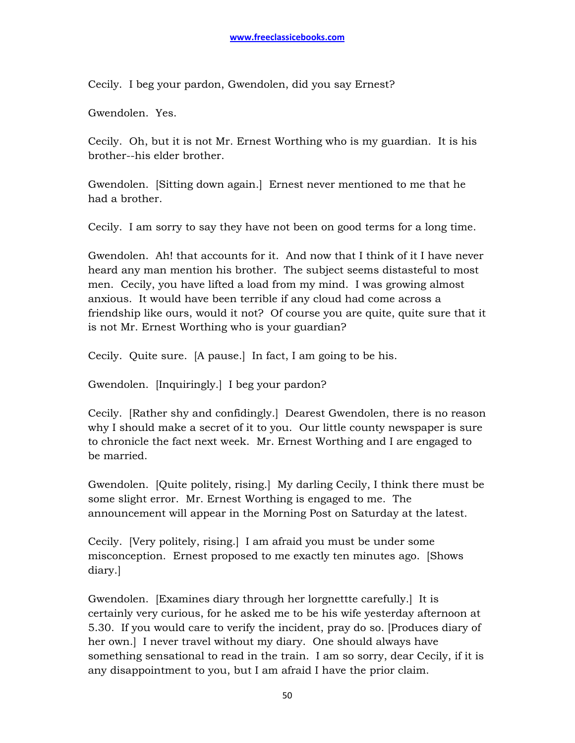Cecily. I beg your pardon, Gwendolen, did you say Ernest?

Gwendolen. Yes.

Cecily. Oh, but it is not Mr. Ernest Worthing who is my guardian. It is his brother--his elder brother.

Gwendolen. [Sitting down again.] Ernest never mentioned to me that he had a brother.

Cecily. I am sorry to say they have not been on good terms for a long time.

Gwendolen. Ah! that accounts for it. And now that I think of it I have never heard any man mention his brother. The subject seems distasteful to most men. Cecily, you have lifted a load from my mind. I was growing almost anxious. It would have been terrible if any cloud had come across a friendship like ours, would it not? Of course you are quite, quite sure that it is not Mr. Ernest Worthing who is your guardian?

Cecily. Quite sure. [A pause.] In fact, I am going to be his.

Gwendolen. [Inquiringly.] I beg your pardon?

Cecily. [Rather shy and confidingly.] Dearest Gwendolen, there is no reason why I should make a secret of it to you. Our little county newspaper is sure to chronicle the fact next week. Mr. Ernest Worthing and I are engaged to be married.

Gwendolen. [Quite politely, rising.] My darling Cecily, I think there must be some slight error. Mr. Ernest Worthing is engaged to me. The announcement will appear in the Morning Post on Saturday at the latest.

Cecily. [Very politely, rising.] I am afraid you must be under some misconception. Ernest proposed to me exactly ten minutes ago. [Shows diary.]

Gwendolen. [Examines diary through her lorgnettte carefully.] It is certainly very curious, for he asked me to be his wife yesterday afternoon at 5.30. If you would care to verify the incident, pray do so. [Produces diary of her own.] I never travel without my diary. One should always have something sensational to read in the train. I am so sorry, dear Cecily, if it is any disappointment to you, but I am afraid I have the prior claim.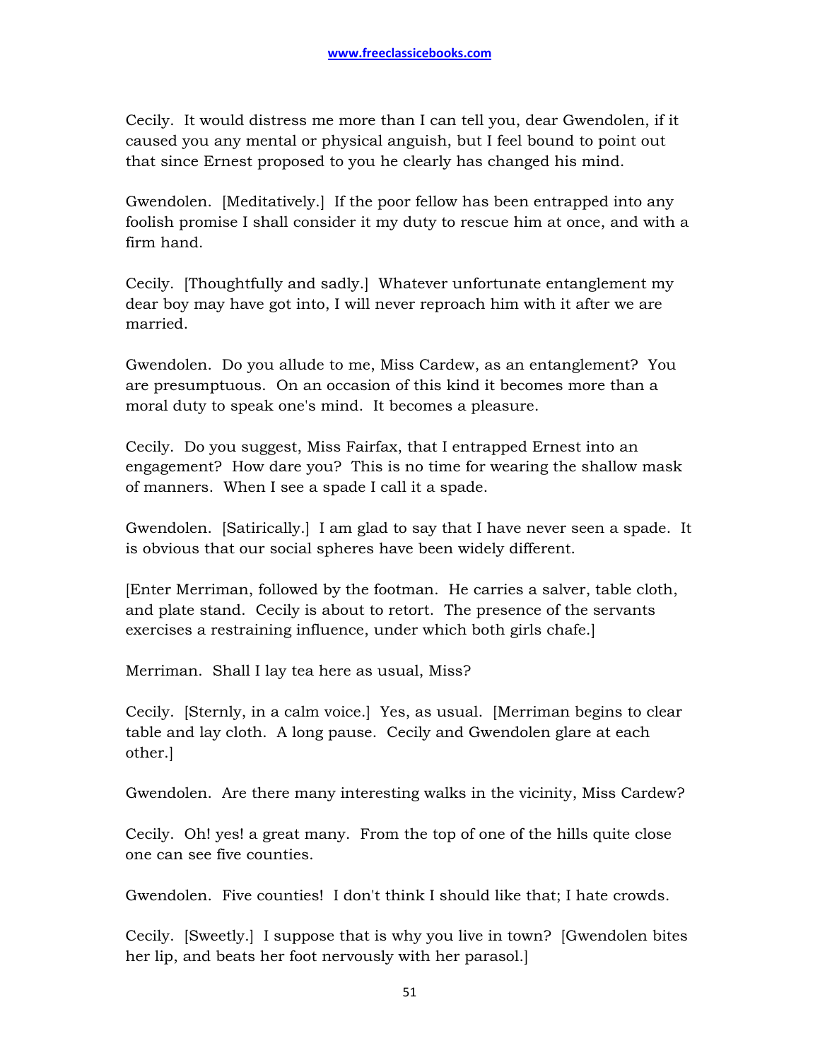Cecily. It would distress me more than I can tell you, dear Gwendolen, if it caused you any mental or physical anguish, but I feel bound to point out that since Ernest proposed to you he clearly has changed his mind.

Gwendolen. [Meditatively.] If the poor fellow has been entrapped into any foolish promise I shall consider it my duty to rescue him at once, and with a firm hand.

Cecily. [Thoughtfully and sadly.] Whatever unfortunate entanglement my dear boy may have got into, I will never reproach him with it after we are married.

Gwendolen. Do you allude to me, Miss Cardew, as an entanglement? You are presumptuous. On an occasion of this kind it becomes more than a moral duty to speak one's mind. It becomes a pleasure.

Cecily. Do you suggest, Miss Fairfax, that I entrapped Ernest into an engagement? How dare you? This is no time for wearing the shallow mask of manners. When I see a spade I call it a spade.

Gwendolen. [Satirically.] I am glad to say that I have never seen a spade. It is obvious that our social spheres have been widely different.

[Enter Merriman, followed by the footman. He carries a salver, table cloth, and plate stand. Cecily is about to retort. The presence of the servants exercises a restraining influence, under which both girls chafe.]

Merriman. Shall I lay tea here as usual, Miss?

Cecily. [Sternly, in a calm voice.] Yes, as usual. [Merriman begins to clear table and lay cloth. A long pause. Cecily and Gwendolen glare at each other.]

Gwendolen. Are there many interesting walks in the vicinity, Miss Cardew?

Cecily. Oh! yes! a great many. From the top of one of the hills quite close one can see five counties.

Gwendolen. Five counties! I don't think I should like that; I hate crowds.

Cecily. [Sweetly.] I suppose that is why you live in town? [Gwendolen bites her lip, and beats her foot nervously with her parasol.]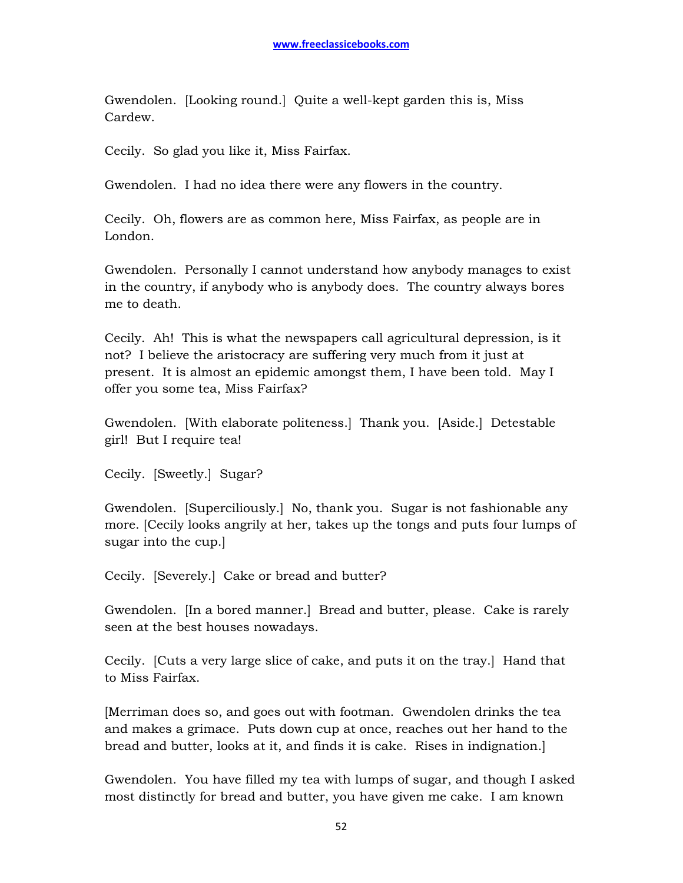Gwendolen. [Looking round.] Quite a well-kept garden this is, Miss Cardew.

Cecily. So glad you like it, Miss Fairfax.

Gwendolen. I had no idea there were any flowers in the country.

Cecily. Oh, flowers are as common here, Miss Fairfax, as people are in London.

Gwendolen. Personally I cannot understand how anybody manages to exist in the country, if anybody who is anybody does. The country always bores me to death.

Cecily. Ah! This is what the newspapers call agricultural depression, is it not? I believe the aristocracy are suffering very much from it just at present. It is almost an epidemic amongst them, I have been told. May I offer you some tea, Miss Fairfax?

Gwendolen. [With elaborate politeness.] Thank you. [Aside.] Detestable girl! But I require tea!

Cecily. [Sweetly.] Sugar?

Gwendolen. [Superciliously.] No, thank you. Sugar is not fashionable any more. [Cecily looks angrily at her, takes up the tongs and puts four lumps of sugar into the cup.]

Cecily. [Severely.] Cake or bread and butter?

Gwendolen. [In a bored manner.] Bread and butter, please. Cake is rarely seen at the best houses nowadays.

Cecily. [Cuts a very large slice of cake, and puts it on the tray.] Hand that to Miss Fairfax.

[Merriman does so, and goes out with footman. Gwendolen drinks the tea and makes a grimace. Puts down cup at once, reaches out her hand to the bread and butter, looks at it, and finds it is cake. Rises in indignation.]

Gwendolen. You have filled my tea with lumps of sugar, and though I asked most distinctly for bread and butter, you have given me cake. I am known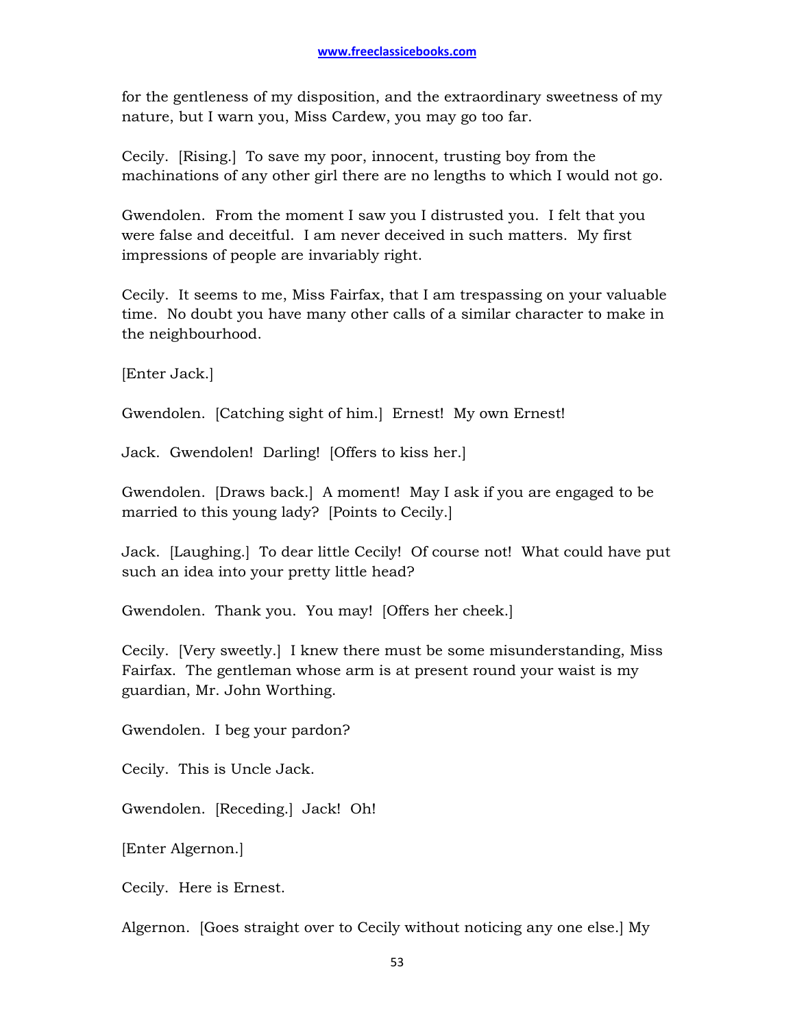for the gentleness of my disposition, and the extraordinary sweetness of my nature, but I warn you, Miss Cardew, you may go too far.

Cecily. [Rising.] To save my poor, innocent, trusting boy from the machinations of any other girl there are no lengths to which I would not go.

Gwendolen. From the moment I saw you I distrusted you. I felt that you were false and deceitful. I am never deceived in such matters. My first impressions of people are invariably right.

Cecily. It seems to me, Miss Fairfax, that I am trespassing on your valuable time. No doubt you have many other calls of a similar character to make in the neighbourhood.

[Enter Jack.]

Gwendolen. [Catching sight of him.] Ernest! My own Ernest!

Jack. Gwendolen! Darling! [Offers to kiss her.]

Gwendolen. [Draws back.] A moment! May I ask if you are engaged to be married to this young lady? [Points to Cecily.]

Jack. [Laughing.] To dear little Cecily! Of course not! What could have put such an idea into your pretty little head?

Gwendolen. Thank you. You may! [Offers her cheek.]

Cecily. [Very sweetly.] I knew there must be some misunderstanding, Miss Fairfax. The gentleman whose arm is at present round your waist is my guardian, Mr. John Worthing.

Gwendolen. I beg your pardon?

Cecily. This is Uncle Jack.

Gwendolen. [Receding.] Jack! Oh!

[Enter Algernon.]

Cecily. Here is Ernest.

Algernon. [Goes straight over to Cecily without noticing any one else.] My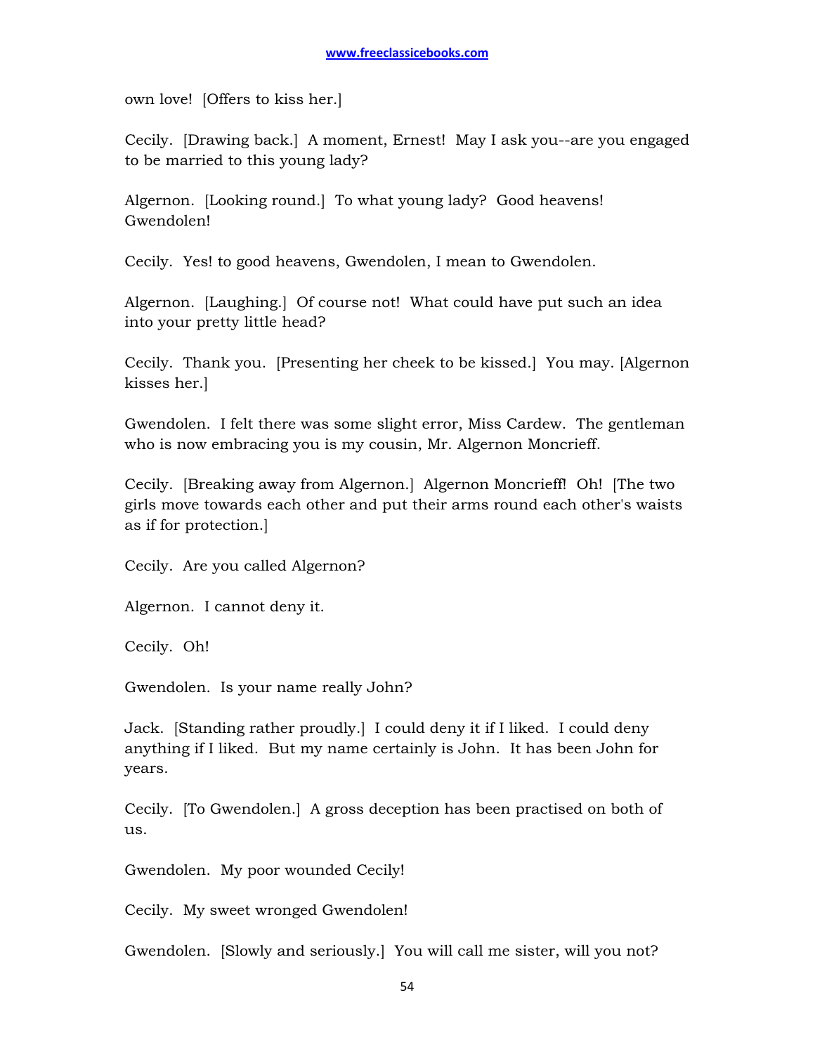own love! [Offers to kiss her.]

Cecily. [Drawing back.] A moment, Ernest! May I ask you--are you engaged to be married to this young lady?

Algernon. [Looking round.] To what young lady? Good heavens! Gwendolen!

Cecily. Yes! to good heavens, Gwendolen, I mean to Gwendolen.

Algernon. [Laughing.] Of course not! What could have put such an idea into your pretty little head?

Cecily. Thank you. [Presenting her cheek to be kissed.] You may. [Algernon kisses her.]

Gwendolen. I felt there was some slight error, Miss Cardew. The gentleman who is now embracing you is my cousin, Mr. Algernon Moncrieff.

Cecily. [Breaking away from Algernon.] Algernon Moncrieff! Oh! [The two girls move towards each other and put their arms round each other's waists as if for protection.]

Cecily. Are you called Algernon?

Algernon. I cannot deny it.

Cecily. Oh!

Gwendolen. Is your name really John?

Jack. [Standing rather proudly.] I could deny it if I liked. I could deny anything if I liked. But my name certainly is John. It has been John for years.

Cecily. [To Gwendolen.] A gross deception has been practised on both of us.

Gwendolen. My poor wounded Cecily!

Cecily. My sweet wronged Gwendolen!

Gwendolen. [Slowly and seriously.] You will call me sister, will you not?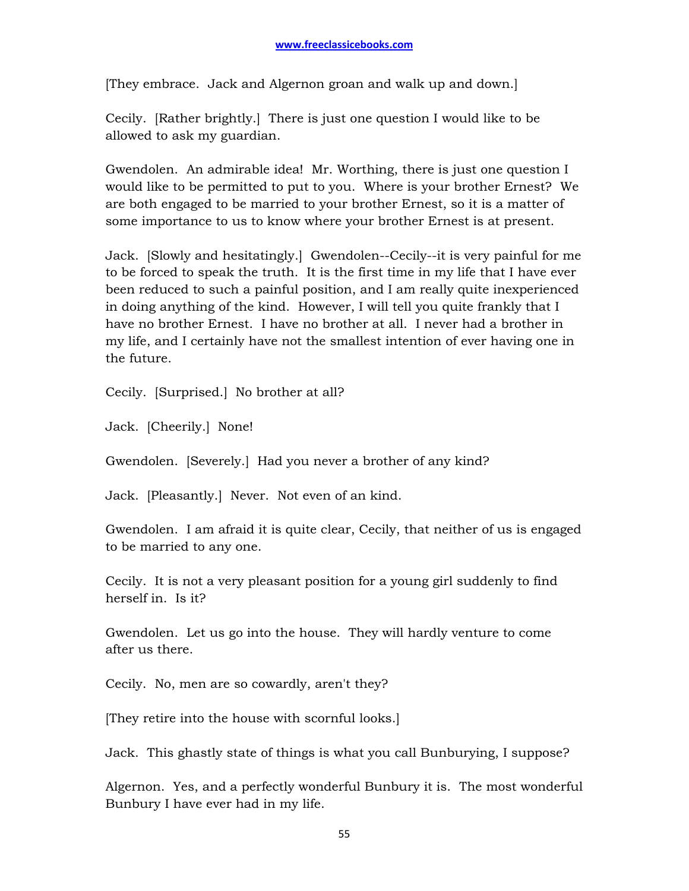[They embrace. Jack and Algernon groan and walk up and down.]

Cecily. [Rather brightly.] There is just one question I would like to be allowed to ask my guardian.

Gwendolen. An admirable idea! Mr. Worthing, there is just one question I would like to be permitted to put to you. Where is your brother Ernest? We are both engaged to be married to your brother Ernest, so it is a matter of some importance to us to know where your brother Ernest is at present.

Jack. [Slowly and hesitatingly.] Gwendolen--Cecily--it is very painful for me to be forced to speak the truth. It is the first time in my life that I have ever been reduced to such a painful position, and I am really quite inexperienced in doing anything of the kind. However, I will tell you quite frankly that I have no brother Ernest. I have no brother at all. I never had a brother in my life, and I certainly have not the smallest intention of ever having one in the future.

Cecily. [Surprised.] No brother at all?

Jack. [Cheerily.] None!

Gwendolen. [Severely.] Had you never a brother of any kind?

Jack. [Pleasantly.] Never. Not even of an kind.

Gwendolen. I am afraid it is quite clear, Cecily, that neither of us is engaged to be married to any one.

Cecily. It is not a very pleasant position for a young girl suddenly to find herself in. Is it?

Gwendolen. Let us go into the house. They will hardly venture to come after us there.

Cecily. No, men are so cowardly, aren't they?

[They retire into the house with scornful looks.]

Jack. This ghastly state of things is what you call Bunburying, I suppose?

Algernon. Yes, and a perfectly wonderful Bunbury it is. The most wonderful Bunbury I have ever had in my life.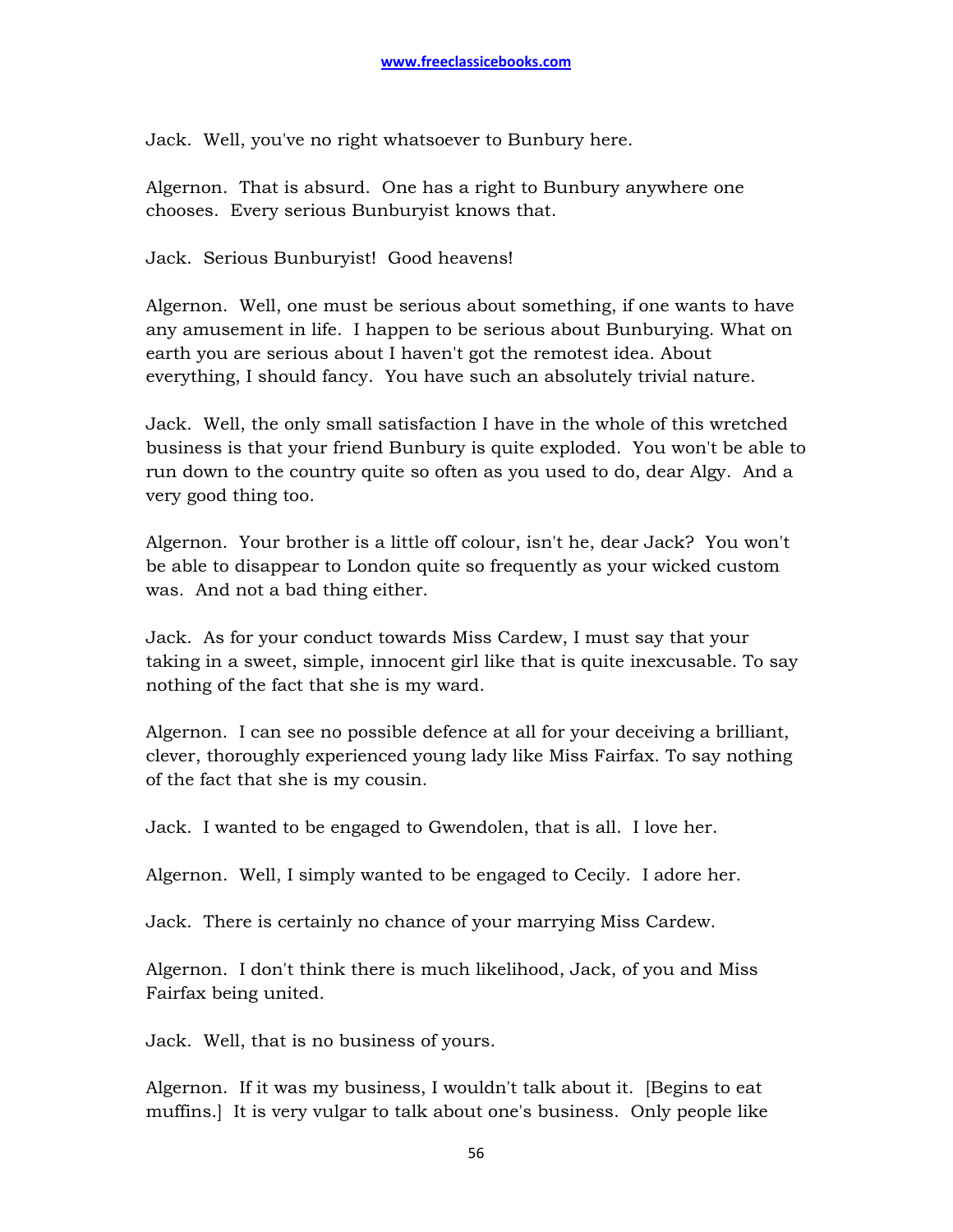Jack. Well, you've no right whatsoever to Bunbury here.

Algernon. That is absurd. One has a right to Bunbury anywhere one chooses. Every serious Bunburyist knows that.

Jack. Serious Bunburyist! Good heavens!

Algernon. Well, one must be serious about something, if one wants to have any amusement in life. I happen to be serious about Bunburying. What on earth you are serious about I haven't got the remotest idea. About everything, I should fancy. You have such an absolutely trivial nature.

Jack. Well, the only small satisfaction I have in the whole of this wretched business is that your friend Bunbury is quite exploded. You won't be able to run down to the country quite so often as you used to do, dear Algy. And a very good thing too.

Algernon. Your brother is a little off colour, isn't he, dear Jack? You won't be able to disappear to London quite so frequently as your wicked custom was. And not a bad thing either.

Jack. As for your conduct towards Miss Cardew, I must say that your taking in a sweet, simple, innocent girl like that is quite inexcusable. To say nothing of the fact that she is my ward.

Algernon. I can see no possible defence at all for your deceiving a brilliant, clever, thoroughly experienced young lady like Miss Fairfax. To say nothing of the fact that she is my cousin.

Jack. I wanted to be engaged to Gwendolen, that is all. I love her.

Algernon. Well, I simply wanted to be engaged to Cecily. I adore her.

Jack. There is certainly no chance of your marrying Miss Cardew.

Algernon. I don't think there is much likelihood, Jack, of you and Miss Fairfax being united.

Jack. Well, that is no business of yours.

Algernon. If it was my business, I wouldn't talk about it. [Begins to eat muffins.] It is very vulgar to talk about one's business. Only people like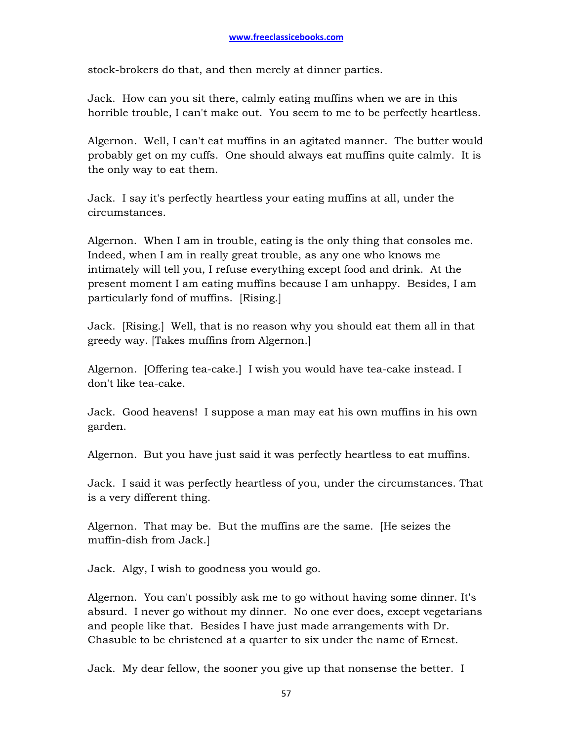stock-brokers do that, and then merely at dinner parties.

Jack. How can you sit there, calmly eating muffins when we are in this horrible trouble, I can't make out. You seem to me to be perfectly heartless.

Algernon. Well, I can't eat muffins in an agitated manner. The butter would probably get on my cuffs. One should always eat muffins quite calmly. It is the only way to eat them.

Jack. I say it's perfectly heartless your eating muffins at all, under the circumstances.

Algernon. When I am in trouble, eating is the only thing that consoles me. Indeed, when I am in really great trouble, as any one who knows me intimately will tell you, I refuse everything except food and drink. At the present moment I am eating muffins because I am unhappy. Besides, I am particularly fond of muffins. [Rising.]

Jack. [Rising.] Well, that is no reason why you should eat them all in that greedy way. [Takes muffins from Algernon.]

Algernon. [Offering tea-cake.] I wish you would have tea-cake instead. I don't like tea-cake.

Jack. Good heavens! I suppose a man may eat his own muffins in his own garden.

Algernon. But you have just said it was perfectly heartless to eat muffins.

Jack. I said it was perfectly heartless of you, under the circumstances. That is a very different thing.

Algernon. That may be. But the muffins are the same. [He seizes the muffin-dish from Jack.]

Jack. Algy, I wish to goodness you would go.

Algernon. You can't possibly ask me to go without having some dinner. It's absurd. I never go without my dinner. No one ever does, except vegetarians and people like that. Besides I have just made arrangements with Dr. Chasuble to be christened at a quarter to six under the name of Ernest.

Jack. My dear fellow, the sooner you give up that nonsense the better. I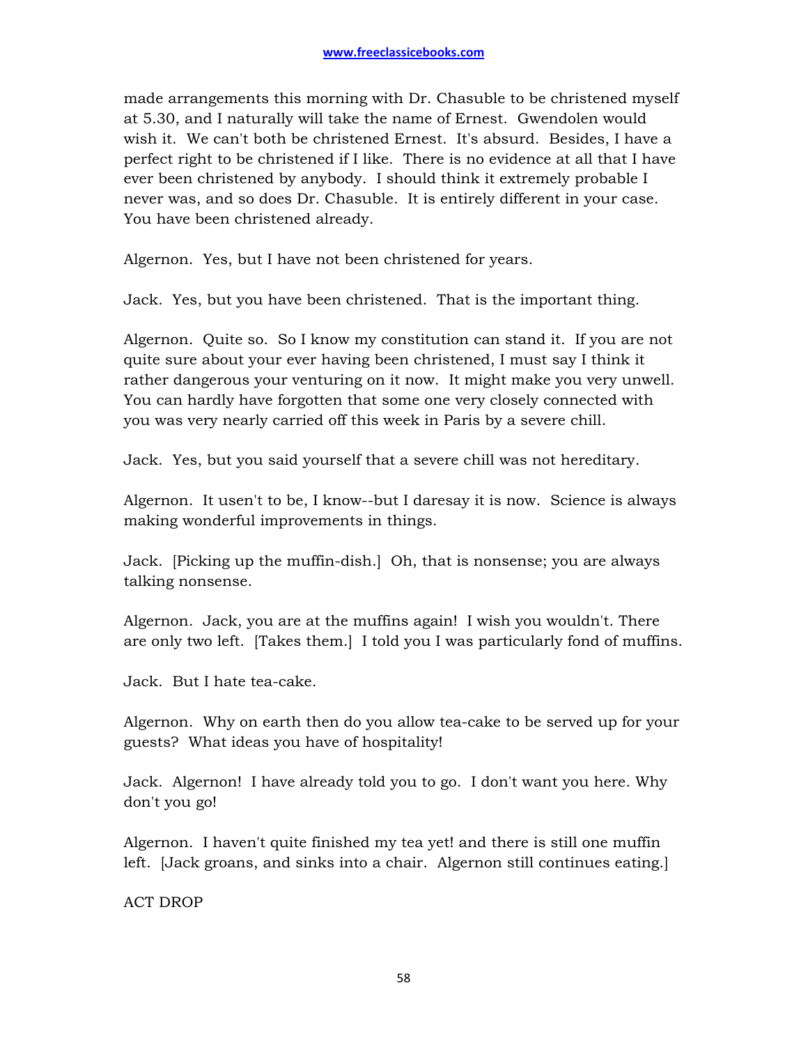made arrangements this morning with Dr. Chasuble to be christened myself at 5.30, and I naturally will take the name of Ernest. Gwendolen would wish it. We can't both be christened Ernest. It's absurd. Besides, I have a perfect right to be christened if I like. There is no evidence at all that I have ever been christened by anybody. I should think it extremely probable I never was, and so does Dr. Chasuble. It is entirely different in your case. You have been christened already.

Algernon. Yes, but I have not been christened for years.

Jack. Yes, but you have been christened. That is the important thing.

Algernon. Quite so. So I know my constitution can stand it. If you are not quite sure about your ever having been christened, I must say I think it rather dangerous your venturing on it now. It might make you very unwell. You can hardly have forgotten that some one very closely connected with you was very nearly carried off this week in Paris by a severe chill.

Jack. Yes, but you said yourself that a severe chill was not hereditary.

Algernon. It usen't to be, I know--but I daresay it is now. Science is always making wonderful improvements in things.

Jack. [Picking up the muffin-dish.] Oh, that is nonsense; you are always talking nonsense.

Algernon. Jack, you are at the muffins again! I wish you wouldn't. There are only two left. [Takes them.] I told you I was particularly fond of muffins.

Jack. But I hate tea-cake.

Algernon. Why on earth then do you allow tea-cake to be served up for your guests? What ideas you have of hospitality!

Jack. Algernon! I have already told you to go. I don't want you here. Why don't you go!

Algernon. I haven't quite finished my tea yet! and there is still one muffin left. [Jack groans, and sinks into a chair. Algernon still continues eating.]

ACT DROP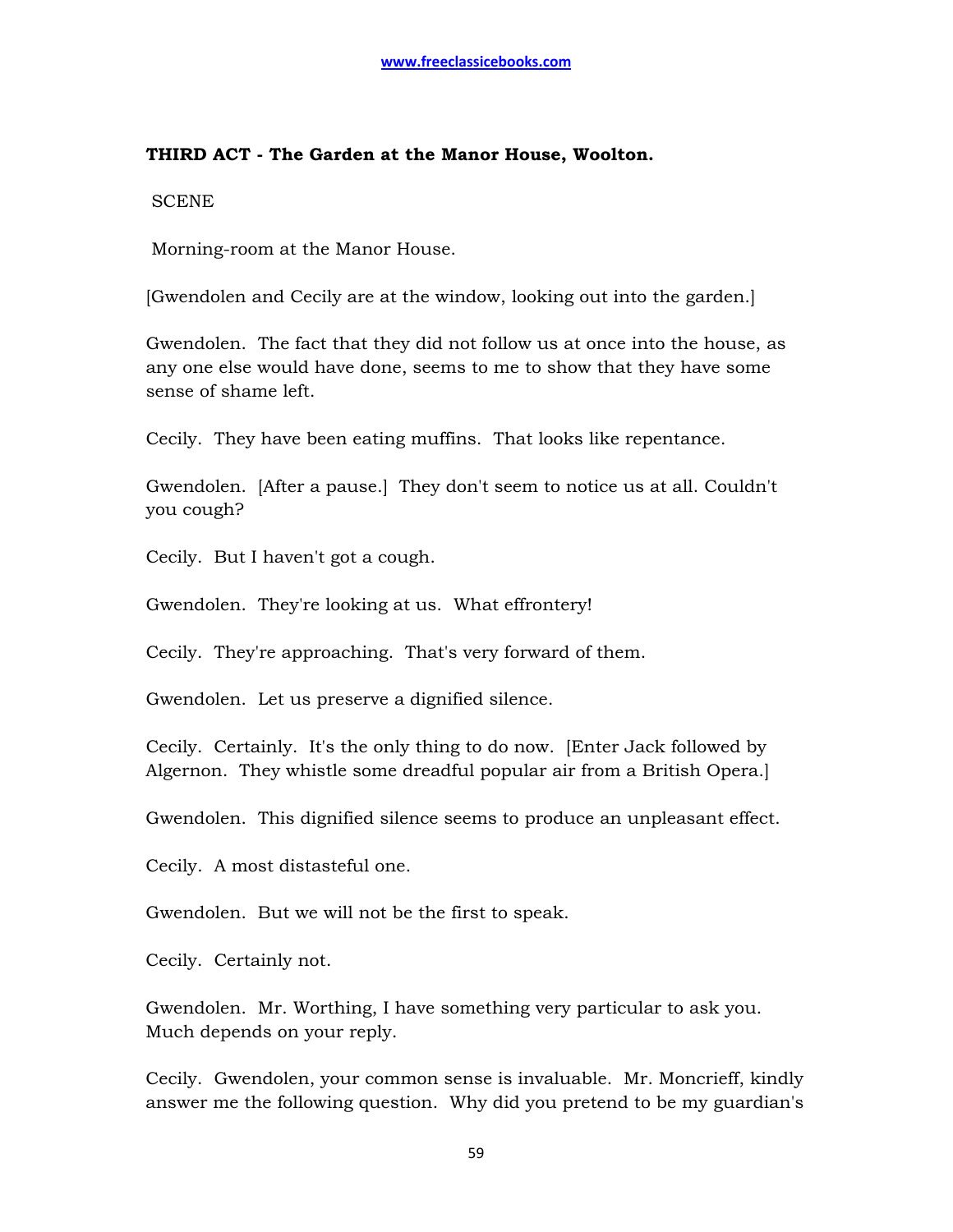**THIRD ACT - The Garden at the Manor House, Woolton.**

SCENE

Morning-room at the Manor House.

[Gwendolen and Cecily are at the window, looking out into the garden.]

Gwendolen. The fact that they did not follow us at once into the house, as any one else would have done, seems to me to show that they have some sense of shame left.

Cecily. They have been eating muffins. That looks like repentance.

Gwendolen. [After a pause.] They don't seem to notice us at all. Couldn't you cough?

Cecily. But I haven't got a cough.

Gwendolen. They're looking at us. What effrontery!

Cecily. They're approaching. That's very forward of them.

Gwendolen. Let us preserve a dignified silence.

Cecily. Certainly. It's the only thing to do now. [Enter Jack followed by Algernon. They whistle some dreadful popular air from a British Opera.]

Gwendolen. This dignified silence seems to produce an unpleasant effect.

Cecily. A most distasteful one.

Gwendolen. But we will not be the first to speak.

Cecily. Certainly not.

Gwendolen. Mr. Worthing, I have something very particular to ask you. Much depends on your reply.

Cecily. Gwendolen, your common sense is invaluable. Mr. Moncrieff, kindly answer me the following question. Why did you pretend to be my guardian's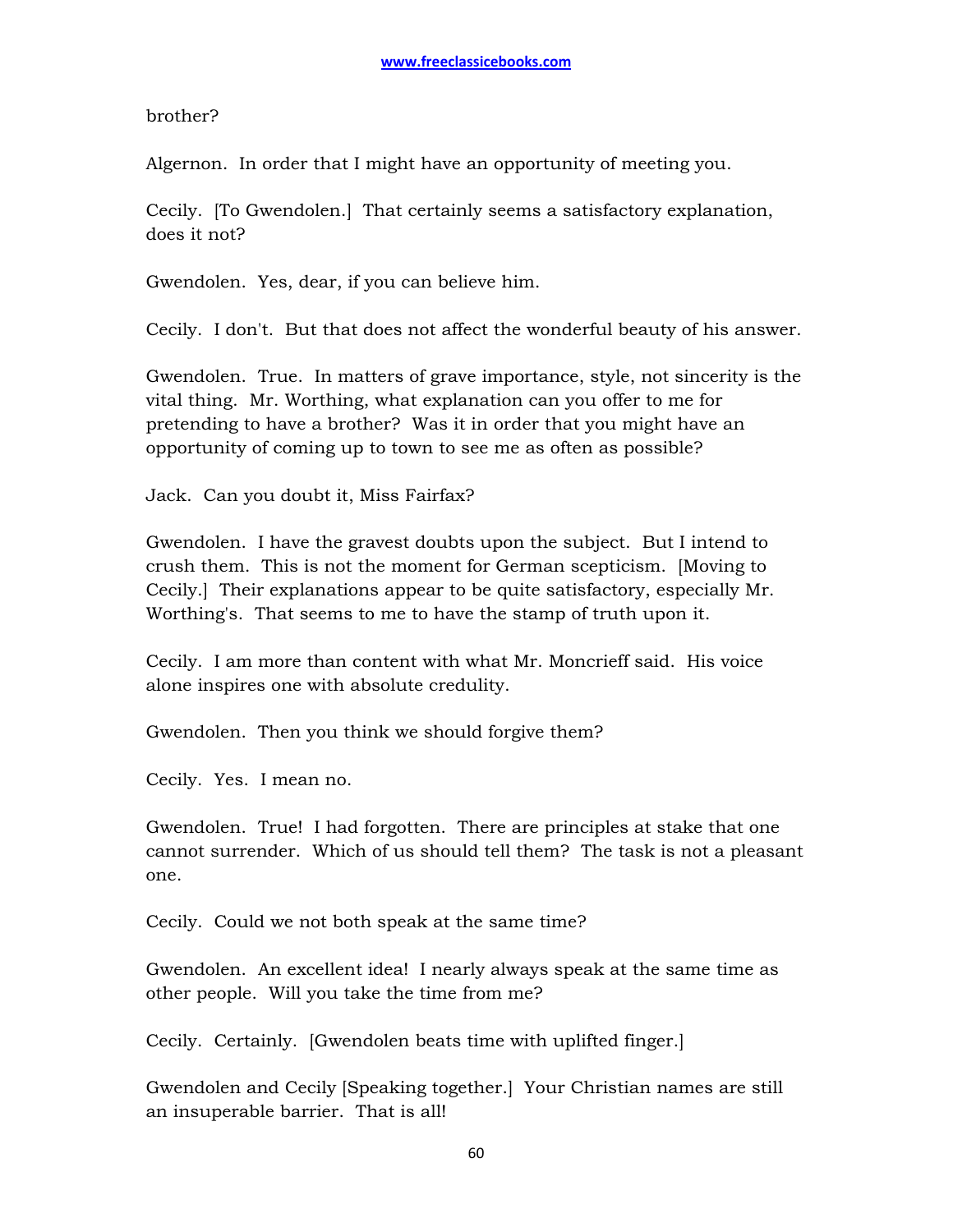brother?

Algernon. In order that I might have an opportunity of meeting you.

Cecily. [To Gwendolen.] That certainly seems a satisfactory explanation, does it not?

Gwendolen. Yes, dear, if you can believe him.

Cecily. I don't. But that does not affect the wonderful beauty of his answer.

Gwendolen. True. In matters of grave importance, style, not sincerity is the vital thing. Mr. Worthing, what explanation can you offer to me for pretending to have a brother? Was it in order that you might have an opportunity of coming up to town to see me as often as possible?

Jack. Can you doubt it, Miss Fairfax?

Gwendolen. I have the gravest doubts upon the subject. But I intend to crush them. This is not the moment for German scepticism. [Moving to Cecily.] Their explanations appear to be quite satisfactory, especially Mr. Worthing's. That seems to me to have the stamp of truth upon it.

Cecily. I am more than content with what Mr. Moncrieff said. His voice alone inspires one with absolute credulity.

Gwendolen. Then you think we should forgive them?

Cecily. Yes. I mean no.

Gwendolen. True! I had forgotten. There are principles at stake that one cannot surrender. Which of us should tell them? The task is not a pleasant one.

Cecily. Could we not both speak at the same time?

Gwendolen. An excellent idea! I nearly always speak at the same time as other people. Will you take the time from me?

Cecily. Certainly. [Gwendolen beats time with uplifted finger.]

Gwendolen and Cecily [Speaking together.] Your Christian names are still an insuperable barrier. That is all!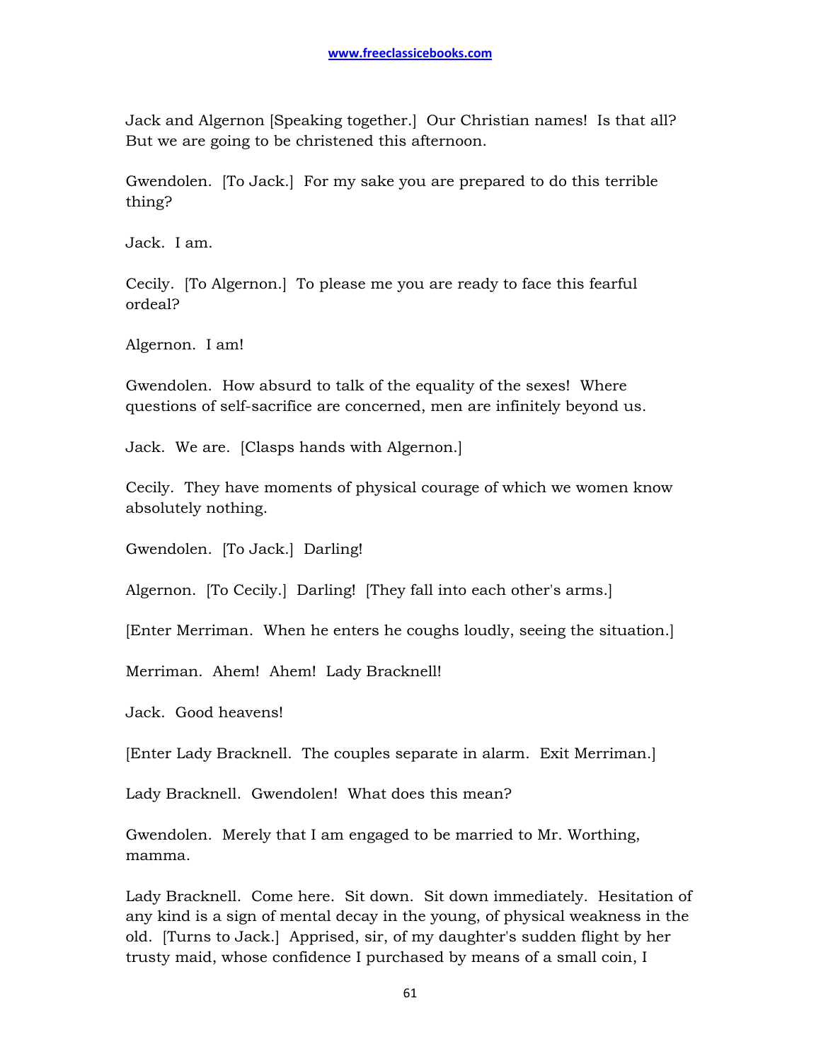Jack and Algernon [Speaking together.] Our Christian names! Is that all? But we are going to be christened this afternoon.

Gwendolen. [To Jack.] For my sake you are prepared to do this terrible thing?

Jack. I am.

Cecily. [To Algernon.] To please me you are ready to face this fearful ordeal?

Algernon. I am!

Gwendolen. How absurd to talk of the equality of the sexes! Where questions of self-sacrifice are concerned, men are infinitely beyond us.

Jack. We are. [Clasps hands with Algernon.]

Cecily. They have moments of physical courage of which we women know absolutely nothing.

Gwendolen. [To Jack.] Darling!

Algernon. [To Cecily.] Darling! [They fall into each other's arms.]

[Enter Merriman. When he enters he coughs loudly, seeing the situation.]

Merriman. Ahem! Ahem! Lady Bracknell!

Jack. Good heavens!

[Enter Lady Bracknell. The couples separate in alarm. Exit Merriman.]

Lady Bracknell. Gwendolen! What does this mean?

Gwendolen. Merely that I am engaged to be married to Mr. Worthing, mamma.

Lady Bracknell. Come here. Sit down. Sit down immediately. Hesitation of any kind is a sign of mental decay in the young, of physical weakness in the old. [Turns to Jack.] Apprised, sir, of my daughter's sudden flight by her trusty maid, whose confidence I purchased by means of a small coin, I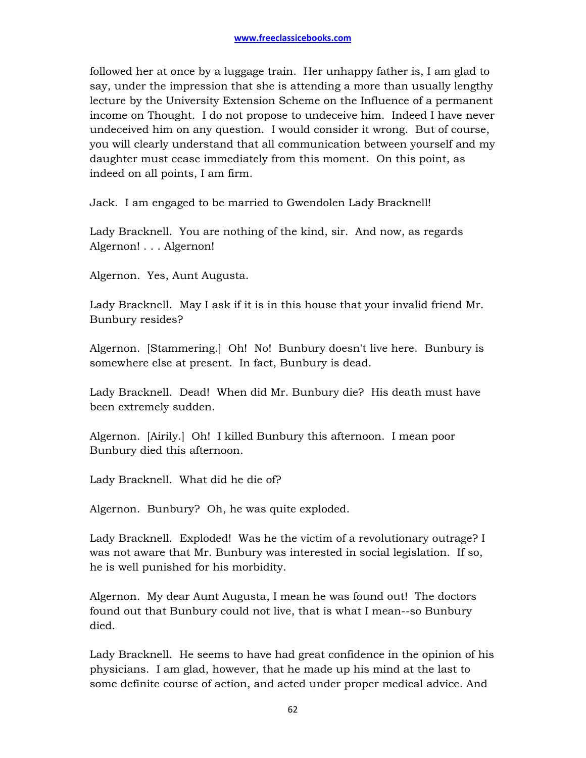followed her at once by a luggage train. Her unhappy father is, I am glad to say, under the impression that she is attending a more than usually lengthy lecture by the University Extension Scheme on the Influence of a permanent income on Thought. I do not propose to undeceive him. Indeed I have never undeceived him on any question. I would consider it wrong. But of course, you will clearly understand that all communication between yourself and my daughter must cease immediately from this moment. On this point, as indeed on all points, I am firm.

Jack. I am engaged to be married to Gwendolen Lady Bracknell!

Lady Bracknell. You are nothing of the kind, sir. And now, as regards Algernon! . . . Algernon!

Algernon. Yes, Aunt Augusta.

Lady Bracknell. May I ask if it is in this house that your invalid friend Mr. Bunbury resides?

Algernon. [Stammering.] Oh! No! Bunbury doesn't live here. Bunbury is somewhere else at present. In fact, Bunbury is dead.

Lady Bracknell. Dead! When did Mr. Bunbury die? His death must have been extremely sudden.

Algernon. [Airily.] Oh! I killed Bunbury this afternoon. I mean poor Bunbury died this afternoon.

Lady Bracknell. What did he die of?

Algernon. Bunbury? Oh, he was quite exploded.

Lady Bracknell. Exploded! Was he the victim of a revolutionary outrage? I was not aware that Mr. Bunbury was interested in social legislation. If so, he is well punished for his morbidity.

Algernon. My dear Aunt Augusta, I mean he was found out! The doctors found out that Bunbury could not live, that is what I mean--so Bunbury died.

Lady Bracknell. He seems to have had great confidence in the opinion of his physicians. I am glad, however, that he made up his mind at the last to some definite course of action, and acted under proper medical advice. And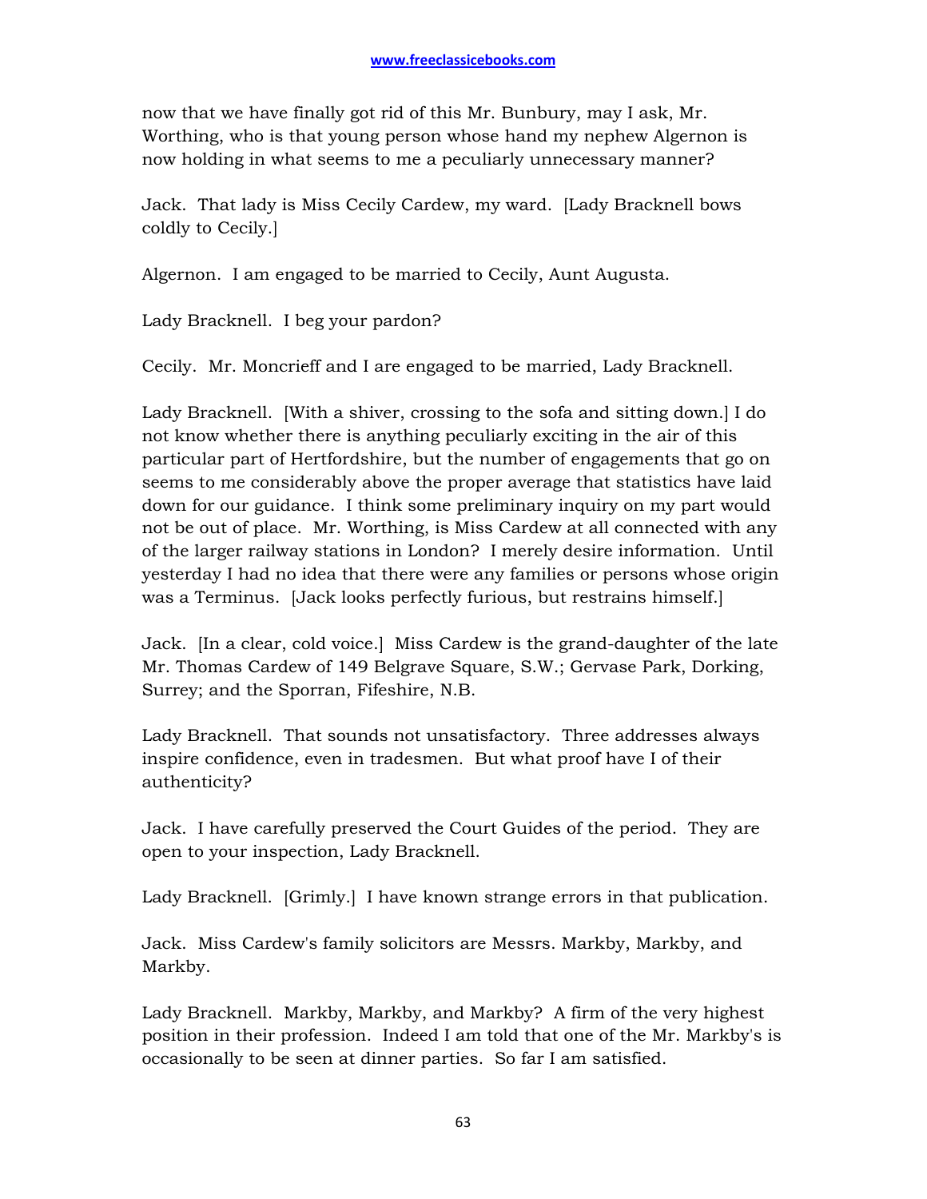now that we have finally got rid of this Mr. Bunbury, may I ask, Mr. Worthing, who is that young person whose hand my nephew Algernon is now holding in what seems to me a peculiarly unnecessary manner?

Jack. That lady is Miss Cecily Cardew, my ward. [Lady Bracknell bows coldly to Cecily.]

Algernon. I am engaged to be married to Cecily, Aunt Augusta.

Lady Bracknell. I beg your pardon?

Cecily. Mr. Moncrieff and I are engaged to be married, Lady Bracknell.

Lady Bracknell. [With a shiver, crossing to the sofa and sitting down.] I do not know whether there is anything peculiarly exciting in the air of this particular part of Hertfordshire, but the number of engagements that go on seems to me considerably above the proper average that statistics have laid down for our guidance. I think some preliminary inquiry on my part would not be out of place. Mr. Worthing, is Miss Cardew at all connected with any of the larger railway stations in London? I merely desire information. Until yesterday I had no idea that there were any families or persons whose origin was a Terminus. [Jack looks perfectly furious, but restrains himself.]

Jack. [In a clear, cold voice.] Miss Cardew is the grand-daughter of the late Mr. Thomas Cardew of 149 Belgrave Square, S.W.; Gervase Park, Dorking, Surrey; and the Sporran, Fifeshire, N.B.

Lady Bracknell. That sounds not unsatisfactory. Three addresses always inspire confidence, even in tradesmen. But what proof have I of their authenticity?

Jack. I have carefully preserved the Court Guides of the period. They are open to your inspection, Lady Bracknell.

Lady Bracknell. [Grimly.] I have known strange errors in that publication.

Jack. Miss Cardew's family solicitors are Messrs. Markby, Markby, and Markby.

Lady Bracknell. Markby, Markby, and Markby? A firm of the very highest position in their profession. Indeed I am told that one of the Mr. Markby's is occasionally to be seen at dinner parties. So far I am satisfied.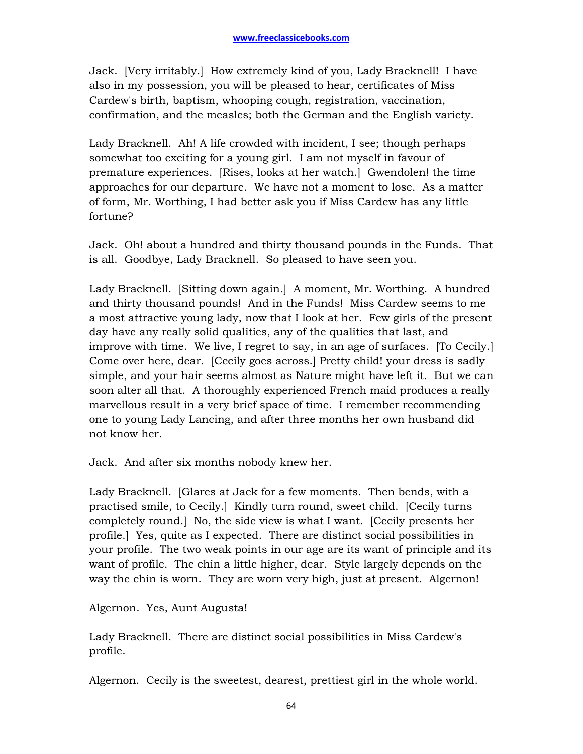Jack. [Very irritably.] How extremely kind of you, Lady Bracknell! I have also in my possession, you will be pleased to hear, certificates of Miss Cardew's birth, baptism, whooping cough, registration, vaccination, confirmation, and the measles; both the German and the English variety.

Lady Bracknell. Ah! A life crowded with incident, I see; though perhaps somewhat too exciting for a young girl. I am not myself in favour of premature experiences. [Rises, looks at her watch.] Gwendolen! the time approaches for our departure. We have not a moment to lose. As a matter of form, Mr. Worthing, I had better ask you if Miss Cardew has any little fortune?

Jack. Oh! about a hundred and thirty thousand pounds in the Funds. That is all. Goodbye, Lady Bracknell. So pleased to have seen you.

Lady Bracknell. [Sitting down again.] A moment, Mr. Worthing. A hundred and thirty thousand pounds! And in the Funds! Miss Cardew seems to me a most attractive young lady, now that I look at her. Few girls of the present day have any really solid qualities, any of the qualities that last, and improve with time. We live, I regret to say, in an age of surfaces. [To Cecily.] Come over here, dear. [Cecily goes across.] Pretty child! your dress is sadly simple, and your hair seems almost as Nature might have left it. But we can soon alter all that. A thoroughly experienced French maid produces a really marvellous result in a very brief space of time. I remember recommending one to young Lady Lancing, and after three months her own husband did not know her.

Jack. And after six months nobody knew her.

Lady Bracknell. [Glares at Jack for a few moments. Then bends, with a practised smile, to Cecily.] Kindly turn round, sweet child. [Cecily turns completely round.] No, the side view is what I want. [Cecily presents her profile.] Yes, quite as I expected. There are distinct social possibilities in your profile. The two weak points in our age are its want of principle and its want of profile. The chin a little higher, dear. Style largely depends on the way the chin is worn. They are worn very high, just at present. Algernon!

Algernon. Yes, Aunt Augusta!

Lady Bracknell. There are distinct social possibilities in Miss Cardew's profile.

Algernon. Cecily is the sweetest, dearest, prettiest girl in the whole world.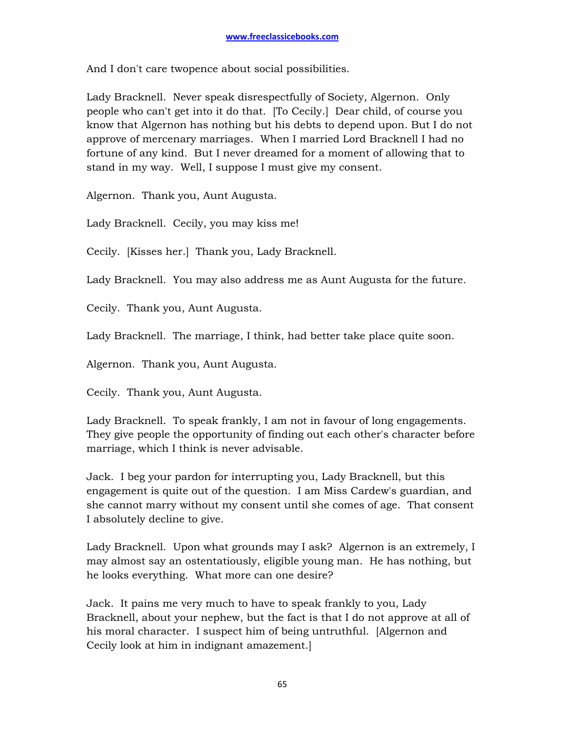And I don't care twopence about social possibilities.

Lady Bracknell. Never speak disrespectfully of Society, Algernon. Only people who can't get into it do that. [To Cecily.] Dear child, of course you know that Algernon has nothing but his debts to depend upon. But I do not approve of mercenary marriages. When I married Lord Bracknell I had no fortune of any kind. But I never dreamed for a moment of allowing that to stand in my way. Well, I suppose I must give my consent.

Algernon. Thank you, Aunt Augusta.

Lady Bracknell. Cecily, you may kiss me!

Cecily. [Kisses her.] Thank you, Lady Bracknell.

Lady Bracknell. You may also address me as Aunt Augusta for the future.

Cecily. Thank you, Aunt Augusta.

Lady Bracknell. The marriage, I think, had better take place quite soon.

Algernon. Thank you, Aunt Augusta.

Cecily. Thank you, Aunt Augusta.

Lady Bracknell. To speak frankly, I am not in favour of long engagements. They give people the opportunity of finding out each other's character before marriage, which I think is never advisable.

Jack. I beg your pardon for interrupting you, Lady Bracknell, but this engagement is quite out of the question. I am Miss Cardew's guardian, and she cannot marry without my consent until she comes of age. That consent I absolutely decline to give.

Lady Bracknell. Upon what grounds may I ask? Algernon is an extremely, I may almost say an ostentatiously, eligible young man. He has nothing, but he looks everything. What more can one desire?

Jack. It pains me very much to have to speak frankly to you, Lady Bracknell, about your nephew, but the fact is that I do not approve at all of his moral character. I suspect him of being untruthful. [Algernon and Cecily look at him in indignant amazement.]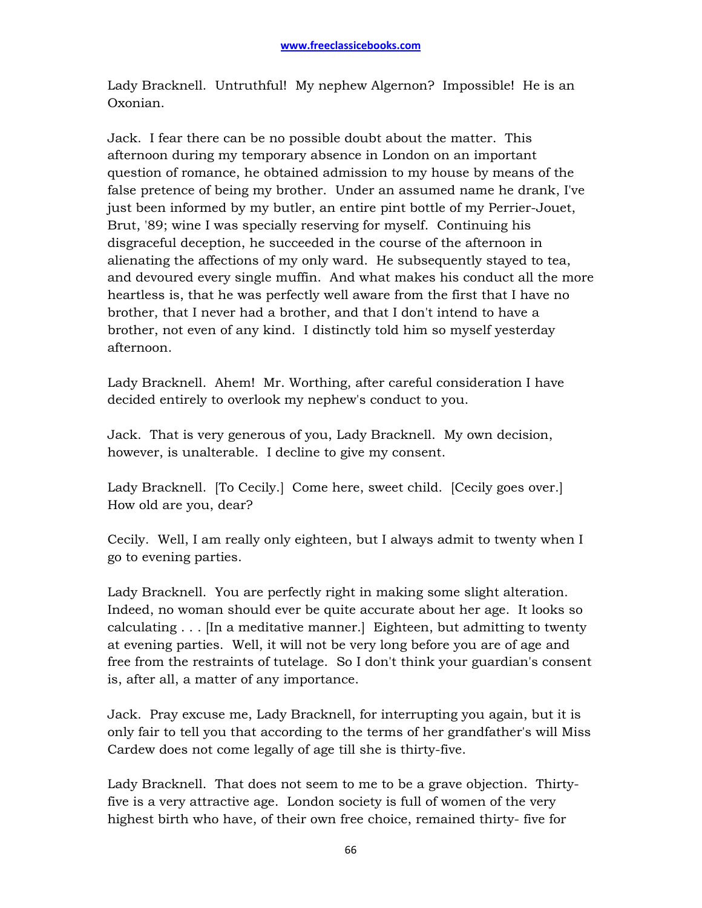Lady Bracknell. Untruthful! My nephew Algernon? Impossible! He is an Oxonian.

Jack. I fear there can be no possible doubt about the matter. This afternoon during my temporary absence in London on an important question of romance, he obtained admission to my house by means of the false pretence of being my brother. Under an assumed name he drank, I've just been informed by my butler, an entire pint bottle of my Perrier-Jouet, Brut, '89; wine I was specially reserving for myself. Continuing his disgraceful deception, he succeeded in the course of the afternoon in alienating the affections of my only ward. He subsequently stayed to tea, and devoured every single muffin. And what makes his conduct all the more heartless is, that he was perfectly well aware from the first that I have no brother, that I never had a brother, and that I don't intend to have a brother, not even of any kind. I distinctly told him so myself yesterday afternoon.

Lady Bracknell. Ahem! Mr. Worthing, after careful consideration I have decided entirely to overlook my nephew's conduct to you.

Jack. That is very generous of you, Lady Bracknell. My own decision, however, is unalterable. I decline to give my consent.

Lady Bracknell. [To Cecily.] Come here, sweet child. [Cecily goes over.] How old are you, dear?

Cecily. Well, I am really only eighteen, but I always admit to twenty when I go to evening parties.

Lady Bracknell. You are perfectly right in making some slight alteration. Indeed, no woman should ever be quite accurate about her age. It looks so calculating . . . [In a meditative manner.] Eighteen, but admitting to twenty at evening parties. Well, it will not be very long before you are of age and free from the restraints of tutelage. So I don't think your guardian's consent is, after all, a matter of any importance.

Jack. Pray excuse me, Lady Bracknell, for interrupting you again, but it is only fair to tell you that according to the terms of her grandfather's will Miss Cardew does not come legally of age till she is thirty-five.

Lady Bracknell. That does not seem to me to be a grave objection. Thirty-five is a very attractive age. London society is full of women of the very highest birth who have, of their own free choice, remained thirty- five for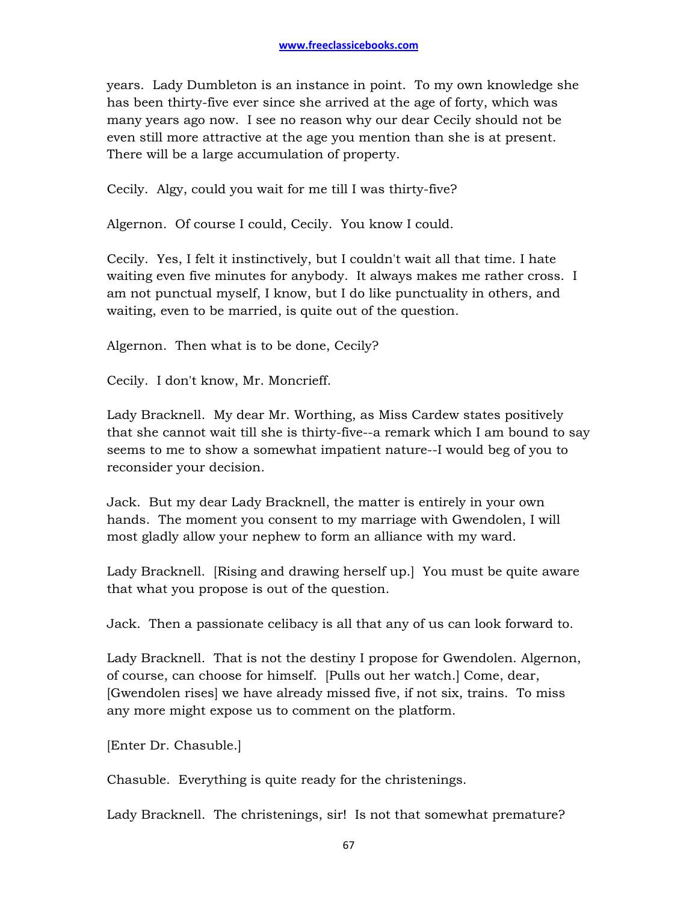years. Lady Dumbleton is an instance in point. To my own knowledge she has been thirty-five ever since she arrived at the age of forty, which was many years ago now. I see no reason why our dear Cecily should not be even still more attractive at the age you mention than she is at present. There will be a large accumulation of property.

Cecily. Algy, could you wait for me till I was thirty-five?

Algernon. Of course I could, Cecily. You know I could.

Cecily. Yes, I felt it instinctively, but I couldn't wait all that time. I hate waiting even five minutes for anybody. It always makes me rather cross. I am not punctual myself, I know, but I do like punctuality in others, and waiting, even to be married, is quite out of the question.

Algernon. Then what is to be done, Cecily?

Cecily. I don't know, Mr. Moncrieff.

Lady Bracknell. My dear Mr. Worthing, as Miss Cardew states positively that she cannot wait till she is thirty-five--a remark which I am bound to say seems to me to show a somewhat impatient nature--I would beg of you to reconsider your decision.

Jack. But my dear Lady Bracknell, the matter is entirely in your own hands. The moment you consent to my marriage with Gwendolen, I will most gladly allow your nephew to form an alliance with my ward.

Lady Bracknell. [Rising and drawing herself up.] You must be quite aware that what you propose is out of the question.

Jack. Then a passionate celibacy is all that any of us can look forward to.

Lady Bracknell. That is not the destiny I propose for Gwendolen. Algernon, of course, can choose for himself. [Pulls out her watch.] Come, dear, [Gwendolen rises] we have already missed five, if not six, trains. To miss any more might expose us to comment on the platform.

[Enter Dr. Chasuble.]

Chasuble. Everything is quite ready for the christenings.

Lady Bracknell. The christenings, sir! Is not that somewhat premature?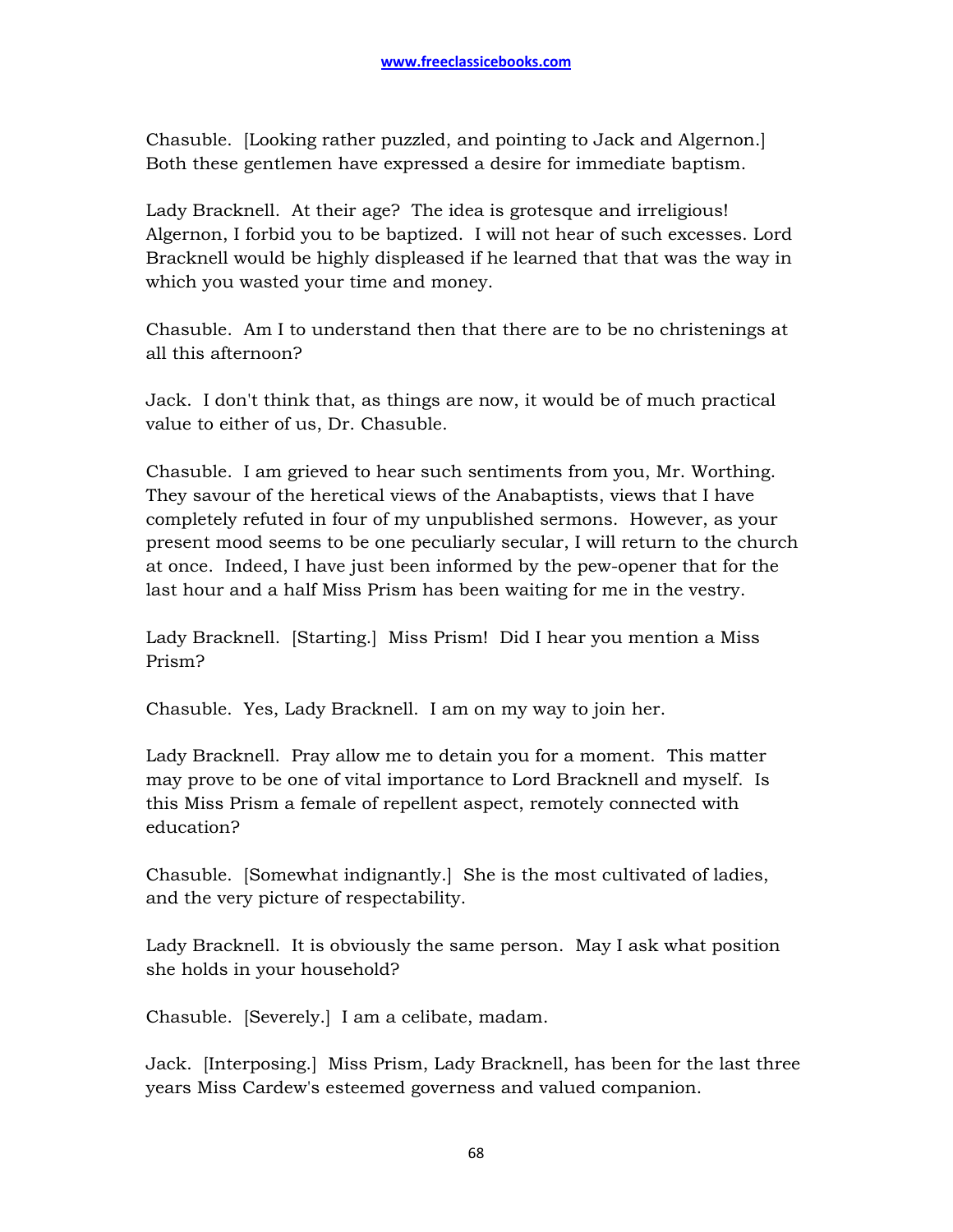Chasuble. [Looking rather puzzled, and pointing to Jack and Algernon.] Both these gentlemen have expressed a desire for immediate baptism.

Lady Bracknell. At their age? The idea is grotesque and irreligious! Algernon, I forbid you to be baptized. I will not hear of such excesses. Lord Bracknell would be highly displeased if he learned that that was the way in which you wasted your time and money.

Chasuble. Am I to understand then that there are to be no christenings at all this afternoon?

Jack. I don't think that, as things are now, it would be of much practical value to either of us, Dr. Chasuble.

Chasuble. I am grieved to hear such sentiments from you, Mr. Worthing. They savour of the heretical views of the Anabaptists, views that I have completely refuted in four of my unpublished sermons. However, as your present mood seems to be one peculiarly secular, I will return to the church at once. Indeed, I have just been informed by the pew-opener that for the last hour and a half Miss Prism has been waiting for me in the vestry.

Lady Bracknell. [Starting.] Miss Prism! Did I hear you mention a Miss Prism?

Chasuble. Yes, Lady Bracknell. I am on my way to join her.

Lady Bracknell. Pray allow me to detain you for a moment. This matter may prove to be one of vital importance to Lord Bracknell and myself. Is this Miss Prism a female of repellent aspect, remotely connected with education?

Chasuble. [Somewhat indignantly.] She is the most cultivated of ladies, and the very picture of respectability.

Lady Bracknell. It is obviously the same person. May I ask what position she holds in your household?

Chasuble. [Severely.] I am a celibate, madam.

Jack. [Interposing.] Miss Prism, Lady Bracknell, has been for the last three years Miss Cardew's esteemed governess and valued companion.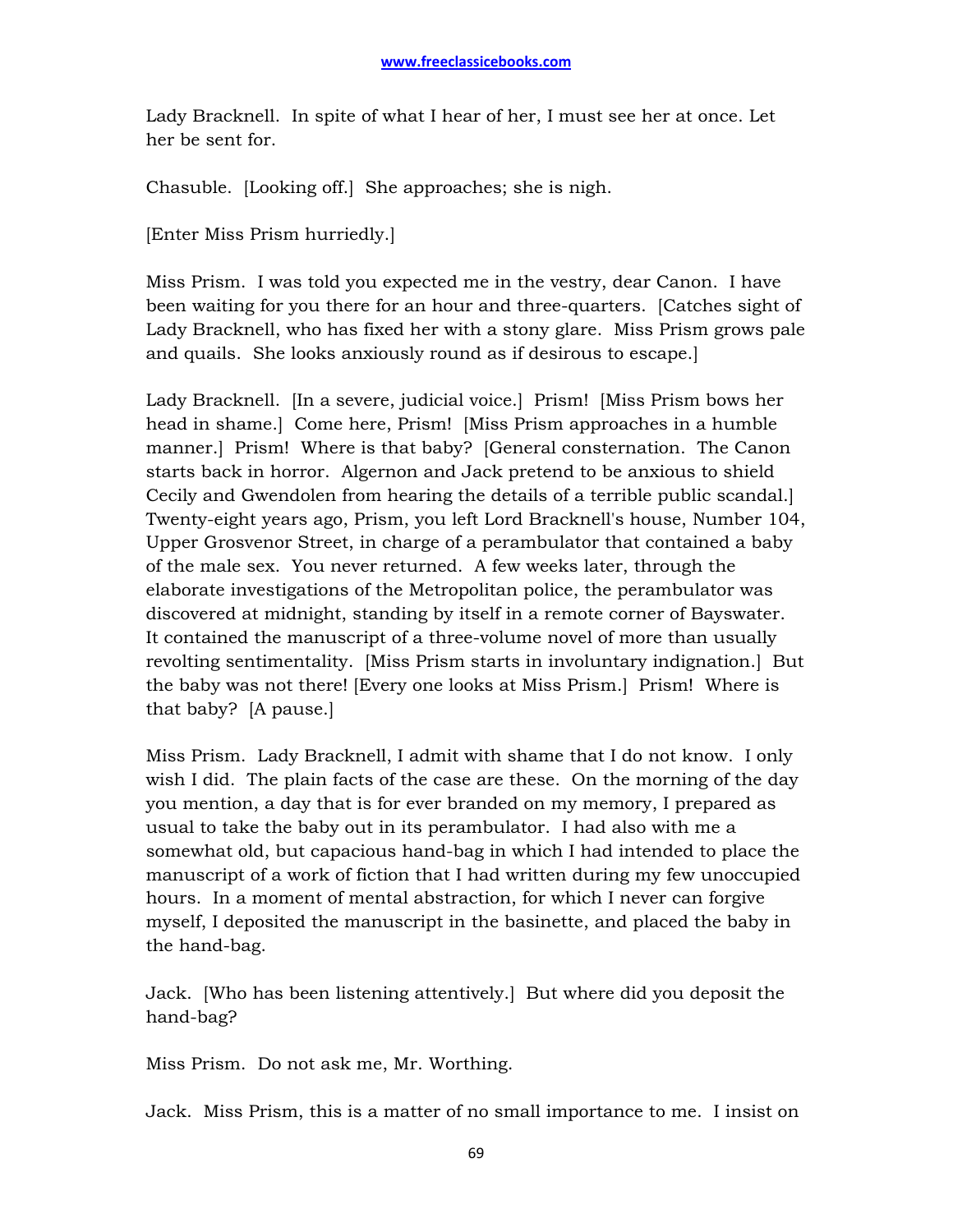Lady Bracknell. In spite of what I hear of her, I must see her at once. Let her be sent for.

Chasuble. [Looking off.] She approaches; she is nigh.

[Enter Miss Prism hurriedly.]

Miss Prism. I was told you expected me in the vestry, dear Canon. I have been waiting for you there for an hour and three-quarters. [Catches sight of Lady Bracknell, who has fixed her with a stony glare. Miss Prism grows pale and quails. She looks anxiously round as if desirous to escape.]

Lady Bracknell. [In a severe, judicial voice.] Prism! [Miss Prism bows her head in shame.] Come here, Prism! [Miss Prism approaches in a humble manner.] Prism! Where is that baby? [General consternation. The Canon starts back in horror. Algernon and Jack pretend to be anxious to shield Cecily and Gwendolen from hearing the details of a terrible public scandal.] Twenty-eight years ago, Prism, you left Lord Bracknell's house, Number 104, Upper Grosvenor Street, in charge of a perambulator that contained a baby of the male sex. You never returned. A few weeks later, through the elaborate investigations of the Metropolitan police, the perambulator was discovered at midnight, standing by itself in a remote corner of Bayswater. It contained the manuscript of a three-volume novel of more than usually revolting sentimentality. [Miss Prism starts in involuntary indignation.] But the baby was not there! [Every one looks at Miss Prism.] Prism! Where is that baby? [A pause.]

Miss Prism. Lady Bracknell, I admit with shame that I do not know. I only wish I did. The plain facts of the case are these. On the morning of the day you mention, a day that is for ever branded on my memory, I prepared as usual to take the baby out in its perambulator. I had also with me a somewhat old, but capacious hand-bag in which I had intended to place the manuscript of a work of fiction that I had written during my few unoccupied hours. In a moment of mental abstraction, for which I never can forgive myself, I deposited the manuscript in the basinette, and placed the baby in the hand-bag.

Jack. [Who has been listening attentively.] But where did you deposit the hand-bag?

Miss Prism. Do not ask me, Mr. Worthing.

Jack. Miss Prism, this is a matter of no small importance to me. I insist on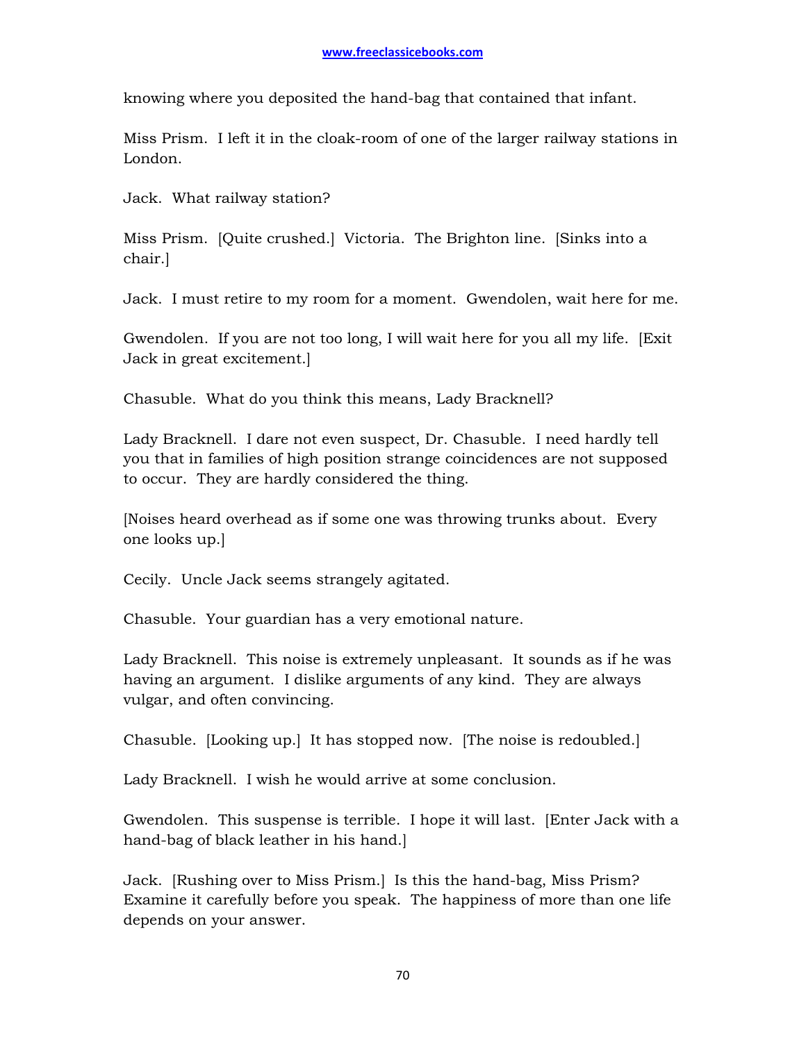knowing where you deposited the hand-bag that contained that infant.

Miss Prism. I left it in the cloak-room of one of the larger railway stations in London.

Jack. What railway station?

Miss Prism. [Quite crushed.] Victoria. The Brighton line. [Sinks into a chair.]

Jack. I must retire to my room for a moment. Gwendolen, wait here for me.

Gwendolen. If you are not too long, I will wait here for you all my life. [Exit Jack in great excitement.]

Chasuble. What do you think this means, Lady Bracknell?

Lady Bracknell. I dare not even suspect, Dr. Chasuble. I need hardly tell you that in families of high position strange coincidences are not supposed to occur. They are hardly considered the thing.

[Noises heard overhead as if some one was throwing trunks about. Every one looks up.]

Cecily. Uncle Jack seems strangely agitated.

Chasuble. Your guardian has a very emotional nature.

Lady Bracknell. This noise is extremely unpleasant. It sounds as if he was having an argument. I dislike arguments of any kind. They are always vulgar, and often convincing.

Chasuble. [Looking up.] It has stopped now. [The noise is redoubled.]

Lady Bracknell. I wish he would arrive at some conclusion.

Gwendolen. This suspense is terrible. I hope it will last. [Enter Jack with a hand-bag of black leather in his hand.]

Jack. [Rushing over to Miss Prism.] Is this the hand-bag, Miss Prism? Examine it carefully before you speak. The happiness of more than one life depends on your answer.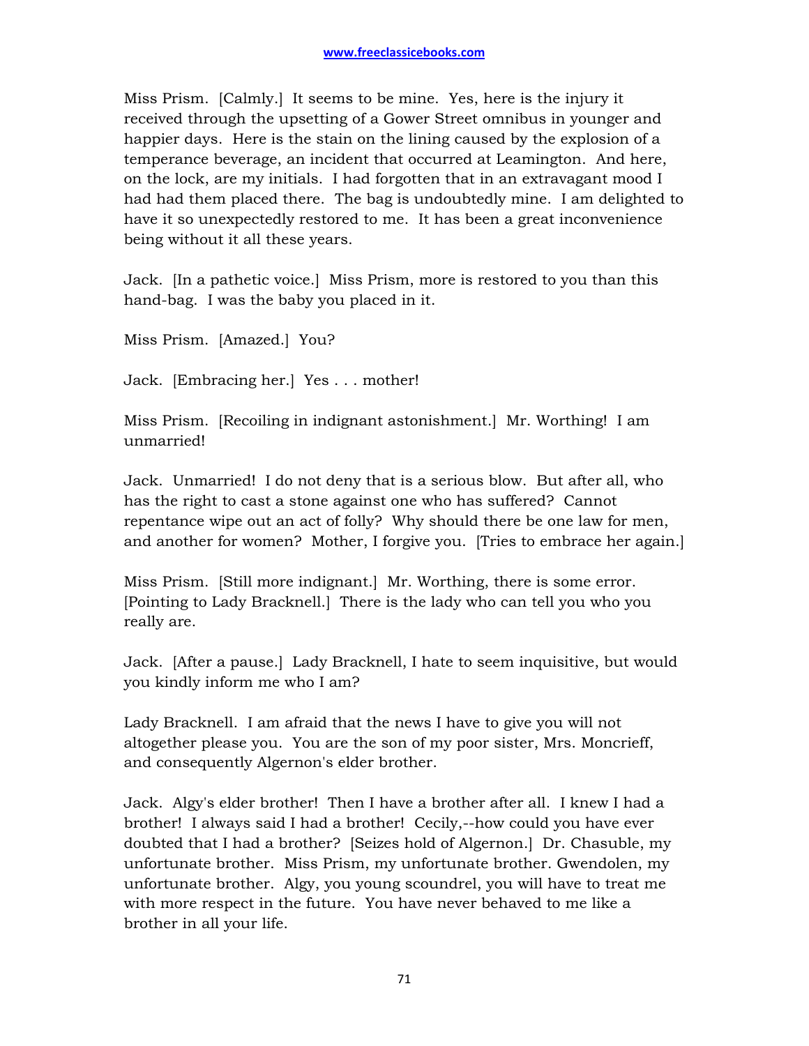Miss Prism. [Calmly.] It seems to be mine. Yes, here is the injury it received through the upsetting of a Gower Street omnibus in younger and happier days. Here is the stain on the lining caused by the explosion of a temperance beverage, an incident that occurred at Leamington. And here, on the lock, are my initials. I had forgotten that in an extravagant mood I had had them placed there. The bag is undoubtedly mine. I am delighted to have it so unexpectedly restored to me. It has been a great inconvenience being without it all these years.

Jack. [In a pathetic voice.] Miss Prism, more is restored to you than this hand-bag. I was the baby you placed in it.

Miss Prism. [Amazed.] You?

Jack. [Embracing her.] Yes . . . mother!

Miss Prism. [Recoiling in indignant astonishment.] Mr. Worthing! I am unmarried!

Jack. Unmarried! I do not deny that is a serious blow. But after all, who has the right to cast a stone against one who has suffered? Cannot repentance wipe out an act of folly? Why should there be one law for men, and another for women? Mother, I forgive you. [Tries to embrace her again.]

Miss Prism. [Still more indignant.] Mr. Worthing, there is some error. [Pointing to Lady Bracknell.] There is the lady who can tell you who you really are.

Jack. [After a pause.] Lady Bracknell, I hate to seem inquisitive, but would you kindly inform me who I am?

Lady Bracknell. I am afraid that the news I have to give you will not altogether please you. You are the son of my poor sister, Mrs. Moncrieff, and consequently Algernon's elder brother.

Jack. Algy's elder brother! Then I have a brother after all. I knew I had a brother! I always said I had a brother! Cecily,--how could you have ever doubted that I had a brother? [Seizes hold of Algernon.] Dr. Chasuble, my unfortunate brother. Miss Prism, my unfortunate brother. Gwendolen, my unfortunate brother. Algy, you young scoundrel, you will have to treat me with more respect in the future. You have never behaved to me like a brother in all your life.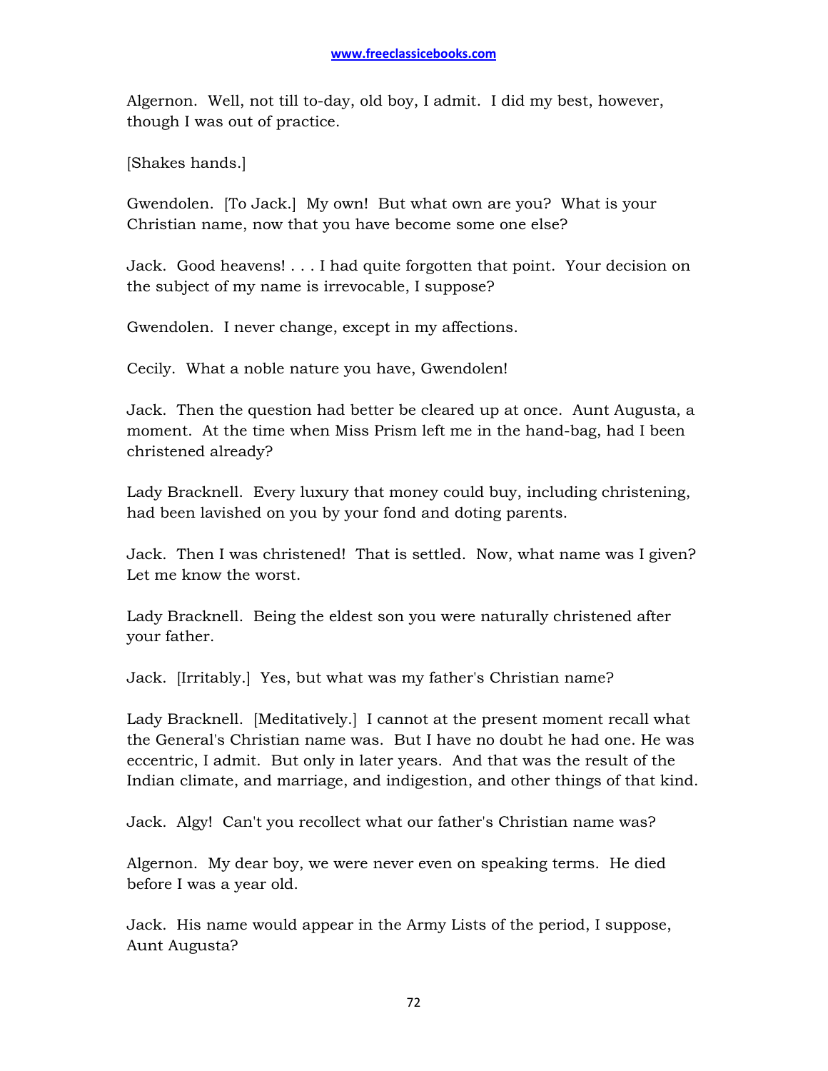Algernon. Well, not till to-day, old boy, I admit. I did my best, however, though I was out of practice.

[Shakes hands.]

Gwendolen. [To Jack.] My own! But what own are you? What is your Christian name, now that you have become some one else?

Jack. Good heavens! . . . I had quite forgotten that point. Your decision on the subject of my name is irrevocable, I suppose?

Gwendolen. I never change, except in my affections.

Cecily. What a noble nature you have, Gwendolen!

Jack. Then the question had better be cleared up at once. Aunt Augusta, a moment. At the time when Miss Prism left me in the hand-bag, had I been christened already?

Lady Bracknell. Every luxury that money could buy, including christening, had been lavished on you by your fond and doting parents.

Jack. Then I was christened! That is settled. Now, what name was I given? Let me know the worst.

Lady Bracknell. Being the eldest son you were naturally christened after your father.

Jack. [Irritably.] Yes, but what was my father's Christian name?

Lady Bracknell. [Meditatively.] I cannot at the present moment recall what the General's Christian name was. But I have no doubt he had one. He was eccentric, I admit. But only in later years. And that was the result of the Indian climate, and marriage, and indigestion, and other things of that kind.

Jack. Algy! Can't you recollect what our father's Christian name was?

Algernon. My dear boy, we were never even on speaking terms. He died before I was a year old.

Jack. His name would appear in the Army Lists of the period, I suppose, Aunt Augusta?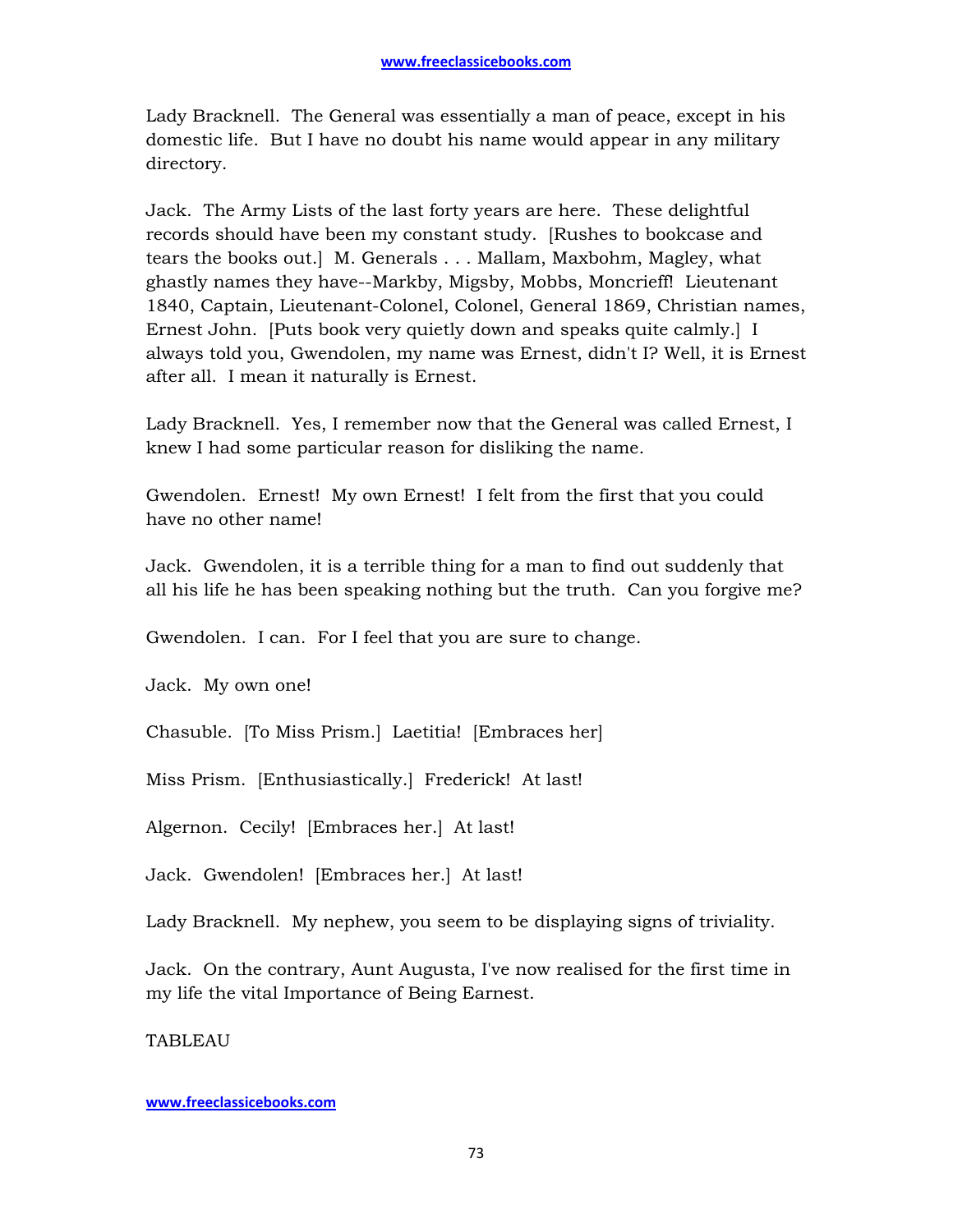Lady Bracknell. The General was essentially a man of peace, except in his domestic life. But I have no doubt his name would appear in any military directory.

Jack. The Army Lists of the last forty years are here. These delightful records should have been my constant study. [Rushes to bookcase and tears the books out.] M. Generals . . . Mallam, Maxbohm, Magley, what ghastly names they have--Markby, Migsby, Mobbs, Moncrieff! Lieutenant 1840, Captain, Lieutenant-Colonel, Colonel, General 1869, Christian names, Ernest John. [Puts book very quietly down and speaks quite calmly.] I always told you, Gwendolen, my name was Ernest, didn't I? Well, it is Ernest after all. I mean it naturally is Ernest.

Lady Bracknell. Yes, I remember now that the General was called Ernest, I knew I had some particular reason for disliking the name.

Gwendolen. Ernest! My own Ernest! I felt from the first that you could have no other name!

Jack. Gwendolen, it is a terrible thing for a man to find out suddenly that all his life he has been speaking nothing but the truth. Can you forgive me?

Gwendolen. I can. For I feel that you are sure to change.

Jack. My own one!

Chasuble. [To Miss Prism.] Laetitia! [Embraces her]

Miss Prism. [Enthusiastically.] Frederick! At last!

Algernon. Cecily! [Embraces her.] At last!

Jack. Gwendolen! [Embraces her.] At last!

Lady Bracknell. My nephew, you seem to be displaying signs of triviality.

Jack. On the contrary, Aunt Augusta, I've now realised for the first time in my life the vital Importance of Being Earnest.

TABLEAU